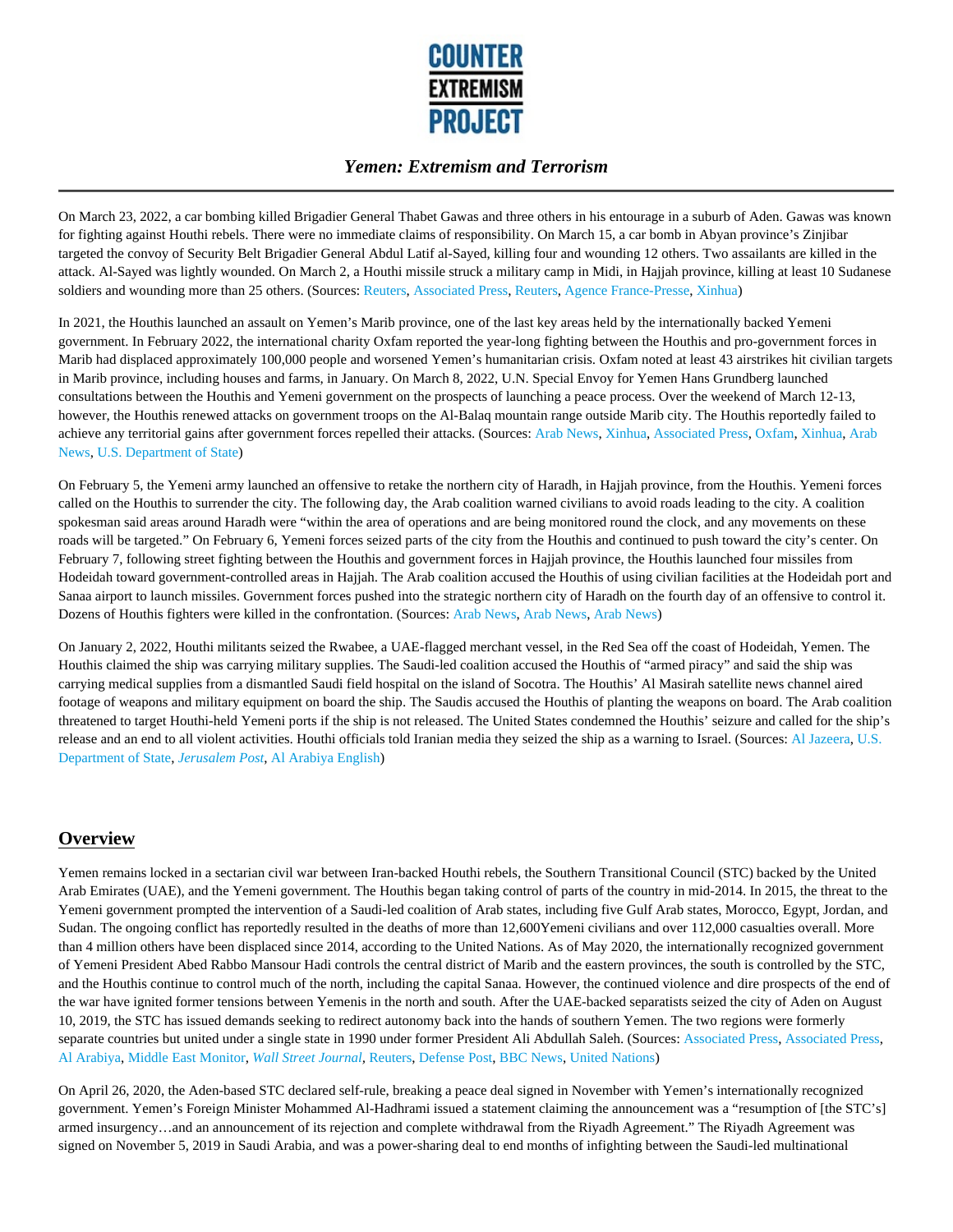# Yemen: Extremism and Terrorism

On March 23, 2022, a car bombing killed Brigadier General Thabet Gawas and three others in his entourage in a suburb of Aden. Gawas was known for fighting against Houthi rebels. There were no immediate claims of responsibility. On March 15, a car bomb in Abyan province's Zinjibar targeted the convoy of Security Belt Brigadier General Abdul Latif al-Sayed, killing four and wounding 12 others. Two assailants are killed in the attack. Al-Sayed was lightly wounded. On March 2, a Houthi missile struck a military camp in Midi, in Hajjah province, killing at least 10 Sudanese soldiers and wounding more than 25 others. (Sources: Reuters, Associated Press, Reuters, Agence France-Presse, Xinhua)

In 2021, the Houthis launched an assault on Yemen's Marib province, one of the last key areas held by the internationally backed Yemeni government. In February 2022, the international charity Oxfam reported the year-long fighting between the Houthis and pro-government forces in Marib had displaced approximately 100,000 people and worsened Yemen's humanitarian crisis. Oxfam noted at least 43 airstrikes hit civilian targets in Marib province, including houses and farms, in January. On March 8, 2022, U.N. Special Envoy for Yemen Hans Grundberg launched consultations between the Houthis and Yemeni government on the prospects of launching a peace process. Over the weekend of March 12-13, however, the Houthis renewed attacks on government troops on the Al-Balaq mountain range outside Marib city. The Houthis reportedly failed to achieve any territorial gains after government forces repelled their attacks. (Sources: Arab News, Xinhua, Associated Press, Oxfam, Xinhua, Arab News, U.S. Department of State)

On February 5, the Yemeni army launched an offensive to retake the northern city of Haradh, in Hajjah province, from the Houthis. Yemeni forces called on the Houthis to surrender the city. The following day, the Arab coalition warned civilians to avoid roads leading to the city. A coalition spokesman said areas around Haradh were "within the area of operations and are being monitored round the clock, and any movements on these roads will be targeted." On February 6, Yemeni forces seized parts of the city from the Houthis and continued to push toward the city's center. On February 7, following street fighting between the Houthis and government forces in Hajjah province, the Houthis launched four missiles from Hodeidah toward government-controlled areas in Hajjah. The Arab coalition accused the Houthis of using civilian facilities at the Hodeidah port and Sanaa airport to launch missiles. Government forces pushed into the strategic northern city of Haradh on the fourth day of an offensive to control it. Dozens of Houthis fighters were killed in the confrontation. (Sources: Arab News, Arab News, Arab News)

On January 2, 2022, Houthi militants seized the Rwabee, a UAE-flagged merchant vessel, in the Red Sea off the coast of Hodeidah, Yemen. The Houthis claimed the ship was carrying military supplies. The Saudi-led coalition accused the Houthis of "armed piracy" and said the ship was carrying medical supplies from a dismantled Saudi field hospital on the island of Socotra. The Houthis' Al Masirah satellite news channel aired footage of weapons and military equipment on board the ship. The Saudis accused the Houthis of planting the weapons on board. The Arab coalition threatened to target Houthi-held Yemeni ports if the ship is not released. The United States condemned the Houthis' seizure and called for the ship's release and an end to all violent activities. Houthi officials told Iranian media they seized the ship as a warning to Israel. (Sources: Al Jazeera, U.S. Department of State, *Jerusalem Post*, Al Arabiya English)

## Overview

Yemen remains locked in a sectarian civil war between Iran-backed Houthi rebels, the Southern Transitional Council (STC) backed by the United Arab Emirates (UAE), and the Yemeni government. The Houthis began taking control of parts of the country in mid-2014. In 2015, the threat to the Yemeni government prompted the intervention of a Saudi-led coalition of Arab states, including five Gulf Arab states, Morocco, Egypt, Jordan, and Sudan. The ongoing conflict has reportedly resulted in the deaths of more than 12,600Yemeni civilians and over 112,000 casualties overall. More than 4 million others have been displaced since 2014, according to the United Nations. As of May 2020, the internationally recognized government of Yemeni President Abed Rabbo Mansour Hadi controls the central district of Marib and the eastern provinces, the south is controlled by the STC, and the Houthis continue to control much of the north, including the capital Sanaa. However, the continued violence and dire prospects of the end of the war have ignited former tensions between Yemenis in the north and south. After the UAE-backed separatists seized the city of Aden on August 10, 2019, the STC has issued demands seeking to redirect autonomy back into the hands of southern Yemen. The two regions were formerly separate countries but united under a single state in 1990 under former President Ali Abdullah Saleh. (Sources: Associated Press, Associated Press, Al Arabiya, Middle East Monitor, *Wall Street Journal*, Reuters, Defense Post, BBC News, United Nations)

On April 26, 2020, the Aden-based STC declared self-rule, breaking a peace deal signed in November with Yemen's internationally recognized government. Yemen's Foreign Minister Mohammed Al-Hadhrami issued a statement claiming the announcement was a "resumption of [the STC's] armed insurgency…and an announcement of its rejection and complete withdrawal from the Riyadh Agreement." The Riyadh Agreement was signed on November 5, 2019 in Saudi Arabia, and was a power-sharing deal to end months of infighting between the Saudi-led multinational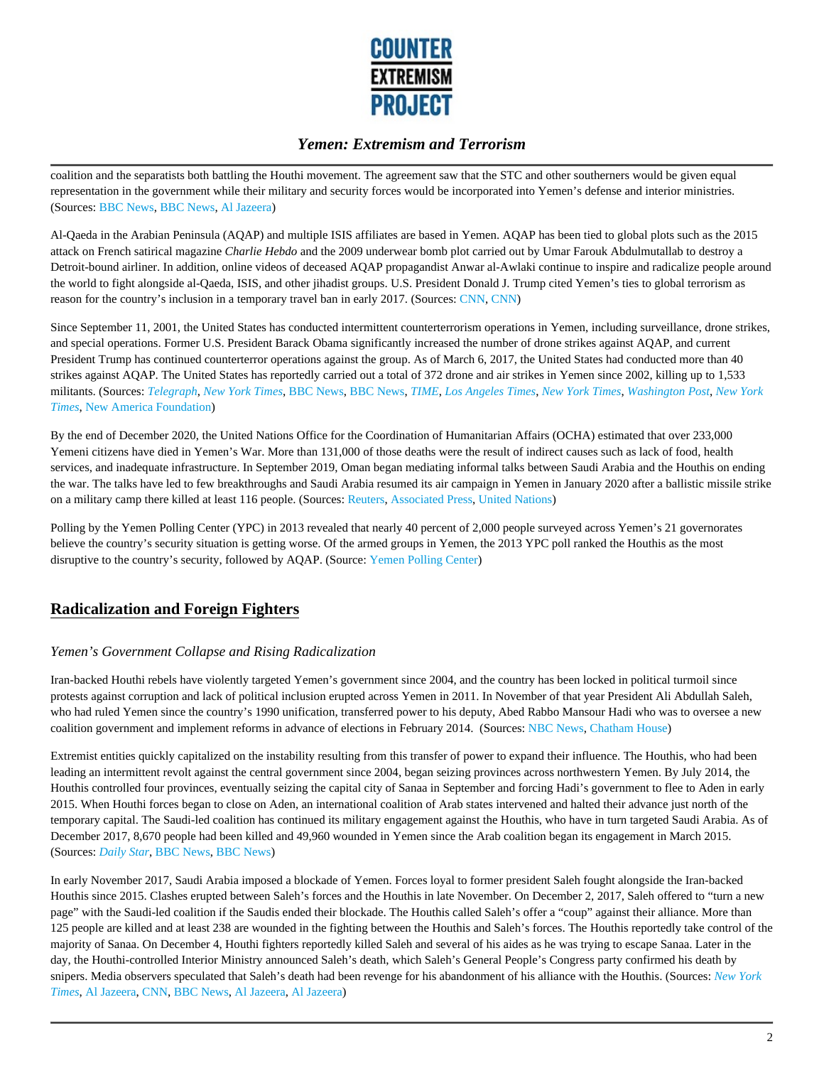coalition and the separatists both battling the Houthi movement. The agreement saw that the STC and other southerners would be given equal representation in the government while their military and security forces would be incorporated into Yemen's defense and interior ministries. (Sources: BBC News, BBC News, Al Jazeera)

Al-Qaeda in the Arabian Peninsula (AQAP) and multiple ISIS affiliates are based in Yemen. AQAP has been tied to global plots such as the 2015 attack on French satirical magazine *Charlie Hebdo* and the 2009 underwear bomb plot carried out by Umar Farouk Abdulmutallab to destroy a Detroit-bound airliner. In addition, online videos of deceased AQAP propagandist Anwar al-Awlaki continue to inspire and radicalize people around the world to fight alongside al-Qaeda, ISIS, and other jihadist groups. U.S. President Donald J. Trump cited Yemen's ties to global terrorism as reason for the country's inclusion in a temporary travel ban in early 2017. (Sources: CNN, CNN)

Since September 11, 2001, the United States has conducted intermittent counterterrorism operations in Yemen, including surveillance, drone strikes, and special operations. Former U.S. President Barack Obama significantly increased the number of drone strikes against AQAP, and current President Trump has continued counterterror operations against the group. As of March 6, 2017, the United States had conducted more than 40 strikes against AQAP. The United States has reportedly carried out a total of 372 drone and air strikes in Yemen since 2002, killing up to 1,533 militants. (Sources: *Telegraph*, *New York Times*, BBC News, BBC News, *TIME*, *Los Angeles Times*, *New York Times*, *Washington Post*, *New York Times*, New America Foundation)

By the end of December 2020, the United Nations Office for the Coordination of Humanitarian Affairs (OCHA) estimated that over 233,000 Yemeni citizens have died in Yemen's War. More than 131,000 of those deaths were the result of indirect causes such as lack of food, health services, and inadequate infrastructure. In September 2019, Oman began mediating informal talks between Saudi Arabia and the Houthis on ending the war. The talks have led to few breakthroughs and Saudi Arabia resumed its air campaign in Yemen in January 2020 after a ballistic missile strike on a military camp there killed at least 116 people. (Sources: Reuters, Associated Press, United Nations)

Polling by the Yemen Polling Center (YPC) in 2013 revealed that nearly 40 percent of 2,000 people surveyed across Yemen's 21 governorates believe the country's security situation is getting worse. Of the armed groups in Yemen, the 2013 YPC poll ranked the Houthis as the most disruptive to the country's security, followed by AQAP. (Source: Yemen Polling Center)

## Radicalization and Foreign Fighters

### *Yemen's Government Collapse and Rising Radicalization*

Iran-backed Houthi rebels have violently targeted Yemen's government since 2004, and the country has been locked in political turmoil since protests against corruption and lack of political inclusion erupted across Yemen in 2011. In November of that year President Ali Abdullah Saleh, who had ruled Yemen since the country's 1990 unification, transferred power to his deputy, Abed Rabbo Mansour Hadi who was to oversee a new coalition government and implement reforms in advance of elections in February 2014. (Sources: NBC News, Chatham House)

Extremist entities quickly capitalized on the instability resulting from this transfer of power to expand their influence. The Houthis, who had been leading an intermittent revolt against the central government since 2004, began seizing provinces across northwestern Yemen. By July 2014, the Houthis controlled four provinces, eventually seizing the capital city of Sanaa in September and forcing Hadi's government to flee to Aden in early 2015. When Houthi forces began to close on Aden, an international coalition of Arab states intervened and halted their advance just north of the temporary capital. The Saudi-led coalition has continued its military engagement against the Houthis, who have in turn targeted Saudi Arabia. As of December 2017, 8,670 people had been killed and 49,960 wounded in Yemen since the Arab coalition began its engagement in March 2015. (Sources: *Daily Star*, BBC News, BBC News)

In early November 2017, Saudi Arabia imposed a blockade of Yemen. Forces loyal to former president Saleh fought alongside the Iran-backed Houthis since 2015. Clashes erupted between Saleh's forces and the Houthis in late November. On December 2, 2017, Saleh offered to "turn a new page" with the Saudi-led coalition if the Saudis ended their blockade. The Houthis called Saleh's offer a "coup" against their alliance. More than 125 people are killed and at least 238 are wounded in the fighting between the Houthis and Saleh's forces. The Houthis reportedly take control of the majority of Sanaa. On December 4, Houthi fighters reportedly killed Saleh and several of his aides as he was trying to escape Sanaa. Later in the day, the Houthi-controlled Interior Ministry announced Saleh's death, which Saleh's General People's Congress party confirmed his death by snipers. Media observers speculated that Saleh's death had been revenge for his abandonment of his alliance with the Houthis. (Sources: *New York Times*, Al Jazeera, CNN, BBC News, Al Jazeera, Al Jazeera)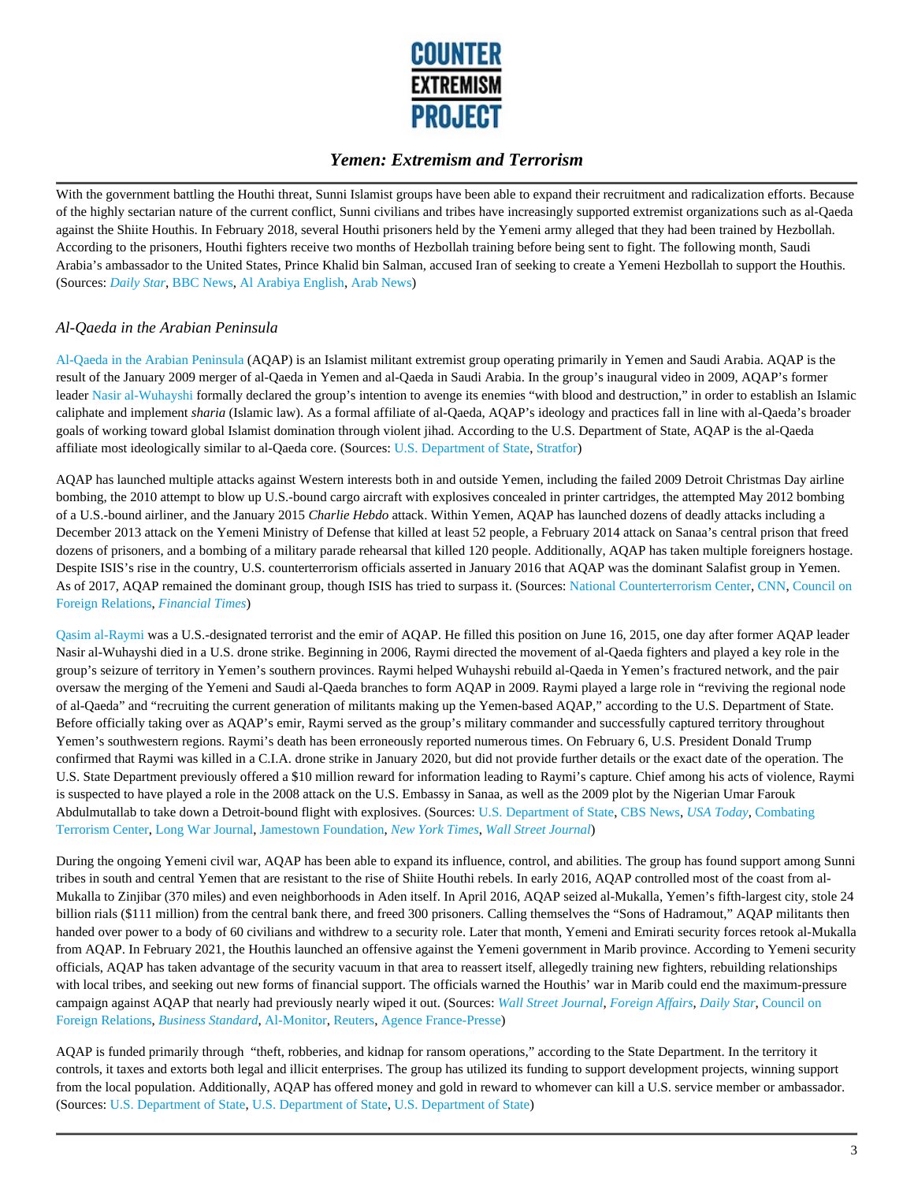With the government battling the Houthi threat, Sunni Islamist groups have been able to expand their recruitment and radicalization efforts. Because of the highly sectarian nature of the current conflict, Sunni civilians and tribes have increasingly supported extremist organizations such as al-Qaeda against the Shiite Houthis. In February 2018, several Houthi prisoners held by the Yemeni army alleged that they had been trained by Hezbollah. According to the prisoners, Houthi fighters receive two months of Hezbollah training before being sent to fight. The following month, Saudi Arabia's ambassador to the United States, Prince Khalid bin Salman, accused Iran of seeking to create a Yemeni Hezbollah to support the Houthis. (Sources: *Daily Star*, BBC News, Al Arabiya English, Arab News)

### *Al-Qaeda in the Arabian Peninsula*

Al-Qaeda in the Arabian Peninsula (AQAP) is an Islamist militant extremist group operating primarily in Yemen and Saudi Arabia. AQAP is the result of the January 2009 merger of al-Qaeda in Yemen and al-Qaeda in Saudi Arabia. In the group's inaugural video in 2009, AQAP's former leader Nasir al-Wuhayshi formally declared the group's intention to avenge its enemies "with blood and destruction," in order to establish an Islamic caliphate and implement *sharia* (Islamic law). As a formal affiliate of al-Qaeda, AQAP's ideology and practices fall in line with al-Qaeda's broader goals of working toward global Islamist domination through violent jihad. According to the U.S. Department of State, AQAP is the al-Qaeda affiliate most ideologically similar to al-Qaeda core. (Sources: U.S. Department of State, Stratfor)

AQAP has launched multiple attacks against Western interests both in and outside Yemen, including the failed 2009 Detroit Christmas Day airline bombing, the 2010 attempt to blow up U.S.-bound cargo aircraft with explosives concealed in printer cartridges, the attempted May 2012 bombing of a U.S.-bound airliner, and the January 2015 *Charlie Hebdo* attack. Within Yemen, AQAP has launched dozens of deadly attacks including a December 2013 attack on the Yemeni Ministry of Defense that killed at least 52 people, a February 2014 attack on Sanaa's central prison that freed dozens of prisoners, and a bombing of a military parade rehearsal that killed 120 people. Additionally, AQAP has taken multiple foreigners hostage. Despite ISIS's rise in the country, U.S. counterterrorism officials asserted in January 2016 that AQAP was the dominant Salafist group in Yemen. As of 2017, AQAP remained the dominant group, though ISIS has tried to surpass it. (Sources: National Counterterrorism Center, CNN, Council on Foreign Relations, *Financial Times*)

Qasim al-Raymi was a U.S.-designated terrorist and the emir of AQAP. He filled this position on June 16, 2015, one day after former AQAP leader Nasir al-Wuhayshi died in a U.S. drone strike. Beginning in 2006, Raymi directed the movement of al-Qaeda fighters and played a key role in the group's seizure of territory in Yemen's southern provinces. Raymi helped Wuhayshi rebuild al-Qaeda in Yemen's fractured network, and the pair oversaw the merging of the Yemeni and Saudi al-Qaeda branches to form AQAP in 2009. Raymi played a large role in "reviving the regional node of al-Qaeda" and "recruiting the current generation of militants making up the Yemen-based AQAP," according to the U.S. Department of State. Before officially taking over as AQAP's emir, Raymi served as the group's military commander and successfully captured territory throughout Yemen's southwestern regions. Raymi's death has been erroneously reported numerous times. On February 6, U.S. President Donald Trump confirmed that Raymi was killed in a C.I.A. drone strike in January 2020, but did not provide further details or the exact date of the operation. The U.S. State Department previously offered a $10 million reward for information leading to Raymi's capture. Chief among his acts of violence, Raymi is suspected to have played a role in the 2008 attack on the U.S. Embassy in Sanaa, as well as the 2009 plot by the Nigerian Umar Farouk Abdulmutallab to take down a Detroit-bound flight with explosives. (Sources: U.S. Department of State, CBS News, *USA Today*, Combating Terrorism Center, Long War Journal, Jamestown Foundation, *New York Times*, *Wall Street Journal*)

During the ongoing Yemeni civil war, AQAP has been able to expand its influence, control, and abilities. The group has found support among Sunni tribes in south and central Yemen that are resistant to the rise of Shiite Houthi rebels. In early 2016, AQAP controlled most of the coast from al-Mukalla to Zinjibar (370 miles) and even neighborhoods in Aden itself. In April 2016, AQAP seized al-Mukalla, Yemen's fifth-largest city, stole 24 billion rials ($111 million) from the central bank there, and freed 300 prisoners. Calling themselves the "Sons of Hadramout," AQAP militants then handed over power to a body of 60 civilians and withdrew to a security role. Later that month, Yemeni and Emirati security forces retook al-Mukalla from AQAP. In February 2021, the Houthis launched an offensive against the Yemeni government in Marib province. According to Yemeni security officials, AQAP has taken advantage of the security vacuum in that area to reassert itself, allegedly training new fighters, rebuilding relationships with local tribes, and seeking out new forms of financial support. The officials warned the Houthis' war in Marib could end the maximum-pressure campaign against AQAP that nearly had previously nearly wiped it out. (Sources: *Wall Street Journal*, *Foreign Affairs*, *Daily Star*, Council on Foreign Relations, *Business Standard*, Al-Monitor, Reuters, Agence France-Presse)

AQAP is funded primarily through "theft, robberies, and kidnap for ransom operations," according to the State Department. In the territory it controls, it taxes and extorts both legal and illicit enterprises. The group has utilized its funding to support development projects, winning support from the local population. Additionally, AQAP has offered money and gold in reward to whomever can kill a U.S. service member or ambassador. (Sources: U.S. Department of State, U.S. Department of State, U.S. Department of State)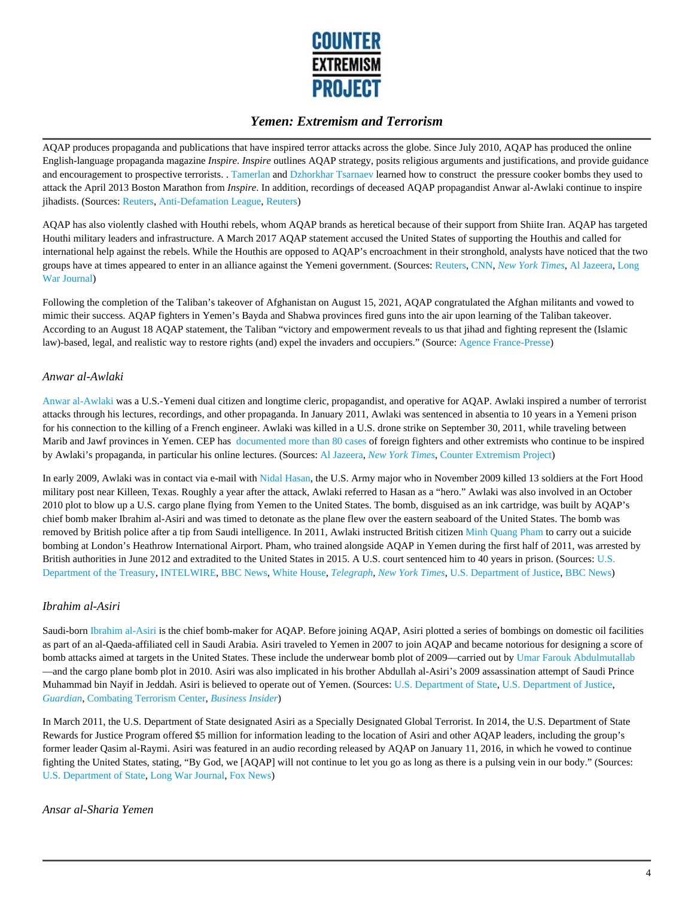AQAP produces propaganda and publications that have inspired terror attacks across the globe. Since July 2010, AQAP has produced the online English-language propaganda magazine *Inspire*. *Inspire* outlines AQAP strategy, posits religious arguments and justifications, and provide guidance and encouragement to prospective terrorists. . Tamerlan and Dzhorkhar Tsarnaev learned how to construct the pressure cooker bombs they used to attack the April 2013 Boston Marathon from *Inspire*. In addition, recordings of deceased AQAP propagandist Anwar al-Awlaki continue to inspire jihadists. (Sources: Reuters, Anti-Defamation League, Reuters)

AQAP has also violently clashed with Houthi rebels, whom AQAP brands as heretical because of their support from Shiite Iran. AQAP has targeted Houthi military leaders and infrastructure. A March 2017 AQAP statement accused the United States of supporting the Houthis and called for international help against the rebels. While the Houthis are opposed to AQAP's encroachment in their stronghold, analysts have noticed that the two groups have at times appeared to enter in an alliance against the Yemeni government. (Sources: Reuters, CNN, *New York Times*, Al Jazeera, Long War Journal)

Following the completion of the Taliban's takeover of Afghanistan on August 15, 2021, AQAP congratulated the Afghan militants and vowed to mimic their success. AQAP fighters in Yemen's Bayda and Shabwa provinces fired guns into the air upon learning of the Taliban takeover. According to an August 18 AQAP statement, the Taliban "victory and empowerment reveals to us that jihad and fighting represent the (Islamic law)-based, legal, and realistic way to restore rights (and) expel the invaders and occupiers." (Source: Agence France-Presse)

### *Anwar al-Awlaki*

Anwar al-Awlaki was a U.S.-Yemeni dual citizen and longtime cleric, propagandist, and operative for AQAP. Awlaki inspired a number of terrorist attacks through his lectures, recordings, and other propaganda. In January 2011, Awlaki was sentenced in absentia to 10 years in a Yemeni prison for his connection to the killing of a French engineer. Awlaki was killed in a U.S. drone strike on September 30, 2011, while traveling between Marib and Jawf provinces in Yemen. CEP has documented more than 80 cases of foreign fighters and other extremists who continue to be inspired by Awlaki's propaganda, in particular his online lectures. (Sources: Al Jazeera, *New York Times*, Counter Extremism Project)

In early 2009, Awlaki was in contact via e-mail with Nidal Hasan, the U.S. Army major who in November 2009 killed 13 soldiers at the Fort Hood military post near Killeen, Texas. Roughly a year after the attack, Awlaki referred to Hasan as a "hero." Awlaki was also involved in an October 2010 plot to blow up a U.S. cargo plane flying from Yemen to the United States. The bomb, disguised as an ink cartridge, was built by AQAP's chief bomb maker Ibrahim al-Asiri and was timed to detonate as the plane flew over the eastern seaboard of the United States. The bomb was removed by British police after a tip from Saudi intelligence. In 2011, Awlaki instructed British citizen Minh Quang Pham to carry out a suicide bombing at London's Heathrow International Airport. Pham, who trained alongside AQAP in Yemen during the first half of 2011, was arrested by British authorities in June 2012 and extradited to the United States in 2015. A U.S. court sentenced him to 40 years in prison. (Sources: U.S. Department of the Treasury, INTELWIRE, BBC News, White House, *Telegraph*, *New York Times*, U.S. Department of Justice, BBC News)

### *Ibrahim al-Asiri*

Saudi-born Ibrahim al-Asiri is the chief bomb-maker for AQAP. Before joining AQAP, Asiri plotted a series of bombings on domestic oil facilities as part of an al-Qaeda-affiliated cell in Saudi Arabia. Asiri traveled to Yemen in 2007 to join AQAP and became notorious for designing a score of bomb attacks aimed at targets in the United States. These include the underwear bomb plot of 2009—carried out by Umar Farouk Abdulmutallab—and the cargo plane bomb plot in 2010. Asiri was also implicated in his brother Abdullah al-Asiri's 2009 assassination attempt of Saudi Prince Muhammad bin Nayif in Jeddah. Asiri is believed to operate out of Yemen. (Sources: U.S. Department of State, U.S. Department of Justice, *Guardian*, Combating Terrorism Center, *Business Insider*)

In March 2011, the U.S. Department of State designated Asiri as a Specially Designated Global Terrorist. In 2014, the U.S. Department of State Rewards for Justice Program offered $5 million for information leading to the location of Asiri and other AQAP leaders, including the group's former leader Qasim al-Raymi. Asiri was featured in an audio recording released by AQAP on January 11, 2016, in which he vowed to continue fighting the United States, stating, "By God, we [AQAP] will not continue to let you go as long as there is a pulsing vein in our body." (Sources: U.S. Department of State, Long War Journal, Fox News)

### *Ansar al-Sharia Yemen*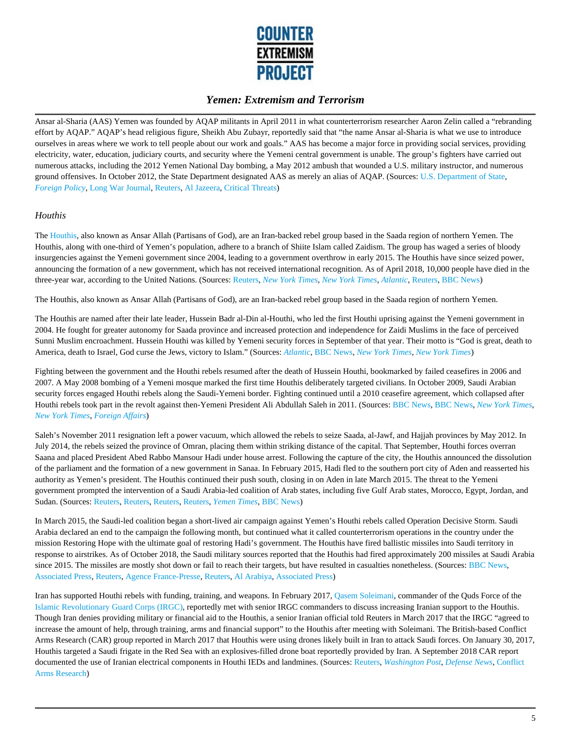Ansar al-Sharia (AAS) Yemen was founded by AQAP militants in April 2011 in what counterterrorism researcher Aaron Zelin called a "rebranding effort by AQAP." AQAP's head religious figure, Sheikh Abu Zubayr, reportedly said that "the name Ansar al-Sharia is what we use to introduce ourselves in areas where we work to tell people about our work and goals." AAS has become a major force in providing social services, providing electricity, water, education, judiciary courts, and security where the Yemeni central government is unable. The group's fighters have carried out numerous attacks, including the 2012 Yemen National Day bombing, a May 2012 ambush that wounded a U.S. military instructor, and numerous ground offensives. In October 2012, the State Department designated AAS as merely an alias of AQAP. (Sources: U.S. Department of State, *Foreign Policy*, Long War Journal, Reuters, Al Jazeera, Critical Threats)

### *Houthis*

The Houthis, also known as Ansar Allah (Partisans of God), are an Iran-backed rebel group based in the Saada region of northern Yemen. The Houthis, along with one-third of Yemen's population, adhere to a branch of Shiite Islam called Zaidism. The group has waged a series of bloody insurgencies against the Yemeni government since 2004, leading to a government overthrow in early 2015. The Houthis have since seized power, announcing the formation of a new government, which has not received international recognition. As of April 2018, 10,000 people have died in the three-year war, according to the United Nations. (Sources: Reuters, *New York Times*, *New York Times*, *Atlantic*, Reuters, BBC News)

The Houthis, also known as Ansar Allah (Partisans of God), are an Iran-backed rebel group based in the Saada region of northern Yemen.

The Houthis are named after their late leader, Hussein Badr al-Din al-Houthi, who led the first Houthi uprising against the Yemeni government in 2004. He fought for greater autonomy for Saada province and increased protection and independence for Zaidi Muslims in the face of perceived Sunni Muslim encroachment. Hussein Houthi was killed by Yemeni security forces in September of that year. Their motto is "God is great, death to America, death to Israel, God curse the Jews, victory to Islam." (Sources: *Atlantic*, BBC News, *New York Times*, *New York Times*)

Fighting between the government and the Houthi rebels resumed after the death of Hussein Houthi, bookmarked by failed ceasefires in 2006 and 2007. A May 2008 bombing of a Yemeni mosque marked the first time Houthis deliberately targeted civilians. In October 2009, Saudi Arabian security forces engaged Houthi rebels along the Saudi-Yemeni border. Fighting continued until a 2010 ceasefire agreement, which collapsed after Houthi rebels took part in the revolt against then-Yemeni President Ali Abdullah Saleh in 2011. (Sources: BBC News, BBC News, *New York Times*, *New York Times*, *Foreign Affairs*)

Saleh's November 2011 resignation left a power vacuum, which allowed the rebels to seize Saada, al-Jawf, and Hajjah provinces by May 2012. In July 2014, the rebels seized the province of Omran, placing them within striking distance of the capital. That September, Houthi forces overran Saana and placed President Abed Rabbo Mansour Hadi under house arrest. Following the capture of the city, the Houthis announced the dissolution of the parliament and the formation of a new government in Sanaa. In February 2015, Hadi fled to the southern port city of Aden and reasserted his authority as Yemen's president. The Houthis continued their push south, closing in on Aden in late March 2015. The threat to the Yemeni government prompted the intervention of a Saudi Arabia-led coalition of Arab states, including five Gulf Arab states, Morocco, Egypt, Jordan, and Sudan. (Sources: Reuters, Reuters, Reuters, Reuters, *Yemen Times*, BBC News)

In March 2015, the Saudi-led coalition began a short-lived air campaign against Yemen's Houthi rebels called Operation Decisive Storm. Saudi Arabia declared an end to the campaign the following month, but continued what it called counterterrorism operations in the country under the mission Restoring Hope with the ultimate goal of restoring Hadi's government. The Houthis have fired ballistic missiles into Saudi territory in response to airstrikes. As of October 2018, the Saudi military sources reported that the Houthis had fired approximately 200 missiles at Saudi Arabia since 2015. The missiles are mostly shot down or fail to reach their targets, but have resulted in casualties nonetheless. (Sources: BBC News, Associated Press, Reuters, Agence France-Presse, Reuters, Al Arabiya, Associated Press)

Iran has supported Houthi rebels with funding, training, and weapons. In February 2017, Qasem Soleimani, commander of the Quds Force of the Islamic Revolutionary Guard Corps (IRGC), reportedly met with senior IRGC commanders to discuss increasing Iranian support to the Houthis. Though Iran denies providing military or financial aid to the Houthis, a senior Iranian official told Reuters in March 2017 that the IRGC "agreed to increase the amount of help, through training, arms and financial support" to the Houthis after meeting with Soleimani. The British-based Conflict Arms Research (CAR) group reported in March 2017 that Houthis were using drones likely built in Iran to attack Saudi forces. On January 30, 2017, Houthis targeted a Saudi frigate in the Red Sea with an explosives-filled drone boat reportedly provided by Iran. A September 2018 CAR report documented the use of Iranian electrical components in Houthi IEDs and landmines. (Sources: Reuters, *Washington Post*, *Defense News*, Conflict Arms Research)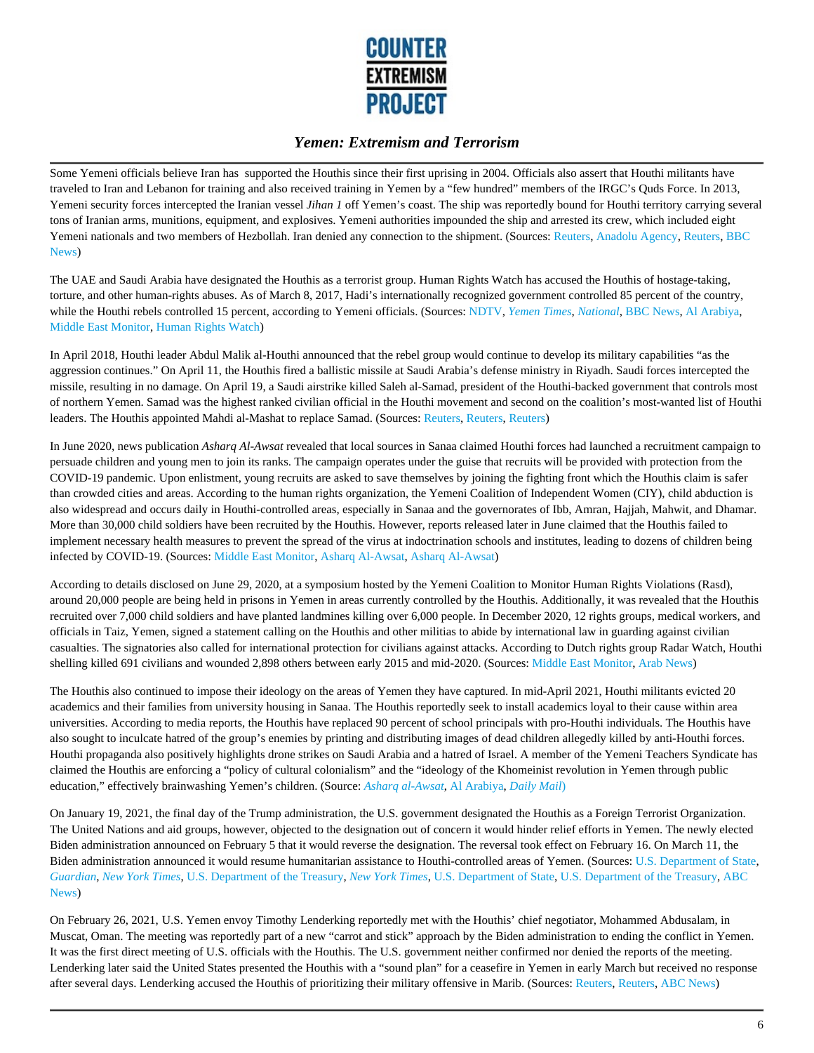Some Yemeni officials believe Iran has  supported the Houthis since their first uprising in 2004. Officials also assert that Houthi militants have traveled to Iran and Lebanon for training and also received training in Yemen by a "few hundred" members of the IRGC's Quds Force. In 2013, Yemeni security forces intercepted the Iranian vessel *Jihan 1* off Yemen's coast. The ship was reportedly bound for Houthi territory carrying several tons of Iranian arms, munitions, equipment, and explosives. Yemeni authorities impounded the ship and arrested its crew, which included eight Yemeni nationals and two members of Hezbollah. Iran denied any connection to the shipment. (Sources: Reuters, Anadolu Agency, Reuters, BBC News)

The UAE and Saudi Arabia have designated the Houthis as a terrorist group. Human Rights Watch has accused the Houthis of hostage-taking, torture, and other human-rights abuses. As of March 8, 2017, Hadi's internationally recognized government controlled 85 percent of the country, while the Houthi rebels controlled 15 percent, according to Yemeni officials. (Sources: NDTV, *Yemen Times*, *National*, BBC News, Al Arabiya, Middle East Monitor, Human Rights Watch)

In April 2018, Houthi leader Abdul Malik al-Houthi announced that the rebel group would continue to develop its military capabilities "as the aggression continues." On April 11, the Houthis fired a ballistic missile at Saudi Arabia's defense ministry in Riyadh. Saudi forces intercepted the missile, resulting in no damage. On April 19, a Saudi airstrike killed Saleh al-Samad, president of the Houthi-backed government that controls most of northern Yemen. Samad was the highest ranked civilian official in the Houthi movement and second on the coalition's most-wanted list of Houthi leaders. The Houthis appointed Mahdi al-Mashat to replace Samad. (Sources: Reuters, Reuters, Reuters)

In June 2020, news publication *Asharq Al-Awsat* revealed that local sources in Sanaa claimed Houthi forces had launched a recruitment campaign to persuade children and young men to join its ranks. The campaign operates under the guise that recruits will be provided with protection from the COVID-19 pandemic. Upon enlistment, young recruits are asked to save themselves by joining the fighting front which the Houthis claim is safer than crowded cities and areas. According to the human rights organization, the Yemeni Coalition of Independent Women (CIY), child abduction is also widespread and occurs daily in Houthi-controlled areas, especially in Sanaa and the governorates of Ibb, Amran, Hajjah, Mahwit, and Dhamar. More than 30,000 child soldiers have been recruited by the Houthis. However, reports released later in June claimed that the Houthis failed to implement necessary health measures to prevent the spread of the virus at indoctrination schools and institutes, leading to dozens of children being infected by COVID-19. (Sources: Middle East Monitor, Asharq Al-Awsat, Asharq Al-Awsat)

According to details disclosed on June 29, 2020, at a symposium hosted by the Yemeni Coalition to Monitor Human Rights Violations (Rasd), around 20,000 people are being held in prisons in Yemen in areas currently controlled by the Houthis. Additionally, it was revealed that the Houthis recruited over 7,000 child soldiers and have planted landmines killing over 6,000 people. In December 2020, 12 rights groups, medical workers, and officials in Taiz, Yemen, signed a statement calling on the Houthis and other militias to abide by international law in guarding against civilian casualties. The signatories also called for international protection for civilians against attacks. According to Dutch rights group Radar Watch, Houthi shelling killed 691 civilians and wounded 2,898 others between early 2015 and mid-2020. (Sources: Middle East Monitor, Arab News)

The Houthis also continued to impose their ideology on the areas of Yemen they have captured. In mid-April 2021, Houthi militants evicted 20 academics and their families from university housing in Sanaa. The Houthis reportedly seek to install academics loyal to their cause within area universities. According to media reports, the Houthis have replaced 90 percent of school principals with pro-Houthi individuals. The Houthis have also sought to inculcate hatred of the group's enemies by printing and distributing images of dead children allegedly killed by anti-Houthi forces. Houthi propaganda also positively highlights drone strikes on Saudi Arabia and a hatred of Israel. A member of the Yemeni Teachers Syndicate has claimed the Houthis are enforcing a "policy of cultural colonialism" and the "ideology of the Khomeinist revolution in Yemen through public education," effectively brainwashing Yemen's children. (Source: *Asharq al-Awsat*, Al Arabiya, *Daily Mail*)

On January 19, 2021, the final day of the Trump administration, the U.S. government designated the Houthis as a Foreign Terrorist Organization. The United Nations and aid groups, however, objected to the designation out of concern it would hinder relief efforts in Yemen. The newly elected Biden administration announced on February 5 that it would reverse the designation. The reversal took effect on February 16. On March 11, the Biden administration announced it would resume humanitarian assistance to Houthi-controlled areas of Yemen. (Sources: U.S. Department of State, *Guardian*, *New York Times*, U.S. Department of the Treasury, *New York Times*, U.S. Department of State, U.S. Department of the Treasury, ABC News)

On February 26, 2021, U.S. Yemen envoy Timothy Lenderking reportedly met with the Houthis' chief negotiator, Mohammed Abdusalam, in Muscat, Oman. The meeting was reportedly part of a new "carrot and stick" approach by the Biden administration to ending the conflict in Yemen. It was the first direct meeting of U.S. officials with the Houthis. The U.S. government neither confirmed nor denied the reports of the meeting. Lenderking later said the United States presented the Houthis with a "sound plan" for a ceasefire in Yemen in early March but received no response after several days. Lenderking accused the Houthis of prioritizing their military offensive in Marib. (Sources: Reuters, Reuters, ABC News)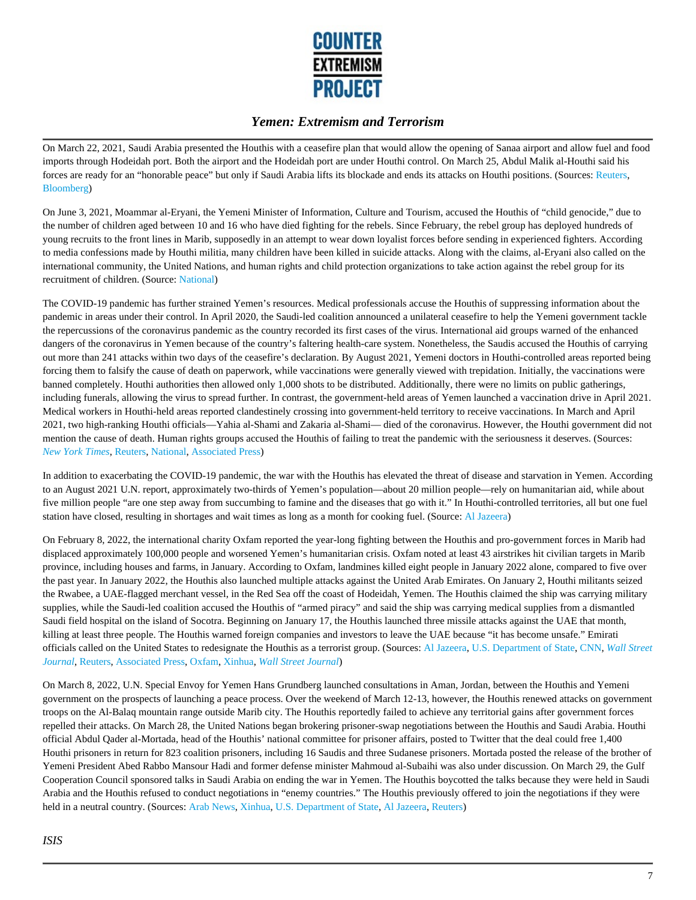On March 22, 2021, Saudi Arabia presented the Houthis with a ceasefire plan that would allow the opening of Sanaa airport and allow fuel and food imports through Hodeidah port. Both the airport and the Hodeidah port are under Houthi control. On March 25, Abdul Malik al-Houthi said his forces are ready for an "honorable peace" but only if Saudi Arabia lifts its blockade and ends its attacks on Houthi positions. (Sources: Reuters, Bloomberg)

On June 3, 2021, Moammar al-Eryani, the Yemeni Minister of Information, Culture and Tourism, accused the Houthis of "child genocide," due to the number of children aged between 10 and 16 who have died fighting for the rebels. Since February, the rebel group has deployed hundreds of young recruits to the front lines in Marib, supposedly in an attempt to wear down loyalist forces before sending in experienced fighters. According to media confessions made by Houthi militia, many children have been killed in suicide attacks. Along with the claims, al-Eryani also called on the international community, the United Nations, and human rights and child protection organizations to take action against the rebel group for its recruitment of children. (Source: National)

The COVID-19 pandemic has further strained Yemen's resources. Medical professionals accuse the Houthis of suppressing information about the pandemic in areas under their control. In April 2020, the Saudi-led coalition announced a unilateral ceasefire to help the Yemeni government tackle the repercussions of the coronavirus pandemic as the country recorded its first cases of the virus. International aid groups warned of the enhanced dangers of the coronavirus in Yemen because of the country's faltering health-care system. Nonetheless, the Saudis accused the Houthis of carrying out more than 241 attacks within two days of the ceasefire's declaration. By August 2021, Yemeni doctors in Houthi-controlled areas reported being forcing them to falsify the cause of death on paperwork, while vaccinations were generally viewed with trepidation. Initially, the vaccinations were banned completely. Houthi authorities then allowed only 1,000 shots to be distributed. Additionally, there were no limits on public gatherings, including funerals, allowing the virus to spread further. In contrast, the government-held areas of Yemen launched a vaccination drive in April 2021. Medical workers in Houthi-held areas reported clandestinely crossing into government-held territory to receive vaccinations. In March and April 2021, two high-ranking Houthi officials—Yahia al-Shami and Zakaria al-Shami— died of the coronavirus. However, the Houthi government did not mention the cause of death. Human rights groups accused the Houthis of failing to treat the pandemic with the seriousness it deserves. (Sources: *New York Times*, Reuters, National, Associated Press)

In addition to exacerbating the COVID-19 pandemic, the war with the Houthis has elevated the threat of disease and starvation in Yemen. According to an August 2021 U.N. report, approximately two-thirds of Yemen's population—about 20 million people—rely on humanitarian aid, while about five million people "are one step away from succumbing to famine and the diseases that go with it." In Houthi-controlled territories, all but one fuel station have closed, resulting in shortages and wait times as long as a month for cooking fuel. (Source: Al Jazeera)

On February 8, 2022, the international charity Oxfam reported the year-long fighting between the Houthis and pro-government forces in Marib had displaced approximately 100,000 people and worsened Yemen's humanitarian crisis. Oxfam noted at least 43 airstrikes hit civilian targets in Marib province, including houses and farms, in January. According to Oxfam, landmines killed eight people in January 2022 alone, compared to five over the past year. In January 2022, the Houthis also launched multiple attacks against the United Arab Emirates. On January 2, Houthi militants seized the Rwabee, a UAE-flagged merchant vessel, in the Red Sea off the coast of Hodeidah, Yemen. The Houthis claimed the ship was carrying military supplies, while the Saudi-led coalition accused the Houthis of "armed piracy" and said the ship was carrying medical supplies from a dismantled Saudi field hospital on the island of Socotra. Beginning on January 17, the Houthis launched three missile attacks against the UAE that month, killing at least three people. The Houthis warned foreign companies and investors to leave the UAE because "it has become unsafe." Emirati officials called on the United States to redesignate the Houthis as a terrorist group. (Sources: Al Jazeera, U.S. Department of State, CNN, *Wall Street Journal*, Reuters, Associated Press, Oxfam, Xinhua, *Wall Street Journal*)

On March 8, 2022, U.N. Special Envoy for Yemen Hans Grundberg launched consultations in Aman, Jordan, between the Houthis and Yemeni government on the prospects of launching a peace process. Over the weekend of March 12-13, however, the Houthis renewed attacks on government troops on the Al-Balaq mountain range outside Marib city. The Houthis reportedly failed to achieve any territorial gains after government forces repelled their attacks. On March 28, the United Nations began brokering prisoner-swap negotiations between the Houthis and Saudi Arabia. Houthi official Abdul Qader al-Mortada, head of the Houthis' national committee for prisoner affairs, posted to Twitter that the deal could free 1,400 Houthi prisoners in return for 823 coalition prisoners, including 16 Saudis and three Sudanese prisoners. Mortada posted the release of the brother of Yemeni President Abed Rabbo Mansour Hadi and former defense minister Mahmoud al-Subaihi was also under discussion. On March 29, the Gulf Cooperation Council sponsored talks in Saudi Arabia on ending the war in Yemen. The Houthis boycotted the talks because they were held in Saudi Arabia and the Houthis refused to conduct negotiations in "enemy countries." The Houthis previously offered to join the negotiations if they were held in a neutral country. (Sources: Arab News, Xinhua, U.S. Department of State, Al Jazeera, Reuters)

### *ISIS*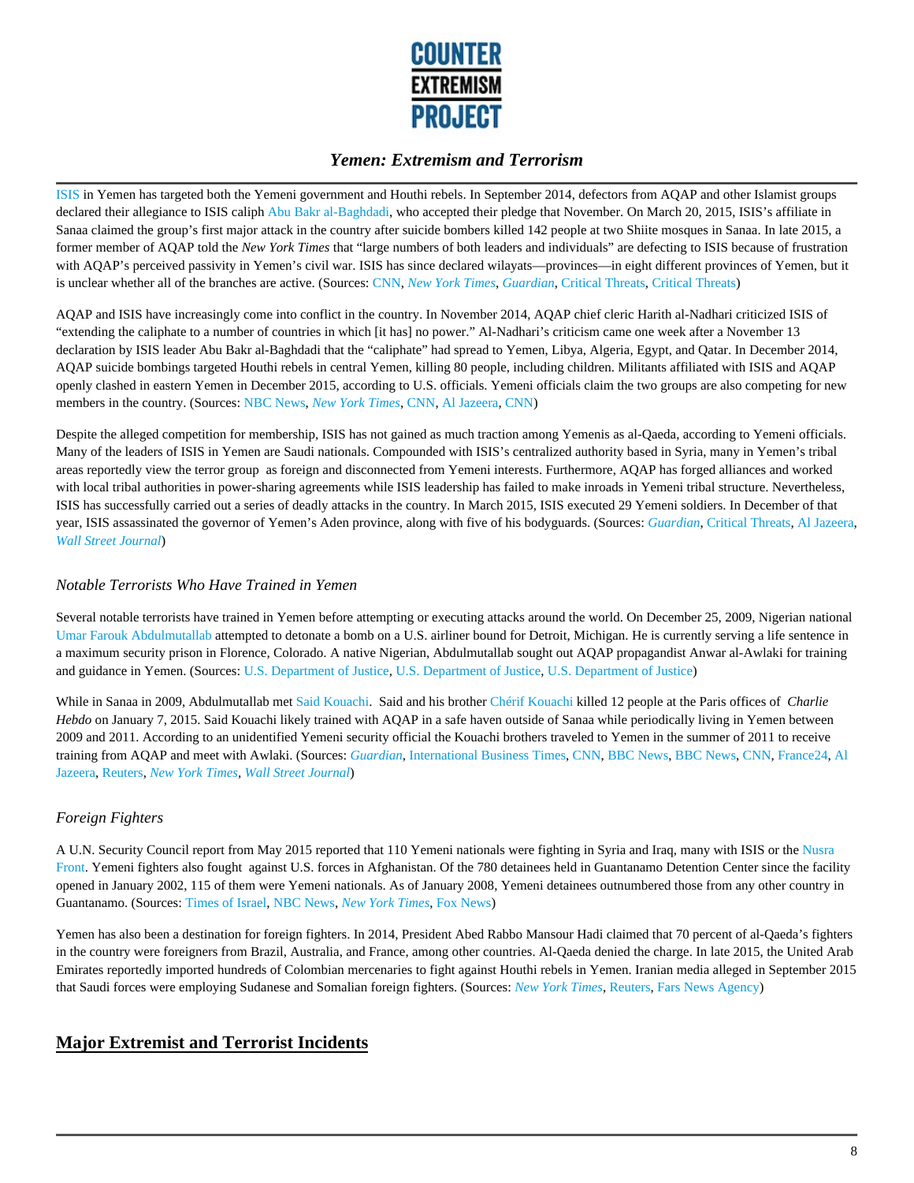ISIS in Yemen has targeted both the Yemeni government and Houthi rebels. In September 2014, defectors from AQAP and other Islamist groups declared their allegiance to ISIS caliph Abu Bakr al-Baghdadi, who accepted their pledge that November. On March 20, 2015, ISIS's affiliate in Sanaa claimed the group's first major attack in the country after suicide bombers killed 142 people at two Shiite mosques in Sanaa. In late 2015, a former member of AQAP told the *New York Times* that "large numbers of both leaders and individuals" are defecting to ISIS because of frustration with AQAP's perceived passivity in Yemen's civil war. ISIS has since declared wilayats—provinces—in eight different provinces of Yemen, but it is unclear whether all of the branches are active. (Sources: CNN, *New York Times*, *Guardian*, Critical Threats, Critical Threats)

AQAP and ISIS have increasingly come into conflict in the country. In November 2014, AQAP chief cleric Harith al-Nadhari criticized ISIS of "extending the caliphate to a number of countries in which [it has] no power." Al-Nadhari's criticism came one week after a November 13 declaration by ISIS leader Abu Bakr al-Baghdadi that the "caliphate" had spread to Yemen, Libya, Algeria, Egypt, and Qatar. In December 2014, AQAP suicide bombings targeted Houthi rebels in central Yemen, killing 80 people, including children. Militants affiliated with ISIS and AQAP openly clashed in eastern Yemen in December 2015, according to U.S. officials. Yemeni officials claim the two groups are also competing for new members in the country. (Sources: NBC News, *New York Times*, CNN, Al Jazeera, CNN)

Despite the alleged competition for membership, ISIS has not gained as much traction among Yemenis as al-Qaeda, according to Yemeni officials. Many of the leaders of ISIS in Yemen are Saudi nationals. Compounded with ISIS's centralized authority based in Syria, many in Yemen's tribal areas reportedly view the terror group as foreign and disconnected from Yemeni interests. Furthermore, AQAP has forged alliances and worked with local tribal authorities in power-sharing agreements while ISIS leadership has failed to make inroads in Yemeni tribal structure. Nevertheless, ISIS has successfully carried out a series of deadly attacks in the country. In March 2015, ISIS executed 29 Yemeni soldiers. In December of that year, ISIS assassinated the governor of Yemen's Aden province, along with five of his bodyguards. (Sources: *Guardian*, Critical Threats, Al Jazeera, *Wall Street Journal*)

### *Notable Terrorists Who Have Trained in Yemen*

Several notable terrorists have trained in Yemen before attempting or executing attacks around the world. On December 25, 2009, Nigerian national Umar Farouk Abdulmutallab attempted to detonate a bomb on a U.S. airliner bound for Detroit, Michigan. He is currently serving a life sentence in a maximum security prison in Florence, Colorado. A native Nigerian, Abdulmutallab sought out AQAP propagandist Anwar al-Awlaki for training and guidance in Yemen. (Sources: U.S. Department of Justice, U.S. Department of Justice, U.S. Department of Justice)

While in Sanaa in 2009, Abdulmutallab met Said Kouachi. Said and his brother Chérif Kouachi killed 12 people at the Paris offices of *Charlie Hebdo* on January 7, 2015. Said Kouachi likely trained with AQAP in a safe haven outside of Sanaa while periodically living in Yemen between 2009 and 2011. According to an unidentified Yemeni security official the Kouachi brothers traveled to Yemen in the summer of 2011 to receive training from AQAP and meet with Awlaki. (Sources: *Guardian*, International Business Times, CNN, BBC News, BBC News, CNN, France24, Al Jazeera, Reuters, *New York Times*, *Wall Street Journal*)

### *Foreign Fighters*

A U.N. Security Council report from May 2015 reported that 110 Yemeni nationals were fighting in Syria and Iraq, many with ISIS or the Nusra Front. Yemeni fighters also fought against U.S. forces in Afghanistan. Of the 780 detainees held in Guantanamo Detention Center since the facility opened in January 2002, 115 of them were Yemeni nationals. As of January 2008, Yemeni detainees outnumbered those from any other country in Guantanamo. (Sources: Times of Israel, NBC News, *New York Times*, Fox News)

Yemen has also been a destination for foreign fighters. In 2014, President Abed Rabbo Mansour Hadi claimed that 70 percent of al-Qaeda's fighters in the country were foreigners from Brazil, Australia, and France, among other countries. Al-Qaeda denied the charge. In late 2015, the United Arab Emirates reportedly imported hundreds of Colombian mercenaries to fight against Houthi rebels in Yemen. Iranian media alleged in September 2015 that Saudi forces were employing Sudanese and Somalian foreign fighters. (Sources: *New York Times*, Reuters, Fars News Agency)

## **Major Extremist and Terrorist Incidents**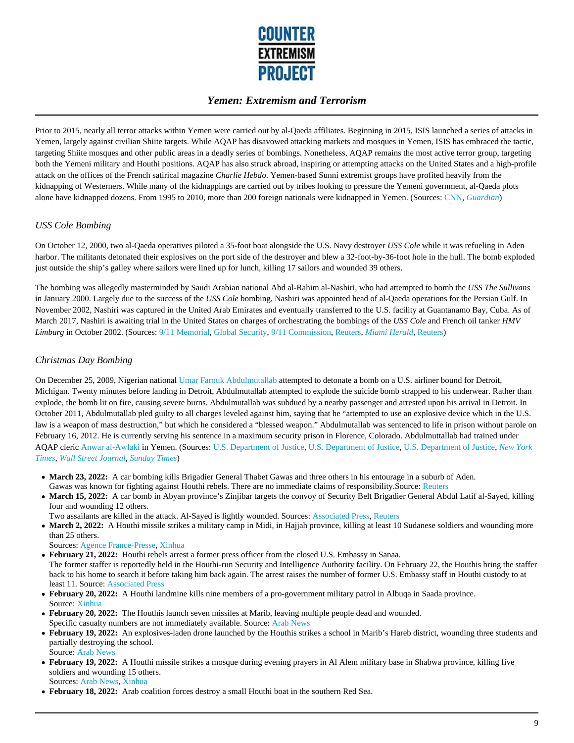Prior to 2015, nearly all terror attacks within Yemen were carried out by al-Qaeda affiliates. Beginning in 2015, ISIS launched a series of attacks in Yemen, largely against civilian Shiite targets. While AQAP has disavowed attacking markets and mosques in Yemen, ISIS has embraced the tactic, targeting Shiite mosques and other public areas in a deadly series of bombings. Nonetheless, AQAP remains the most active terror group, targeting both the Yemeni military and Houthi positions. AQAP has also struck abroad, inspiring or attempting attacks on the United States and a high-profile attack on the offices of the French satirical magazine *Charlie Hebdo*. Yemen-based Sunni extremist groups have profited heavily from the kidnapping of Westerners. While many of the kidnappings are carried out by tribes looking to pressure the Yemeni government, al-Qaeda plots alone have kidnapped dozens. From 1995 to 2010, more than 200 foreign nationals were kidnapped in Yemen. (Sources: CNN, *Guardian*)

### *USS Cole Bombing*

On October 12, 2000, two al-Qaeda operatives piloted a 35-foot boat alongside the U.S. Navy destroyer *USS Cole* while it was refueling in Aden harbor. The militants detonated their explosives on the port side of the destroyer and blew a 32-foot-by-36-foot hole in the hull. The bomb exploded just outside the ship's galley where sailors were lined up for lunch, killing 17 sailors and wounded 39 others.

The bombing was allegedly masterminded by Saudi Arabian national Abd al-Rahim al-Nashiri, who had attempted to bomb the *USS The Sullivans* in January 2000. Largely due to the success of the *USS Cole* bombing, Nashiri was appointed head of al-Qaeda operations for the Persian Gulf. In November 2002, Nashiri was captured in the United Arab Emirates and eventually transferred to the U.S. facility at Guantanamo Bay, Cuba. As of March 2017, Nashiri is awaiting trial in the United States on charges of orchestrating the bombings of the *USS Cole* and French oil tanker *HMV Limburg* in October 2002. (Sources: 9/11 Memorial, Global Security, 9/11 Commission, Reuters, *Miami Herald*, Reuters)

### *Christmas Day Bombing*

On December 25, 2009, Nigerian national Umar Farouk Abdulmutallab attempted to detonate a bomb on a U.S. airliner bound for Detroit, Michigan. Twenty minutes before landing in Detroit, Abdulmutallab attempted to explode the suicide bomb strapped to his underwear. Rather than explode, the bomb lit on fire, causing severe burns. Abdulmutallab was subdued by a nearby passenger and arrested upon his arrival in Detroit. In October 2011, Abdulmutallab pled guilty to all charges leveled against him, saying that he "attempted to use an explosive device which in the U.S. law is a weapon of mass destruction," but which he considered a "blessed weapon." Abdulmutallab was sentenced to life in prison without parole on February 16, 2012. He is currently serving his sentence in a maximum security prison in Florence, Colorado. Abdulmuttallab had trained under AQAP cleric Anwar al-Awlaki in Yemen. (Sources: U.S. Department of Justice, U.S. Department of Justice, U.S. Department of Justice, *New York Times*, *Wall Street Journal*, *Sunday Times*)

- **March 23, 2022:** A car bombing kills Brigadier General Thabet Gawas and three others in his entourage in a suburb of Aden. Gawas was known for fighting against Houthi rebels. There are no immediate claims of responsibility.Source: Reuters
- **March 15, 2022:** A car bomb in Abyan province's Zinjibar targets the convoy of Security Belt Brigadier General Abdul Latif al-Sayed, killing four and wounding 12 others.
  Two assailants are killed in the attack. Al-Sayed is lightly wounded. Sources: Associated Press, Reuters
- **March 2, 2022:** A Houthi missile strikes a military camp in Midi, in Hajjah province, killing at least 10 Sudanese soldiers and wounding more than 25 others.
  Sources: Agence France-Presse, Xinhua
- **February 21, 2022:** Houthi rebels arrest a former press officer from the closed U.S. Embassy in Sanaa.
  The former staffer is reportedly held in the Houthi-run Security and Intelligence Authority facility. On February 22, the Houthis bring the staffer back to his home to search it before taking him back again. The arrest raises the number of former U.S. Embassy staff in Houthi custody to at least 11. Source: Associated Press
- **February 20, 2022:** A Houthi landmine kills nine members of a pro-government military patrol in Albuqa in Saada province.
  Source: Xinhua
- **February 20, 2022:** The Houthis launch seven missiles at Marib, leaving multiple people dead and wounded.
  Specific casualty numbers are not immediately available. Source: Arab News
- **February 19, 2022:** An explosives-laden drone launched by the Houthis strikes a school in Marib's Hareb district, wounding three students and partially destroying the school.
  Source: Arab News
- **February 19, 2022:** A Houthi missile strikes a mosque during evening prayers in Al Alem military base in Shabwa province, killing five soldiers and wounding 15 others.
  Sources: Arab News, Xinhua
- **February 18, 2022:** Arab coalition forces destroy a small Houthi boat in the southern Red Sea.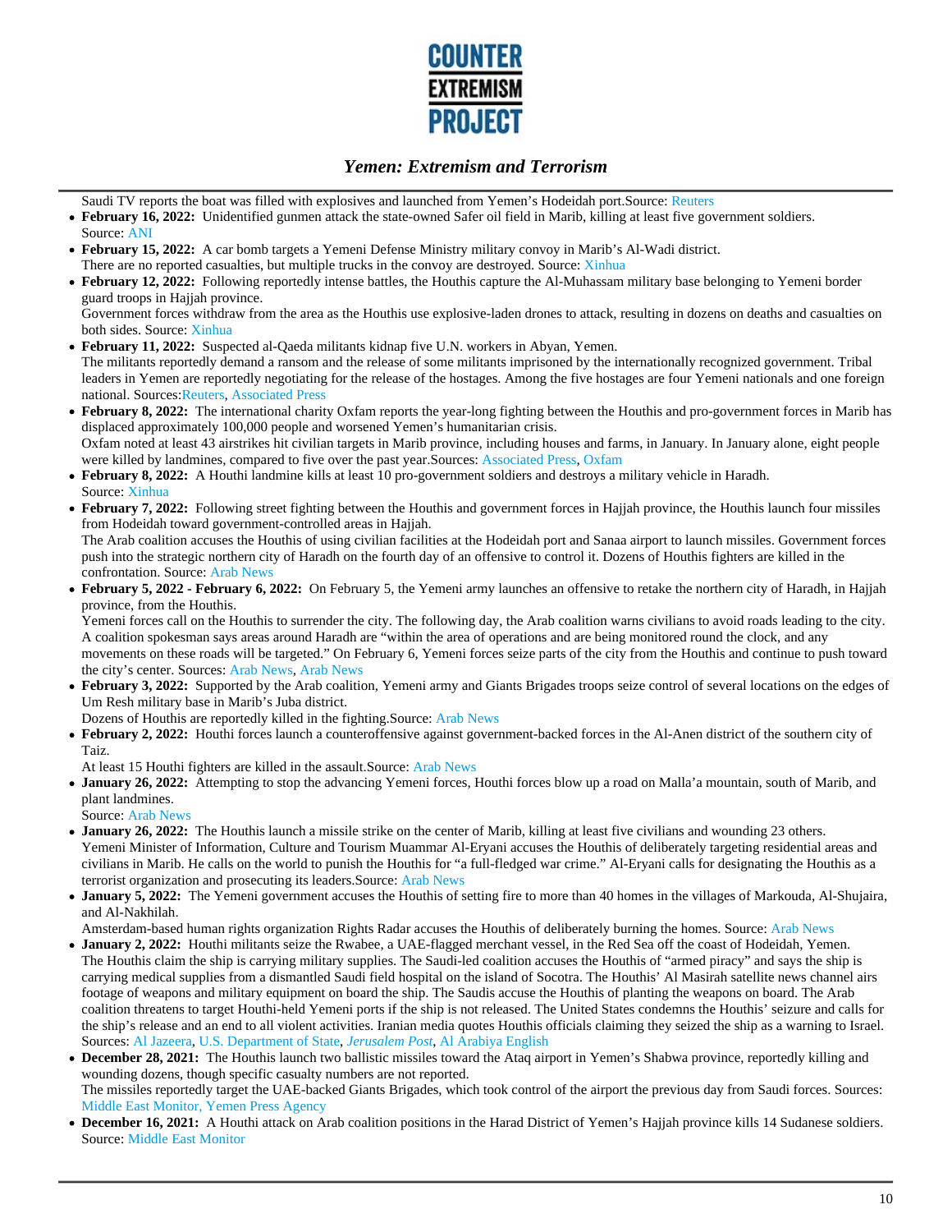Saudi TV reports the boat was filled with explosives and launched from Yemen's Hodeidah port.Source: Reuters

- **February 16, 2022:** Unidentified gunmen attack the state-owned Safer oil field in Marib, killing at least five government soldiers. Source: ANI
- **February 15, 2022:** A car bomb targets a Yemeni Defense Ministry military convoy in Marib's Al-Wadi district. There are no reported casualties, but multiple trucks in the convoy are destroyed. Source: Xinhua
- **February 12, 2022:** Following reportedly intense battles, the Houthis capture the Al-Muhassam military base belonging to Yemeni border guard troops in Hajjah province. Government forces withdraw from the area as the Houthis use explosive-laden drones to attack, resulting in dozens on deaths and casualties on both sides. Source: Xinhua
- **February 11, 2022:** Suspected al-Qaeda militants kidnap five U.N. workers in Abyan, Yemen. The militants reportedly demand a ransom and the release of some militants imprisoned by the internationally recognized government. Tribal leaders in Yemen are reportedly negotiating for the release of the hostages. Among the five hostages are four Yemeni nationals and one foreign national. Sources:Reuters, Associated Press
- **February 8, 2022:** The international charity Oxfam reports the year-long fighting between the Houthis and pro-government forces in Marib has displaced approximately 100,000 people and worsened Yemen's humanitarian crisis. Oxfam noted at least 43 airstrikes hit civilian targets in Marib province, including houses and farms, in January. In January alone, eight people were killed by landmines, compared to five over the past year.Sources: Associated Press, Oxfam
- **February 8, 2022:** A Houthi landmine kills at least 10 pro-government soldiers and destroys a military vehicle in Haradh. Source: Xinhua
- **February 7, 2022:** Following street fighting between the Houthis and government forces in Hajjah province, the Houthis launch four missiles from Hodeidah toward government-controlled areas in Hajjah. The Arab coalition accuses the Houthis of using civilian facilities at the Hodeidah port and Sanaa airport to launch missiles. Government forces push into the strategic northern city of Haradh on the fourth day of an offensive to control it. Dozens of Houthis fighters are killed in the confrontation. Source: Arab News
- **February 5, 2022 - February 6, 2022:** On February 5, the Yemeni army launches an offensive to retake the northern city of Haradh, in Hajjah province, from the Houthis. Yemeni forces call on the Houthis to surrender the city. The following day, the Arab coalition warns civilians to avoid roads leading to the city. A coalition spokesman says areas around Haradh are "within the area of operations and are being monitored round the clock, and any movements on these roads will be targeted." On February 6, Yemeni forces seize parts of the city from the Houthis and continue to push toward the city's center. Sources: Arab News, Arab News
- **February 3, 2022:** Supported by the Arab coalition, Yemeni army and Giants Brigades troops seize control of several locations on the edges of Um Resh military base in Marib's Juba district. Dozens of Houthis are reportedly killed in the fighting.Source: Arab News
- **February 2, 2022:** Houthi forces launch a counteroffensive against government-backed forces in the Al-Anen district of the southern city of Taiz. At least 15 Houthi fighters are killed in the assault.Source: Arab News
- **January 26, 2022:** Attempting to stop the advancing Yemeni forces, Houthi forces blow up a road on Malla'a mountain, south of Marib, and plant landmines. Source: Arab News
- **January 26, 2022:** The Houthis launch a missile strike on the center of Marib, killing at least five civilians and wounding 23 others. Yemeni Minister of Information, Culture and Tourism Muammar Al-Eryani accuses the Houthis of deliberately targeting residential areas and civilians in Marib. He calls on the world to punish the Houthis for "a full-fledged war crime." Al-Eryani calls for designating the Houthis as a terrorist organization and prosecuting its leaders.Source: Arab News
- **January 5, 2022:** The Yemeni government accuses the Houthis of setting fire to more than 40 homes in the villages of Markouda, Al-Shujaira, and Al-Nakhilah. Amsterdam-based human rights organization Rights Radar accuses the Houthis of deliberately burning the homes. Source: Arab News
- **January 2, 2022:** Houthi militants seize the Rwabee, a UAE-flagged merchant vessel, in the Red Sea off the coast of Hodeidah, Yemen. The Houthis claim the ship is carrying military supplies. The Saudi-led coalition accuses the Houthis of "armed piracy" and says the ship is carrying medical supplies from a dismantled Saudi field hospital on the island of Socotra. The Houthis' Al Masirah satellite news channel airs footage of weapons and military equipment on board the ship. The Saudis accuse the Houthis of planting the weapons on board. The Arab coalition threatens to target Houthi-held Yemeni ports if the ship is not released. The United States condemns the Houthis' seizure and calls for the ship's release and an end to all violent activities. Iranian media quotes Houthis officials claiming they seized the ship as a warning to Israel. Sources: Al Jazeera, U.S. Department of State, *Jerusalem Post*, Al Arabiya English
- **December 28, 2021:** The Houthis launch two ballistic missiles toward the Ataq airport in Yemen's Shabwa province, reportedly killing and wounding dozens, though specific casualty numbers are not reported. The missiles reportedly target the UAE-backed Giants Brigades, which took control of the airport the previous day from Saudi forces. Sources: Middle East Monitor, Yemen Press Agency
- **December 16, 2021:** A Houthi attack on Arab coalition positions in the Harad District of Yemen's Hajjah province kills 14 Sudanese soldiers. Source: Middle East Monitor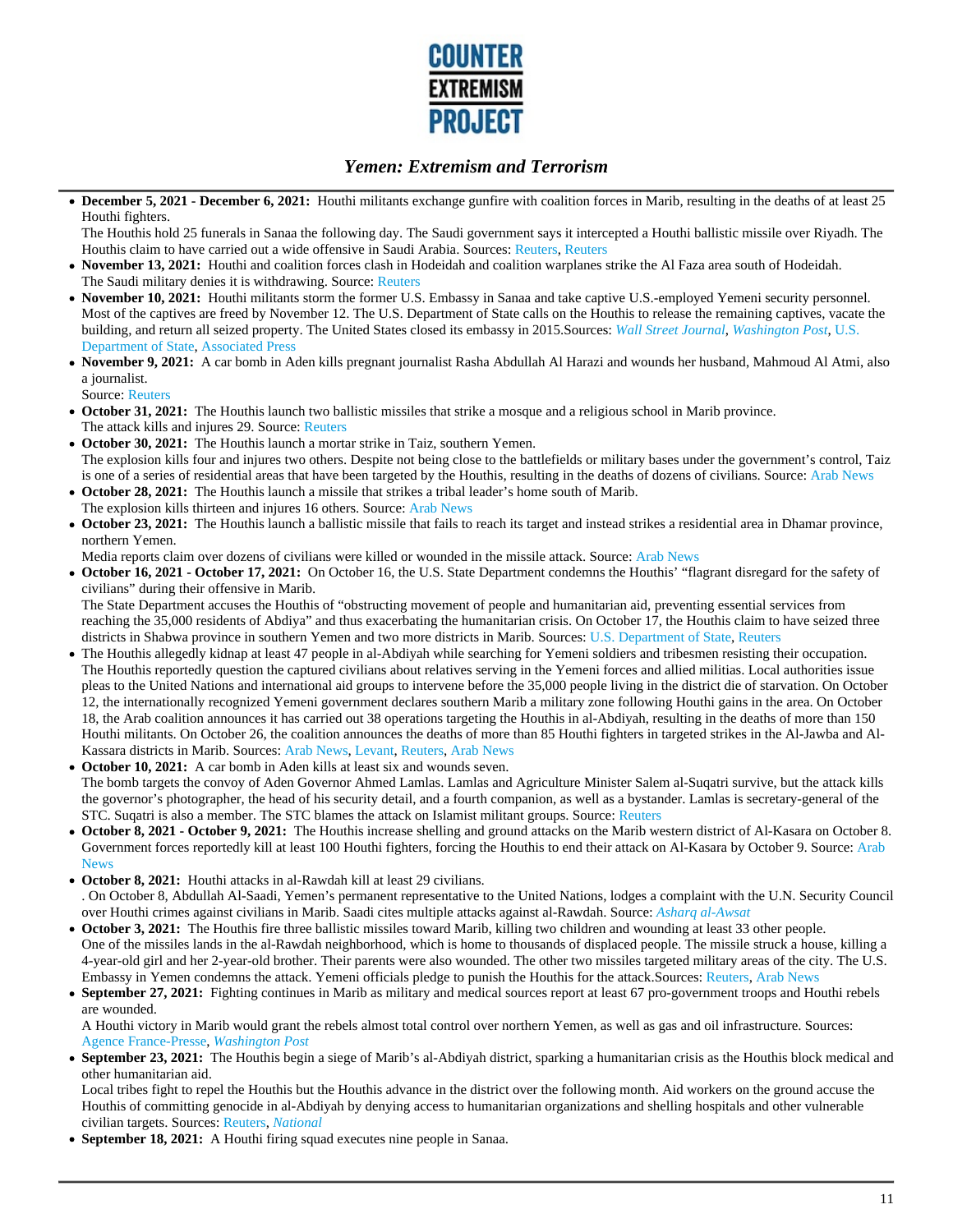- **December 5, 2021 - December 6, 2021:** Houthi militants exchange gunfire with coalition forces in Marib, resulting in the deaths of at least 25 Houthi fighters.
  The Houthis hold 25 funerals in Sanaa the following day. The Saudi government says it intercepted a Houthi ballistic missile over Riyadh. The Houthis claim to have carried out a wide offensive in Saudi Arabia. Sources: Reuters, Reuters
- **November 13, 2021:** Houthi and coalition forces clash in Hodeidah and coalition warplanes strike the Al Faza area south of Hodeidah.
  The Saudi military denies it is withdrawing. Source: Reuters
- **November 10, 2021:** Houthi militants storm the former U.S. Embassy in Sanaa and take captive U.S.-employed Yemeni security personnel.
  Most of the captives are freed by November 12. The U.S. Department of State calls on the Houthis to release the remaining captives, vacate the building, and return all seized property. The United States closed its embassy in 2015.Sources: *Wall Street Journal*, *Washington Post*, U.S. Department of State, Associated Press
- **November 9, 2021:** A car bomb in Aden kills pregnant journalist Rasha Abdullah Al Harazi and wounds her husband, Mahmoud Al Atmi, also a journalist.
  Source: Reuters
- **October 31, 2021:** The Houthis launch two ballistic missiles that strike a mosque and a religious school in Marib province.
  The attack kills and injures 29. Source: Reuters
- **October 30, 2021:** The Houthis launch a mortar strike in Taiz, southern Yemen.
  The explosion kills four and injures two others. Despite not being close to the battlefields or military bases under the government's control, Taiz is one of a series of residential areas that have been targeted by the Houthis, resulting in the deaths of dozens of civilians. Source: Arab News
- **October 28, 2021:** The Houthis launch a missile that strikes a tribal leader's home south of Marib.
  The explosion kills thirteen and injures 16 others. Source: Arab News
- **October 23, 2021:** The Houthis launch a ballistic missile that fails to reach its target and instead strikes a residential area in Dhamar province, northern Yemen.
  Media reports claim over dozens of civilians were killed or wounded in the missile attack. Source: Arab News
- **October 16, 2021 - October 17, 2021:** On October 16, the U.S. State Department condemns the Houthis' "flagrant disregard for the safety of civilians" during their offensive in Marib.
  The State Department accuses the Houthis of "obstructing movement of people and humanitarian aid, preventing essential services from reaching the 35,000 residents of Abdiya" and thus exacerbating the humanitarian crisis. On October 17, the Houthis claim to have seized three districts in Shabwa province in southern Yemen and two more districts in Marib. Sources: U.S. Department of State, Reuters
- The Houthis allegedly kidnap at least 47 people in al-Abdiyah while searching for Yemeni soldiers and tribesmen resisting their occupation.
  The Houthis reportedly question the captured civilians about relatives serving in the Yemeni forces and allied militias. Local authorities issue pleas to the United Nations and international aid groups to intervene before the 35,000 people living in the district die of starvation. On October 12, the internationally recognized Yemeni government declares southern Marib a military zone following Houthi gains in the area. On October 18, the Arab coalition announces it has carried out 38 operations targeting the Houthis in al-Abdiyah, resulting in the deaths of more than 150 Houthi militants. On October 26, the coalition announces the deaths of more than 85 Houthi fighters in targeted strikes in the Al-Jawba and Al-Kassara districts in Marib. Sources: Arab News, Levant, Reuters, Arab News
- **October 10, 2021:** A car bomb in Aden kills at least six and wounds seven.
  The bomb targets the convoy of Aden Governor Ahmed Lamlas. Lamlas and Agriculture Minister Salem al-Suqatri survive, but the attack kills the governor's photographer, the head of his security detail, and a fourth companion, as well as a bystander. Lamlas is secretary-general of the STC. Suqatri is also a member. The STC blames the attack on Islamist militant groups. Source: Reuters
- **October 8, 2021 - October 9, 2021:** The Houthis increase shelling and ground attacks on the Marib western district of Al-Kasara on October 8. Government forces reportedly kill at least 100 Houthi fighters, forcing the Houthis to end their attack on Al-Kasara by October 9. Source: Arab News
- **October 8, 2021:** Houthi attacks in al-Rawdah kill at least 29 civilians.
  . On October 8, Abdullah Al-Saadi, Yemen's permanent representative to the United Nations, lodges a complaint with the U.N. Security Council over Houthi crimes against civilians in Marib. Saadi cites multiple attacks against al-Rawdah. Source: *Asharq al-Awsat*
- **October 3, 2021:** The Houthis fire three ballistic missiles toward Marib, killing two children and wounding at least 33 other people.
  One of the missiles lands in the al-Rawdah neighborhood, which is home to thousands of displaced people. The missile struck a house, killing a 4-year-old girl and her 2-year-old brother. Their parents were also wounded. The other two missiles targeted military areas of the city. The U.S. Embassy in Yemen condemns the attack. Yemeni officials pledge to punish the Houthis for the attack.Sources: Reuters, Arab News
- **September 27, 2021:** Fighting continues in Marib as military and medical sources report at least 67 pro-government troops and Houthi rebels are wounded.
  A Houthi victory in Marib would grant the rebels almost total control over northern Yemen, as well as gas and oil infrastructure. Sources: Agence France-Presse, *Washington Post*
- **September 23, 2021:** The Houthis begin a siege of Marib's al-Abdiyah district, sparking a humanitarian crisis as the Houthis block medical and other humanitarian aid.
  Local tribes fight to repel the Houthis but the Houthis advance in the district over the following month. Aid workers on the ground accuse the Houthis of committing genocide in al-Abdiyah by denying access to humanitarian organizations and shelling hospitals and other vulnerable civilian targets. Sources: Reuters, *National*
- **September 18, 2021:** A Houthi firing squad executes nine people in Sanaa.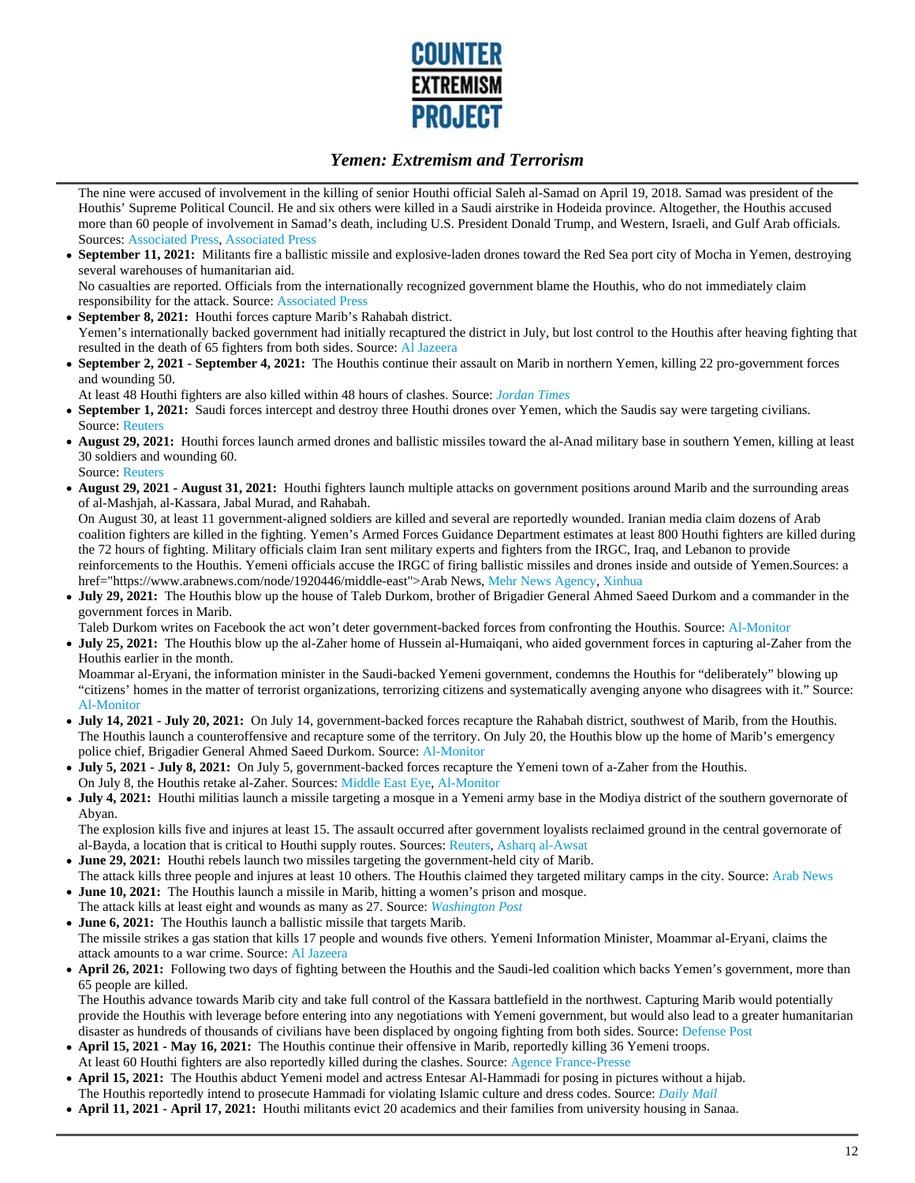The nine were accused of involvement in the killing of senior Houthi official Saleh al-Samad on April 19, 2018. Samad was president of the Houthis' Supreme Political Council. He and six others were killed in a Saudi airstrike in Hodeida province. Altogether, the Houthis accused more than 60 people of involvement in Samad's death, including U.S. President Donald Trump, and Western, Israeli, and Gulf Arab officials. Sources: Associated Press, Associated Press

- **September 11, 2021:** Militants fire a ballistic missile and explosive-laden drones toward the Red Sea port city of Mocha in Yemen, destroying several warehouses of humanitarian aid.
  No casualties are reported. Officials from the internationally recognized government blame the Houthis, who do not immediately claim responsibility for the attack. Source: Associated Press
- **September 8, 2021:** Houthi forces capture Marib's Rahabah district.
  Yemen's internationally backed government had initially recaptured the district in July, but lost control to the Houthis after heaving fighting that resulted in the death of 65 fighters from both sides. Source: Al Jazeera
- **September 2, 2021 - September 4, 2021:** The Houthis continue their assault on Marib in northern Yemen, killing 22 pro-government forces and wounding 50.
  At least 48 Houthi fighters are also killed within 48 hours of clashes. Source: *Jordan Times*
- **September 1, 2021:** Saudi forces intercept and destroy three Houthi drones over Yemen, which the Saudis say were targeting civilians. Source: Reuters
- **August 29, 2021:** Houthi forces launch armed drones and ballistic missiles toward the al-Anad military base in southern Yemen, killing at least 30 soldiers and wounding 60.
  Source: Reuters
- **August 29, 2021 - August 31, 2021:** Houthi fighters launch multiple attacks on government positions around Marib and the surrounding areas of al-Mashjah, al-Kassara, Jabal Murad, and Rahabah.
  On August 30, at least 11 government-aligned soldiers are killed and several are reportedly wounded. Iranian media claim dozens of Arab coalition fighters are killed in the fighting. Yemen's Armed Forces Guidance Department estimates at least 800 Houthi fighters are killed during the 72 hours of fighting. Military officials claim Iran sent military experts and fighters from the IRGC, Iraq, and Lebanon to provide reinforcements to the Houthis. Yemeni officials accuse the IRGC of firing ballistic missiles and drones inside and outside of Yemen.Sources: a href="https://www.arabnews.com/node/1920446/middle-east">Arab News, Mehr News Agency, Xinhua
- **July 29, 2021:** The Houthis blow up the house of Taleb Durkom, brother of Brigadier General Ahmed Saeed Durkom and a commander in the government forces in Marib.
  Taleb Durkom writes on Facebook the act won't deter government-backed forces from confronting the Houthis. Source: Al-Monitor
- **July 25, 2021:** The Houthis blow up the al-Zaher home of Hussein al-Humaiqani, who aided government forces in capturing al-Zaher from the Houthis earlier in the month.
  Moammar al-Eryani, the information minister in the Saudi-backed Yemeni government, condemns the Houthis for "deliberately" blowing up "citizens' homes in the matter of terrorist organizations, terrorizing citizens and systematically avenging anyone who disagrees with it." Source: Al-Monitor
- **July 14, 2021 - July 20, 2021:** On July 14, government-backed forces recapture the Rahabah district, southwest of Marib, from the Houthis. The Houthis launch a counteroffensive and recapture some of the territory. On July 20, the Houthis blow up the home of Marib's emergency police chief, Brigadier General Ahmed Saeed Durkom. Source: Al-Monitor
- **July 5, 2021 - July 8, 2021:** On July 5, government-backed forces recapture the Yemeni town of a-Zaher from the Houthis.
  On July 8, the Houthis retake al-Zaher. Sources: Middle East Eye, Al-Monitor
- **July 4, 2021:** Houthi militias launch a missile targeting a mosque in a Yemeni army base in the Modiya district of the southern governorate of Abyan.
  The explosion kills five and injures at least 15. The assault occurred after government loyalists reclaimed ground in the central governorate of al-Bayda, a location that is critical to Houthi supply routes. Sources: Reuters, Asharq al-Awsat
- **June 29, 2021:** Houthi rebels launch two missiles targeting the government-held city of Marib.
  The attack kills three people and injures at least 10 others. The Houthis claimed they targeted military camps in the city. Source: Arab News
- **June 10, 2021:** The Houthis launch a missile in Marib, hitting a women's prison and mosque.
  The attack kills at least eight and wounds as many as 27. Source: *Washington Post*
- **June 6, 2021:** The Houthis launch a ballistic missile that targets Marib.
  The missile strikes a gas station that kills 17 people and wounds five others. Yemeni Information Minister, Moammar al-Eryani, claims the attack amounts to a war crime. Source: Al Jazeera
- **April 26, 2021:** Following two days of fighting between the Houthis and the Saudi-led coalition which backs Yemen's government, more than 65 people are killed.
  The Houthis advance towards Marib city and take full control of the Kassara battlefield in the northwest. Capturing Marib would potentially provide the Houthis with leverage before entering into any negotiations with Yemeni government, but would also lead to a greater humanitarian disaster as hundreds of thousands of civilians have been displaced by ongoing fighting from both sides. Source: Defense Post
- **April 15, 2021 - May 16, 2021:** The Houthis continue their offensive in Marib, reportedly killing 36 Yemeni troops.
  At least 60 Houthi fighters are also reportedly killed during the clashes. Source: Agence France-Presse
- **April 15, 2021:** The Houthis abduct Yemeni model and actress Entesar Al-Hammadi for posing in pictures without a hijab.
  The Houthis reportedly intend to prosecute Hammadi for violating Islamic culture and dress codes. Source: *Daily Mail*
- **April 11, 2021 - April 17, 2021:** Houthi militants evict 20 academics and their families from university housing in Sanaa.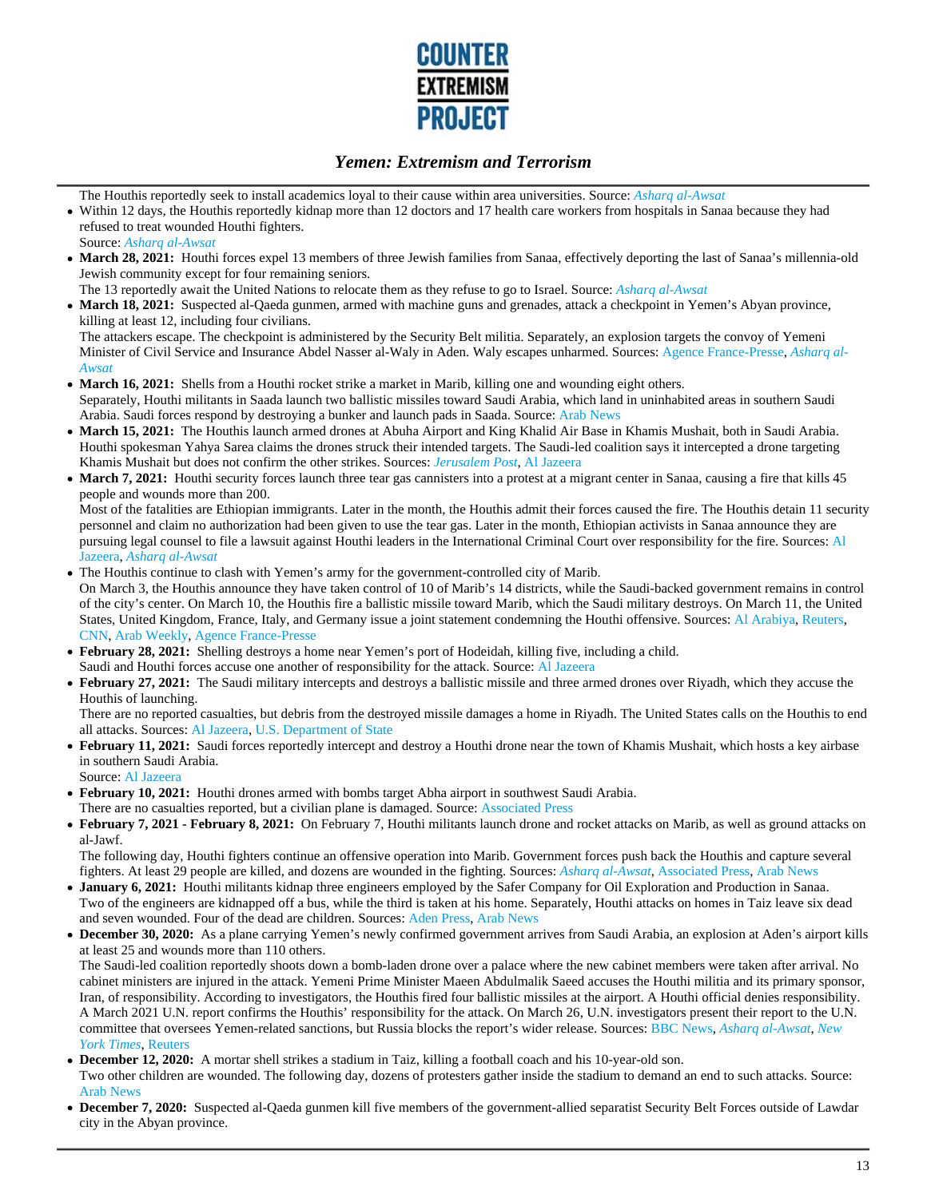The Houthis reportedly seek to install academics loyal to their cause within area universities. Source: *Asharq al-Awsat*

- Within 12 days, the Houthis reportedly kidnap more than 12 doctors and 17 health care workers from hospitals in Sanaa because they had refused to treat wounded Houthi fighters.
  Source: *Asharq al-Awsat*
- **March 28, 2021:** Houthi forces expel 13 members of three Jewish families from Sanaa, effectively deporting the last of Sanaa's millennia-old Jewish community except for four remaining seniors.
  The 13 reportedly await the United Nations to relocate them as they refuse to go to Israel. Source: *Asharq al-Awsat*
- **March 18, 2021:** Suspected al-Qaeda gunmen, armed with machine guns and grenades, attack a checkpoint in Yemen's Abyan province, killing at least 12, including four civilians.
  The attackers escape. The checkpoint is administered by the Security Belt militia. Separately, an explosion targets the convoy of Yemeni Minister of Civil Service and Insurance Abdel Nasser al-Waly in Aden. Waly escapes unharmed. Sources: Agence France-Presse, *Asharq al-Awsat*
- **March 16, 2021:** Shells from a Houthi rocket strike a market in Marib, killing one and wounding eight others.
  Separately, Houthi militants in Saada launch two ballistic missiles toward Saudi Arabia, which land in uninhabited areas in southern Saudi Arabia. Saudi forces respond by destroying a bunker and launch pads in Saada. Source: Arab News
- **March 15, 2021:** The Houthis launch armed drones at Abuha Airport and King Khalid Air Base in Khamis Mushait, both in Saudi Arabia. Houthi spokesman Yahya Sarea claims the drones struck their intended targets. The Saudi-led coalition says it intercepted a drone targeting Khamis Mushait but does not confirm the other strikes. Sources: *Jerusalem Post*, Al Jazeera
- **March 7, 2021:** Houthi security forces launch three tear gas cannisters into a protest at a migrant center in Sanaa, causing a fire that kills 45 people and wounds more than 200.
  Most of the fatalities are Ethiopian immigrants. Later in the month, the Houthis admit their forces caused the fire. The Houthis detain 11 security personnel and claim no authorization had been given to use the tear gas. Later in the month, Ethiopian activists in Sanaa announce they are pursuing legal counsel to file a lawsuit against Houthi leaders in the International Criminal Court over responsibility for the fire. Sources: Al Jazeera, *Asharq al-Awsat*
- The Houthis continue to clash with Yemen's army for the government-controlled city of Marib.
  On March 3, the Houthis announce they have taken control of 10 of Marib's 14 districts, while the Saudi-backed government remains in control of the city's center. On March 10, the Houthis fire a ballistic missile toward Marib, which the Saudi military destroys. On March 11, the United States, United Kingdom, France, Italy, and Germany issue a joint statement condemning the Houthi offensive. Sources: Al Arabiya, Reuters, CNN, Arab Weekly, Agence France-Presse
- **February 28, 2021:** Shelling destroys a home near Yemen's port of Hodeidah, killing five, including a child.
  Saudi and Houthi forces accuse one another of responsibility for the attack. Source: Al Jazeera
- **February 27, 2021:** The Saudi military intercepts and destroys a ballistic missile and three armed drones over Riyadh, which they accuse the Houthis of launching.
  There are no reported casualties, but debris from the destroyed missile damages a home in Riyadh. The United States calls on the Houthis to end all attacks. Sources: Al Jazeera, U.S. Department of State
- **February 11, 2021:** Saudi forces reportedly intercept and destroy a Houthi drone near the town of Khamis Mushait, which hosts a key airbase in southern Saudi Arabia.
  Source: Al Jazeera
- **February 10, 2021:** Houthi drones armed with bombs target Abha airport in southwest Saudi Arabia.
  There are no casualties reported, but a civilian plane is damaged. Source: Associated Press
- **February 7, 2021 - February 8, 2021:** On February 7, Houthi militants launch drone and rocket attacks on Marib, as well as ground attacks on al-Jawf.
  The following day, Houthi fighters continue an offensive operation into Marib. Government forces push back the Houthis and capture several fighters. At least 29 people are killed, and dozens are wounded in the fighting. Sources: *Asharq al-Awsat*, Associated Press, Arab News
- **January 6, 2021:** Houthi militants kidnap three engineers employed by the Safer Company for Oil Exploration and Production in Sanaa.
  Two of the engineers are kidnapped off a bus, while the third is taken at his home. Separately, Houthi attacks on homes in Taiz leave six dead and seven wounded. Four of the dead are children. Sources: Aden Press, Arab News
- **December 30, 2020:** As a plane carrying Yemen's newly confirmed government arrives from Saudi Arabia, an explosion at Aden's airport kills at least 25 and wounds more than 110 others.
  The Saudi-led coalition reportedly shoots down a bomb-laden drone over a palace where the new cabinet members were taken after arrival. No cabinet ministers are injured in the attack. Yemeni Prime Minister Maeen Abdulmalik Saeed accuses the Houthi militia and its primary sponsor, Iran, of responsibility. According to investigators, the Houthis fired four ballistic missiles at the airport. A Houthi official denies responsibility. A March 2021 U.N. report confirms the Houthis' responsibility for the attack. On March 26, U.N. investigators present their report to the U.N. committee that oversees Yemen-related sanctions, but Russia blocks the report's wider release. Sources: BBC News, *Asharq al-Awsat*, *New York Times*, Reuters
- **December 12, 2020:** A mortar shell strikes a stadium in Taiz, killing a football coach and his 10-year-old son.
  Two other children are wounded. The following day, dozens of protesters gather inside the stadium to demand an end to such attacks. Source: Arab News
- **December 7, 2020:** Suspected al-Qaeda gunmen kill five members of the government-allied separatist Security Belt Forces outside of Lawdar city in the Abyan province.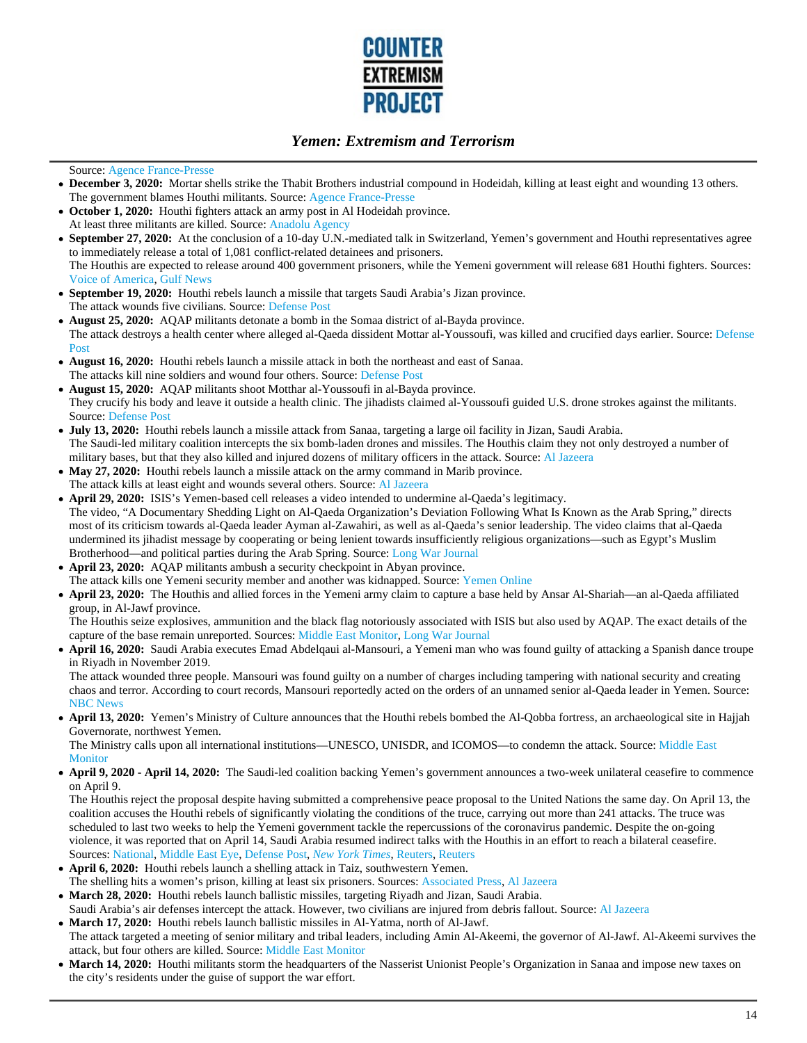Source: Agence France-Presse

- **December 3, 2020:** Mortar shells strike the Thabit Brothers industrial compound in Hodeidah, killing at least eight and wounding 13 others. The government blames Houthi militants. Source: Agence France-Presse
- **October 1, 2020:** Houthi fighters attack an army post in Al Hodeidah province.
  At least three militants are killed. Source: Anadolu Agency
- **September 27, 2020:** At the conclusion of a 10-day U.N.-mediated talk in Switzerland, Yemen's government and Houthi representatives agree to immediately release a total of 1,081 conflict-related detainees and prisoners.
  The Houthis are expected to release around 400 government prisoners, while the Yemeni government will release 681 Houthi fighters. Sources: Voice of America, Gulf News
- **September 19, 2020:** Houthi rebels launch a missile that targets Saudi Arabia's Jizan province.
  The attack wounds five civilians. Source: Defense Post
- **August 25, 2020:** AQAP militants detonate a bomb in the Somaa district of al-Bayda province.
  The attack destroys a health center where alleged al-Qaeda dissident Mottar al-Youssoufi, was killed and crucified days earlier. Source: Defense Post
- **August 16, 2020:** Houthi rebels launch a missile attack in both the northeast and east of Sanaa.
  The attacks kill nine soldiers and wound four others. Source: Defense Post
- **August 15, 2020:** AQAP militants shoot Motthar al-Youssoufi in al-Bayda province.
  They crucify his body and leave it outside a health clinic. The jihadists claimed al-Youssoufi guided U.S. drone strokes against the militants. Source: Defense Post
- **July 13, 2020:** Houthi rebels launch a missile attack from Sanaa, targeting a large oil facility in Jizan, Saudi Arabia.
  The Saudi-led military coalition intercepts the six bomb-laden drones and missiles. The Houthis claim they not only destroyed a number of military bases, but that they also killed and injured dozens of military officers in the attack. Source: Al Jazeera
- **May 27, 2020:** Houthi rebels launch a missile attack on the army command in Marib province.
  The attack kills at least eight and wounds several others. Source: Al Jazeera
- **April 29, 2020:** ISIS's Yemen-based cell releases a video intended to undermine al-Qaeda's legitimacy.
  The video, "A Documentary Shedding Light on Al-Qaeda Organization's Deviation Following What Is Known as the Arab Spring," directs most of its criticism towards al-Qaeda leader Ayman al-Zawahiri, as well as al-Qaeda's senior leadership. The video claims that al-Qaeda undermined its jihadist message by cooperating or being lenient towards insufficiently religious organizations—such as Egypt's Muslim Brotherhood—and political parties during the Arab Spring. Source: Long War Journal
- **April 23, 2020:** AQAP militants ambush a security checkpoint in Abyan province.
  The attack kills one Yemeni security member and another was kidnapped. Source: Yemen Online
- **April 23, 2020:** The Houthis and allied forces in the Yemeni army claim to capture a base held by Ansar Al-Shariah—an al-Qaeda affiliated group, in Al-Jawf province.
  The Houthis seize explosives, ammunition and the black flag notoriously associated with ISIS but also used by AQAP. The exact details of the capture of the base remain unreported. Sources: Middle East Monitor, Long War Journal
- **April 16, 2020:** Saudi Arabia executes Emad Abdelqaui al-Mansouri, a Yemeni man who was found guilty of attacking a Spanish dance troupe in Riyadh in November 2019.
  The attack wounded three people. Mansouri was found guilty on a number of charges including tampering with national security and creating chaos and terror. According to court records, Mansouri reportedly acted on the orders of an unnamed senior al-Qaeda leader in Yemen. Source: NBC News
- **April 13, 2020:** Yemen's Ministry of Culture announces that the Houthi rebels bombed the Al-Qobba fortress, an archaeological site in Hajjah Governorate, northwest Yemen.
  The Ministry calls upon all international institutions—UNESCO, UNISDR, and ICOMOS—to condemn the attack. Source: Middle East Monitor
- **April 9, 2020 - April 14, 2020:** The Saudi-led coalition backing Yemen's government announces a two-week unilateral ceasefire to commence on April 9.
  The Houthis reject the proposal despite having submitted a comprehensive peace proposal to the United Nations the same day. On April 13, the coalition accuses the Houthi rebels of significantly violating the conditions of the truce, carrying out more than 241 attacks. The truce was scheduled to last two weeks to help the Yemeni government tackle the repercussions of the coronavirus pandemic. Despite the on-going violence, it was reported that on April 14, Saudi Arabia resumed indirect talks with the Houthis in an effort to reach a bilateral ceasefire. Sources: National, Middle East Eye, Defense Post, *New York Times*, Reuters, Reuters
- **April 6, 2020:** Houthi rebels launch a shelling attack in Taiz, southwestern Yemen.
  The shelling hits a women's prison, killing at least six prisoners. Sources: Associated Press, Al Jazeera
- **March 28, 2020:** Houthi rebels launch ballistic missiles, targeting Riyadh and Jizan, Saudi Arabia.
  Saudi Arabia's air defenses intercept the attack. However, two civilians are injured from debris fallout. Source: Al Jazeera
- **March 17, 2020:** Houthi rebels launch ballistic missiles in Al-Yatma, north of Al-Jawf.
  The attack targeted a meeting of senior military and tribal leaders, including Amin Al-Akeemi, the governor of Al-Jawf. Al-Akeemi survives the attack, but four others are killed. Source: Middle East Monitor
- **March 14, 2020:** Houthi militants storm the headquarters of the Nasserist Unionist People's Organization in Sanaa and impose new taxes on the city's residents under the guise of support the war effort.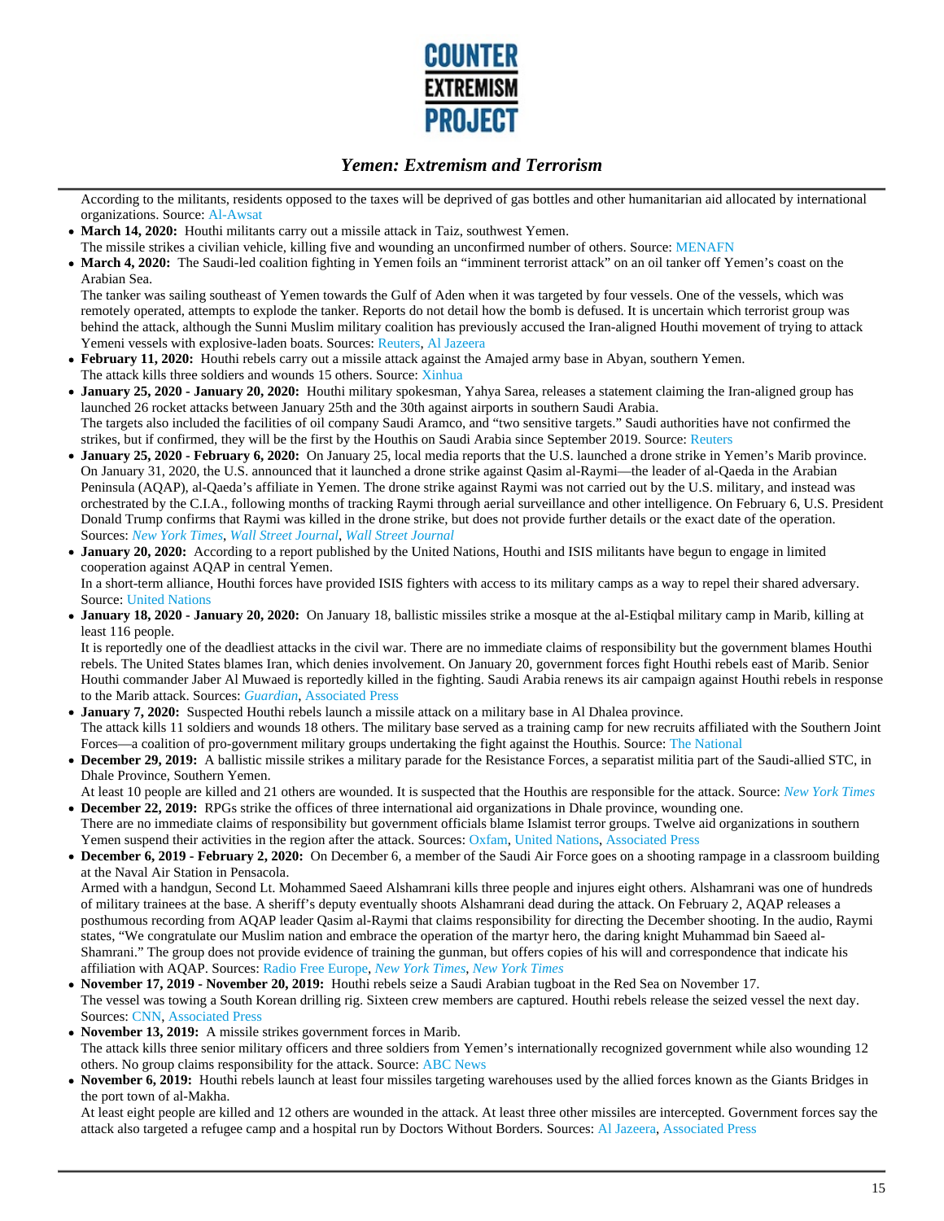According to the militants, residents opposed to the taxes will be deprived of gas bottles and other humanitarian aid allocated by international organizations. Source: Al-Awsat

- **March 14, 2020:** Houthi militants carry out a missile attack in Taiz, southwest Yemen.
  The missile strikes a civilian vehicle, killing five and wounding an unconfirmed number of others. Source: MENAFN
- **March 4, 2020:** The Saudi-led coalition fighting in Yemen foils an "imminent terrorist attack" on an oil tanker off Yemen's coast on the Arabian Sea.
  The tanker was sailing southeast of Yemen towards the Gulf of Aden when it was targeted by four vessels. One of the vessels, which was remotely operated, attempts to explode the tanker. Reports do not detail how the bomb is defused. It is uncertain which terrorist group was behind the attack, although the Sunni Muslim military coalition has previously accused the Iran-aligned Houthi movement of trying to attack Yemeni vessels with explosive-laden boats. Sources: Reuters, Al Jazeera
- **February 11, 2020:** Houthi rebels carry out a missile attack against the Amajed army base in Abyan, southern Yemen.
  The attack kills three soldiers and wounds 15 others. Source: Xinhua
- **January 25, 2020 - January 20, 2020:** Houthi military spokesman, Yahya Sarea, releases a statement claiming the Iran-aligned group has launched 26 rocket attacks between January 25th and the 30th against airports in southern Saudi Arabia.
  The targets also included the facilities of oil company Saudi Aramco, and "two sensitive targets." Saudi authorities have not confirmed the strikes, but if confirmed, they will be the first by the Houthis on Saudi Arabia since September 2019. Source: Reuters
- **January 25, 2020 - February 6, 2020:** On January 25, local media reports that the U.S. launched a drone strike in Yemen's Marib province. On January 31, 2020, the U.S. announced that it launched a drone strike against Qasim al-Raymi—the leader of al-Qaeda in the Arabian Peninsula (AQAP), al-Qaeda's affiliate in Yemen. The drone strike against Raymi was not carried out by the U.S. military, and instead was orchestrated by the C.I.A., following months of tracking Raymi through aerial surveillance and other intelligence. On February 6, U.S. President Donald Trump confirms that Raymi was killed in the drone strike, but does not provide further details or the exact date of the operation. Sources: *New York Times*, *Wall Street Journal*, *Wall Street Journal*
- **January 20, 2020:** According to a report published by the United Nations, Houthi and ISIS militants have begun to engage in limited cooperation against AQAP in central Yemen.
  In a short-term alliance, Houthi forces have provided ISIS fighters with access to its military camps as a way to repel their shared adversary. Source: United Nations
- **January 18, 2020 - January 20, 2020:** On January 18, ballistic missiles strike a mosque at the al-Estiqbal military camp in Marib, killing at least 116 people.
  It is reportedly one of the deadliest attacks in the civil war. There are no immediate claims of responsibility but the government blames Houthi rebels. The United States blames Iran, which denies involvement. On January 20, government forces fight Houthi rebels east of Marib. Senior Houthi commander Jaber Al Muwaed is reportedly killed in the fighting. Saudi Arabia renews its air campaign against Houthi rebels in response to the Marib attack. Sources: *Guardian*, Associated Press
- **January 7, 2020:** Suspected Houthi rebels launch a missile attack on a military base in Al Dhalea province.
  The attack kills 11 soldiers and wounds 18 others. The military base served as a training camp for new recruits affiliated with the Southern Joint Forces—a coalition of pro-government military groups undertaking the fight against the Houthis. Source: The National
- **December 29, 2019:** A ballistic missile strikes a military parade for the Resistance Forces, a separatist militia part of the Saudi-allied STC, in Dhale Province, Southern Yemen.
  At least 10 people are killed and 21 others are wounded. It is suspected that the Houthis are responsible for the attack. Source: *New York Times*
- **December 22, 2019:** RPGs strike the offices of three international aid organizations in Dhale province, wounding one.
  There are no immediate claims of responsibility but government officials blame Islamist terror groups. Twelve aid organizations in southern Yemen suspend their activities in the region after the attack. Sources: Oxfam, United Nations, Associated Press
- **December 6, 2019 - February 2, 2020:** On December 6, a member of the Saudi Air Force goes on a shooting rampage in a classroom building at the Naval Air Station in Pensacola.
  Armed with a handgun, Second Lt. Mohammed Saeed Alshamrani kills three people and injures eight others. Alshamrani was one of hundreds of military trainees at the base. A sheriff's deputy eventually shoots Alshamrani dead during the attack. On February 2, AQAP releases a posthumous recording from AQAP leader Qasim al-Raymi that claims responsibility for directing the December shooting. In the audio, Raymi states, "We congratulate our Muslim nation and embrace the operation of the martyr hero, the daring knight Muhammad bin Saeed al-Shamrani." The group does not provide evidence of training the gunman, but offers copies of his will and correspondence that indicate his affiliation with AQAP. Sources: Radio Free Europe, *New York Times*, *New York Times*
- **November 17, 2019 - November 20, 2019:** Houthi rebels seize a Saudi Arabian tugboat in the Red Sea on November 17.
  The vessel was towing a South Korean drilling rig. Sixteen crew members are captured. Houthi rebels release the seized vessel the next day. Sources: CNN, Associated Press
- **November 13, 2019:** A missile strikes government forces in Marib.
  The attack kills three senior military officers and three soldiers from Yemen's internationally recognized government while also wounding 12 others. No group claims responsibility for the attack. Source: ABC News
- **November 6, 2019:** Houthi rebels launch at least four missiles targeting warehouses used by the allied forces known as the Giants Bridges in the port town of al-Makha.
  At least eight people are killed and 12 others are wounded in the attack. At least three other missiles are intercepted. Government forces say the attack also targeted a refugee camp and a hospital run by Doctors Without Borders. Sources: Al Jazeera, Associated Press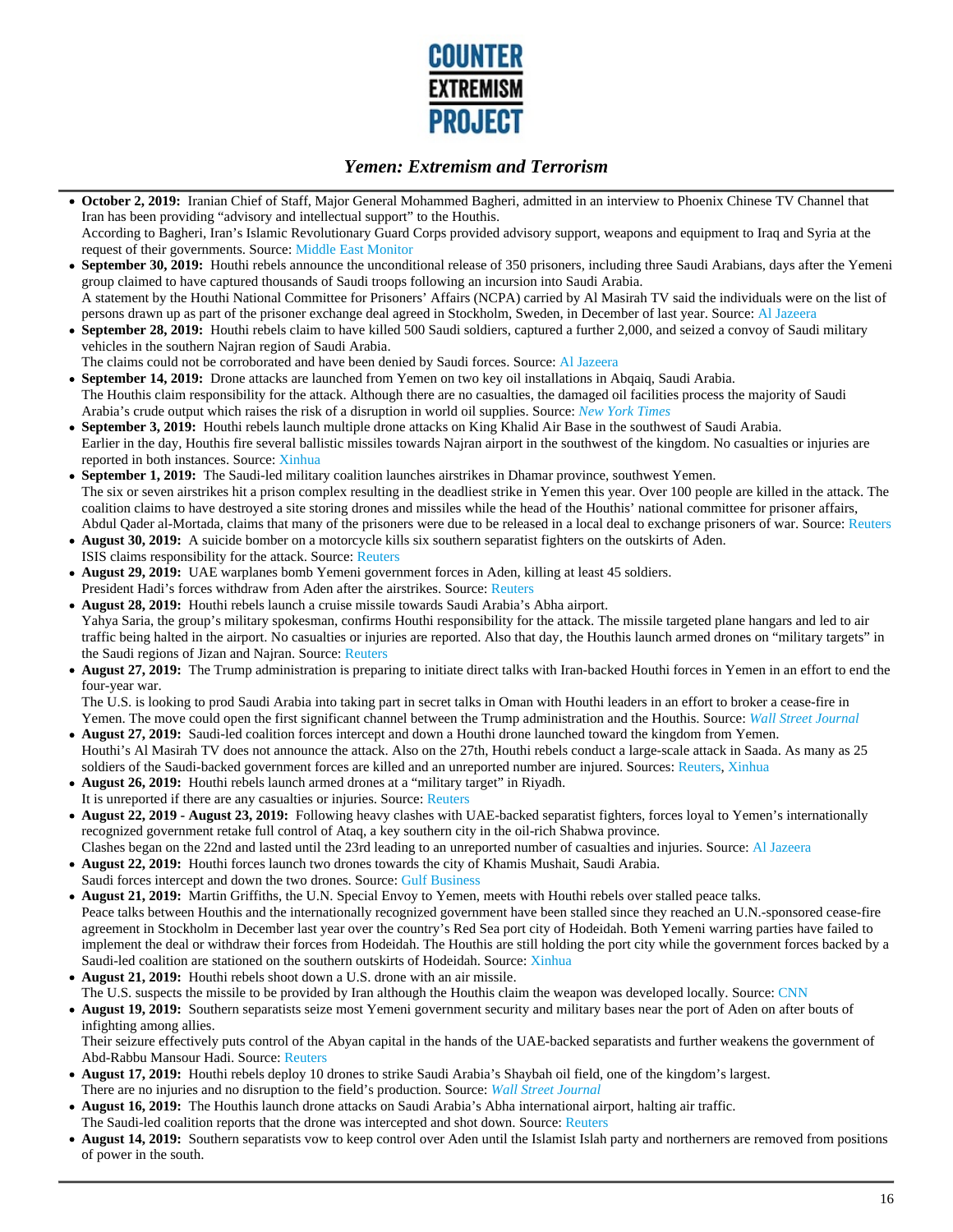- **October 2, 2019:** Iranian Chief of Staff, Major General Mohammed Bagheri, admitted in an interview to Phoenix Chinese TV Channel that Iran has been providing "advisory and intellectual support" to the Houthis.
According to Bagheri, Iran's Islamic Revolutionary Guard Corps provided advisory support, weapons and equipment to Iraq and Syria at the request of their governments. Source: Middle East Monitor
- **September 30, 2019:** Houthi rebels announce the unconditional release of 350 prisoners, including three Saudi Arabians, days after the Yemeni group claimed to have captured thousands of Saudi troops following an incursion into Saudi Arabia.
A statement by the Houthi National Committee for Prisoners' Affairs (NCPA) carried by Al Masirah TV said the individuals were on the list of persons drawn up as part of the prisoner exchange deal agreed in Stockholm, Sweden, in December of last year. Source: Al Jazeera
- **September 28, 2019:** Houthi rebels claim to have killed 500 Saudi soldiers, captured a further 2,000, and seized a convoy of Saudi military vehicles in the southern Najran region of Saudi Arabia.
The claims could not be corroborated and have been denied by Saudi forces. Source: Al Jazeera
- **September 14, 2019:** Drone attacks are launched from Yemen on two key oil installations in Abqaiq, Saudi Arabia.
The Houthis claim responsibility for the attack. Although there are no casualties, the damaged oil facilities process the majority of Saudi Arabia's crude output which raises the risk of a disruption in world oil supplies. Source: *New York Times*
- **September 3, 2019:** Houthi rebels launch multiple drone attacks on King Khalid Air Base in the southwest of Saudi Arabia.
Earlier in the day, Houthis fire several ballistic missiles towards Najran airport in the southwest of the kingdom. No casualties or injuries are reported in both instances. Source: Xinhua
- **September 1, 2019:** The Saudi-led military coalition launches airstrikes in Dhamar province, southwest Yemen.
The six or seven airstrikes hit a prison complex resulting in the deadliest strike in Yemen this year. Over 100 people are killed in the attack. The coalition claims to have destroyed a site storing drones and missiles while the head of the Houthis' national committee for prisoner affairs, Abdul Qader al-Mortada, claims that many of the prisoners were due to be released in a local deal to exchange prisoners of war. Source: Reuters
- **August 30, 2019:** A suicide bomber on a motorcycle kills six southern separatist fighters on the outskirts of Aden.
ISIS claims responsibility for the attack. Source: Reuters
- **August 29, 2019:** UAE warplanes bomb Yemeni government forces in Aden, killing at least 45 soldiers.
President Hadi's forces withdraw from Aden after the airstrikes. Source: Reuters
- **August 28, 2019:** Houthi rebels launch a cruise missile towards Saudi Arabia's Abha airport.
Yahya Saria, the group's military spokesman, confirms Houthi responsibility for the attack. The missile targeted plane hangars and led to air traffic being halted in the airport. No casualties or injuries are reported. Also that day, the Houthis launch armed drones on "military targets" in the Saudi regions of Jizan and Najran. Source: Reuters
- **August 27, 2019:** The Trump administration is preparing to initiate direct talks with Iran-backed Houthi forces in Yemen in an effort to end the four-year war.
The U.S. is looking to prod Saudi Arabia into taking part in secret talks in Oman with Houthi leaders in an effort to broker a cease-fire in Yemen. The move could open the first significant channel between the Trump administration and the Houthis. Source: *Wall Street Journal*
- **August 27, 2019:** Saudi-led coalition forces intercept and down a Houthi drone launched toward the kingdom from Yemen.
Houthi's Al Masirah TV does not announce the attack. Also on the 27th, Houthi rebels conduct a large-scale attack in Saada. As many as 25 soldiers of the Saudi-backed government forces are killed and an unreported number are injured. Sources: Reuters, Xinhua
- **August 26, 2019:** Houthi rebels launch armed drones at a "military target" in Riyadh.
It is unreported if there are any casualties or injuries. Source: Reuters
- **August 22, 2019 - August 23, 2019:** Following heavy clashes with UAE-backed separatist fighters, forces loyal to Yemen's internationally recognized government retake full control of Ataq, a key southern city in the oil-rich Shabwa province.
Clashes began on the 22nd and lasted until the 23rd leading to an unreported number of casualties and injuries. Source: Al Jazeera
- **August 22, 2019:** Houthi forces launch two drones towards the city of Khamis Mushait, Saudi Arabia.
Saudi forces intercept and down the two drones. Source: Gulf Business
- **August 21, 2019:** Martin Griffiths, the U.N. Special Envoy to Yemen, meets with Houthi rebels over stalled peace talks.
Peace talks between Houthis and the internationally recognized government have been stalled since they reached an U.N.-sponsored cease-fire agreement in Stockholm in December last year over the country's Red Sea port city of Hodeidah. Both Yemeni warring parties have failed to implement the deal or withdraw their forces from Hodeidah. The Houthis are still holding the port city while the government forces backed by a Saudi-led coalition are stationed on the southern outskirts of Hodeidah. Source: Xinhua
- **August 21, 2019:** Houthi rebels shoot down a U.S. drone with an air missile.
The U.S. suspects the missile to be provided by Iran although the Houthis claim the weapon was developed locally. Source: CNN
- **August 19, 2019:** Southern separatists seize most Yemeni government security and military bases near the port of Aden on after bouts of infighting among allies.
Their seizure effectively puts control of the Abyan capital in the hands of the UAE-backed separatists and further weakens the government of Abd-Rabbu Mansour Hadi. Source: Reuters
- **August 17, 2019:** Houthi rebels deploy 10 drones to strike Saudi Arabia's Shaybah oil field, one of the kingdom's largest.
There are no injuries and no disruption to the field's production. Source: *Wall Street Journal*
- **August 16, 2019:** The Houthis launch drone attacks on Saudi Arabia's Abha international airport, halting air traffic.
The Saudi-led coalition reports that the drone was intercepted and shot down. Source: Reuters
- **August 14, 2019:** Southern separatists vow to keep control over Aden until the Islamist Islah party and northerners are removed from positions of power in the south.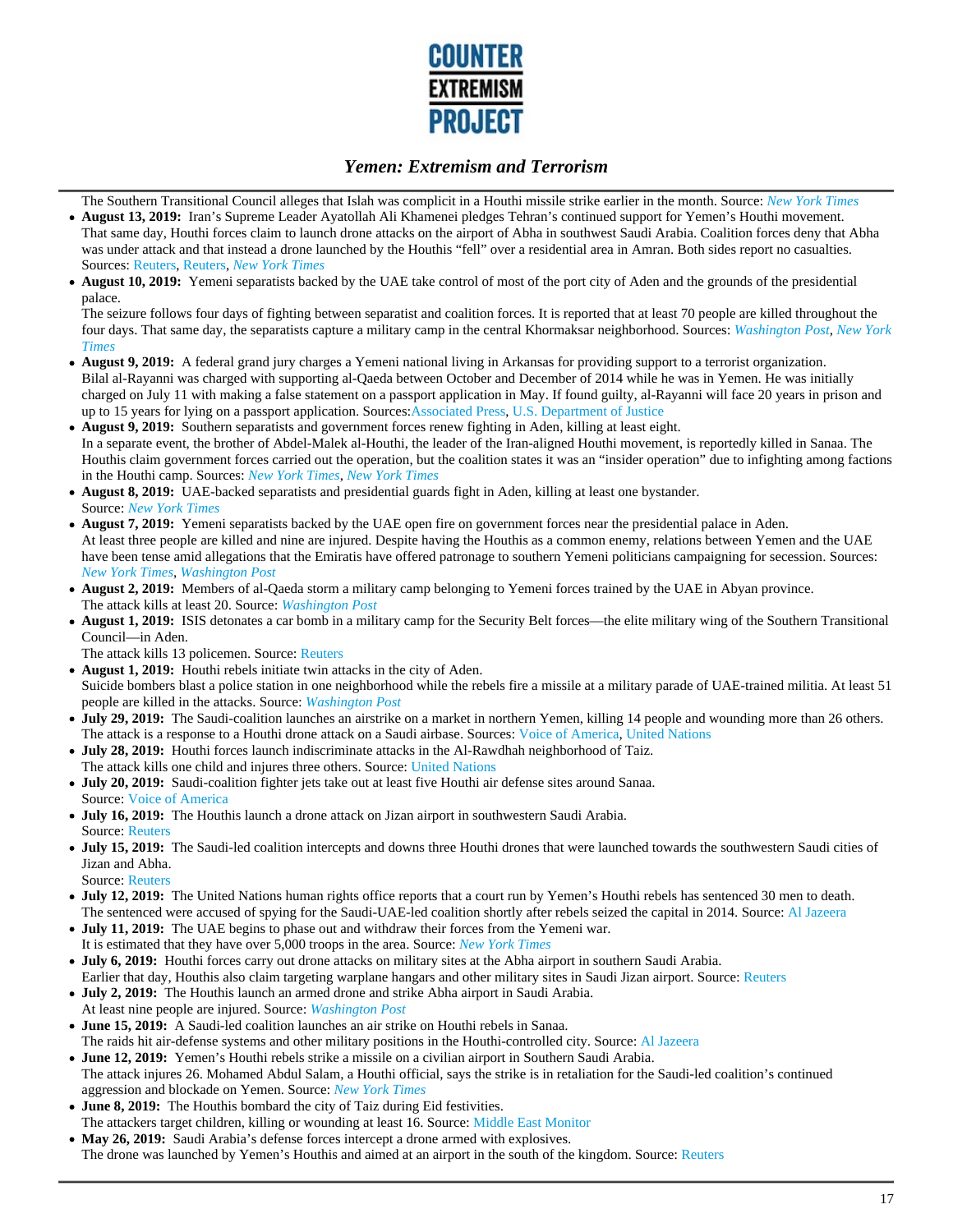The Southern Transitional Council alleges that Islah was complicit in a Houthi missile strike earlier in the month. Source: *New York Times*

- **August 13, 2019:** Iran's Supreme Leader Ayatollah Ali Khamenei pledges Tehran's continued support for Yemen's Houthi movement. That same day, Houthi forces claim to launch drone attacks on the airport of Abha in southwest Saudi Arabia. Coalition forces deny that Abha was under attack and that instead a drone launched by the Houthis "fell" over a residential area in Amran. Both sides report no casualties. Sources: Reuters, Reuters, *New York Times*
- **August 10, 2019:** Yemeni separatists backed by the UAE take control of most of the port city of Aden and the grounds of the presidential palace. The seizure follows four days of fighting between separatist and coalition forces. It is reported that at least 70 people are killed throughout the four days. That same day, the separatists capture a military camp in the central Khormaksar neighborhood. Sources: *Washington Post*, *New York Times*
- **August 9, 2019:** A federal grand jury charges a Yemeni national living in Arkansas for providing support to a terrorist organization. Bilal al-Rayanni was charged with supporting al-Qaeda between October and December of 2014 while he was in Yemen. He was initially charged on July 11 with making a false statement on a passport application in May. If found guilty, al-Rayanni will face 20 years in prison and up to 15 years for lying on a passport application. Sources:Associated Press, U.S. Department of Justice
- **August 9, 2019:** Southern separatists and government forces renew fighting in Aden, killing at least eight. In a separate event, the brother of Abdel-Malek al-Houthi, the leader of the Iran-aligned Houthi movement, is reportedly killed in Sanaa. The Houthis claim government forces carried out the operation, but the coalition states it was an "insider operation" due to infighting among factions in the Houthi camp. Sources: *New York Times*, *New York Times*
- **August 8, 2019:** UAE-backed separatists and presidential guards fight in Aden, killing at least one bystander. Source: *New York Times*
- **August 7, 2019:** Yemeni separatists backed by the UAE open fire on government forces near the presidential palace in Aden. At least three people are killed and nine are injured. Despite having the Houthis as a common enemy, relations between Yemen and the UAE have been tense amid allegations that the Emiratis have offered patronage to southern Yemeni politicians campaigning for secession. Sources: *New York Times*, *Washington Post*
- **August 2, 2019:** Members of al-Qaeda storm a military camp belonging to Yemeni forces trained by the UAE in Abyan province. The attack kills at least 20. Source: *Washington Post*
- **August 1, 2019:** ISIS detonates a car bomb in a military camp for the Security Belt forces—the elite military wing of the Southern Transitional Council—in Aden. The attack kills 13 policemen. Source: Reuters
- **August 1, 2019:** Houthi rebels initiate twin attacks in the city of Aden. Suicide bombers blast a police station in one neighborhood while the rebels fire a missile at a military parade of UAE-trained militia. At least 51 people are killed in the attacks. Source: *Washington Post*
- **July 29, 2019:** The Saudi-coalition launches an airstrike on a market in northern Yemen, killing 14 people and wounding more than 26 others. The attack is a response to a Houthi drone attack on a Saudi airbase. Sources: Voice of America, United Nations
- **July 28, 2019:** Houthi forces launch indiscriminate attacks in the Al-Rawdhah neighborhood of Taiz. The attack kills one child and injures three others. Source: United Nations
- **July 20, 2019:** Saudi-coalition fighter jets take out at least five Houthi air defense sites around Sanaa. Source: Voice of America
- **July 16, 2019:** The Houthis launch a drone attack on Jizan airport in southwestern Saudi Arabia. Source: Reuters
- **July 15, 2019:** The Saudi-led coalition intercepts and downs three Houthi drones that were launched towards the southwestern Saudi cities of Jizan and Abha. Source: Reuters
- **July 12, 2019:** The United Nations human rights office reports that a court run by Yemen's Houthi rebels has sentenced 30 men to death. The sentenced were accused of spying for the Saudi-UAE-led coalition shortly after rebels seized the capital in 2014. Source: Al Jazeera
- **July 11, 2019:** The UAE begins to phase out and withdraw their forces from the Yemeni war. It is estimated that they have over 5,000 troops in the area. Source: *New York Times*
- **July 6, 2019:** Houthi forces carry out drone attacks on military sites at the Abha airport in southern Saudi Arabia. Earlier that day, Houthis also claim targeting warplane hangars and other military sites in Saudi Jizan airport. Source: Reuters
- **July 2, 2019:** The Houthis launch an armed drone and strike Abha airport in Saudi Arabia. At least nine people are injured. Source: *Washington Post*
- **June 15, 2019:** A Saudi-led coalition launches an air strike on Houthi rebels in Sanaa. The raids hit air-defense systems and other military positions in the Houthi-controlled city. Source: Al Jazeera
- **June 12, 2019:** Yemen's Houthi rebels strike a missile on a civilian airport in Southern Saudi Arabia. The attack injures 26. Mohamed Abdul Salam, a Houthi official, says the strike is in retaliation for the Saudi-led coalition's continued aggression and blockade on Yemen. Source: *New York Times*
- **June 8, 2019:** The Houthis bombard the city of Taiz during Eid festivities. The attackers target children, killing or wounding at least 16. Source: Middle East Monitor
- **May 26, 2019:** Saudi Arabia's defense forces intercept a drone armed with explosives. The drone was launched by Yemen's Houthis and aimed at an airport in the south of the kingdom. Source: Reuters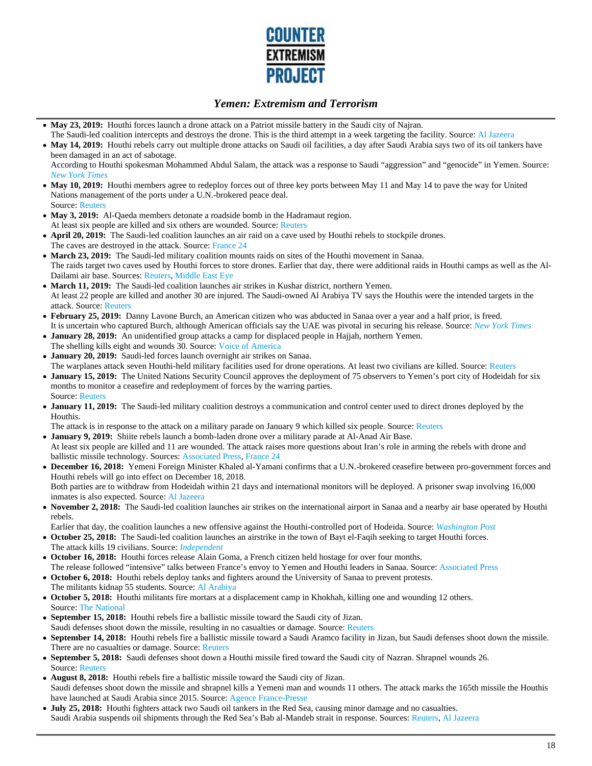- **May 23, 2019:** Houthi forces launch a drone attack on a Patriot missile battery in the Saudi city of Najran.
  The Saudi-led coalition intercepts and destroys the drone. This is the third attempt in a week targeting the facility. Source: Al Jazeera
- **May 14, 2019:** Houthi rebels carry out multiple drone attacks on Saudi oil facilities, a day after Saudi Arabia says two of its oil tankers have been damaged in an act of sabotage.
  According to Houthi spokesman Mohammed Abdul Salam, the attack was a response to Saudi "aggression" and "genocide" in Yemen. Source: *New York Times*
- **May 10, 2019:** Houthi members agree to redeploy forces out of three key ports between May 11 and May 14 to pave the way for United Nations management of the ports under a U.N.-brokered peace deal.
  Source: Reuters
- **May 3, 2019:** Al-Qaeda members detonate a roadside bomb in the Hadramaut region.
  At least six people are killed and six others are wounded. Source: Reuters
- **April 20, 2019:** The Saudi-led coalition launches an air raid on a cave used by Houthi rebels to stockpile drones.
  The caves are destroyed in the attack. Source: France 24
- **March 23, 2019:** The Saudi-led military coalition mounts raids on sites of the Houthi movement in Sanaa.
  The raids target two caves used by Houthi forces to store drones. Earlier that day, there were additional raids in Houthi camps as well as the Al-Dailami air base. Sources: Reuters, Middle East Eye
- **March 11, 2019:** The Saudi-led coalition launches air strikes in Kushar district, northern Yemen.
  At least 22 people are killed and another 30 are injured. The Saudi-owned Al Arabiya TV says the Houthis were the intended targets in the attack. Source: Reuters
- **February 25, 2019:** Danny Lavone Burch, an American citizen who was abducted in Sanaa over a year and a half prior, is freed.
  It is uncertain who captured Burch, although American officials say the UAE was pivotal in securing his release. Source: *New York Times*
- **January 28, 2019:** An unidentified group attacks a camp for displaced people in Hajjah, northern Yemen.
  The shelling kills eight and wounds 30. Source: Voice of America
- **January 20, 2019:** Saudi-led forces launch overnight air strikes on Sanaa.
  The warplanes attack seven Houthi-held military facilities used for drone operations. At least two civilians are killed. Source: Reuters
- **January 15, 2019:** The United Nations Security Council approves the deployment of 75 observers to Yemen's port city of Hodeidah for six months to monitor a ceasefire and redeployment of forces by the warring parties.
  Source: Reuters
- **January 11, 2019:** The Saudi-led military coalition destroys a communication and control center used to direct drones deployed by the Houthis.
  The attack is in response to the attack on a military parade on January 9 which killed six people. Source: Reuters
- **January 9, 2019:** Shiite rebels launch a bomb-laden drone over a military parade at Al-Anad Air Base.
  At least six people are killed and 11 are wounded. The attack raises more questions about Iran's role in arming the rebels with drone and ballistic missile technology. Sources: Associated Press, France 24
- **December 16, 2018:** Yemeni Foreign Minister Khaled al-Yamani confirms that a U.N.-brokered ceasefire between pro-government forces and Houthi rebels will go into effect on December 18, 2018.
  Both parties are to withdraw from Hodeidah within 21 days and international monitors will be deployed. A prisoner swap involving 16,000 inmates is also expected. Source: Al Jazeera
- **November 2, 2018:** The Saudi-led coalition launches air strikes on the international airport in Sanaa and a nearby air base operated by Houthi rebels.
  Earlier that day, the coalition launches a new offensive against the Houthi-controlled port of Hodeida. Source: *Washington Post*
- **October 25, 2018:** The Saudi-led coalition launches an airstrike in the town of Bayt el-Faqih seeking to target Houthi forces.
  The attack kills 19 civilians. Source: *Independent*
- **October 16, 2018:** Houthi forces release Alain Goma, a French citizen held hostage for over four months.
  The release followed "intensive" talks between France's envoy to Yemen and Houthi leaders in Sanaa. Source: Associated Press
- **October 6, 2018:** Houthi rebels deploy tanks and fighters around the University of Sanaa to prevent protests.
  The militants kidnap 55 students. Source: Al Arabiya
- **October 5, 2018:** Houthi militants fire mortars at a displacement camp in Khokhah, killing one and wounding 12 others.
  Source: The National
- **September 15, 2018:** Houthi rebels fire a ballistic missile toward the Saudi city of Jizan.
  Saudi defenses shoot down the missile, resulting in no casualties or damage. Source: Reuters
- **September 14, 2018:** Houthi rebels fire a ballistic missile toward a Saudi Aramco facility in Jizan, but Saudi defenses shoot down the missile.
  There are no casualties or damage. Source: Reuters
- **September 5, 2018:** Saudi defenses shoot down a Houthi missile fired toward the Saudi city of Nazran. Shrapnel wounds 26.
  Source: Reuters
- **August 8, 2018:** Houthi rebels fire a ballistic missile toward the Saudi city of Jizan.
  Saudi defenses shoot down the missile and shrapnel kills a Yemeni man and wounds 11 others. The attack marks the 165th missile the Houthis have launched at Saudi Arabia since 2015. Source: Agence France-Presse
- **July 25, 2018:** Houthi fighters attack two Saudi oil tankers in the Red Sea, causing minor damage and no casualties.
  Saudi Arabia suspends oil shipments through the Red Sea's Bab al-Mandeb strait in response. Sources: Reuters, Al Jazeera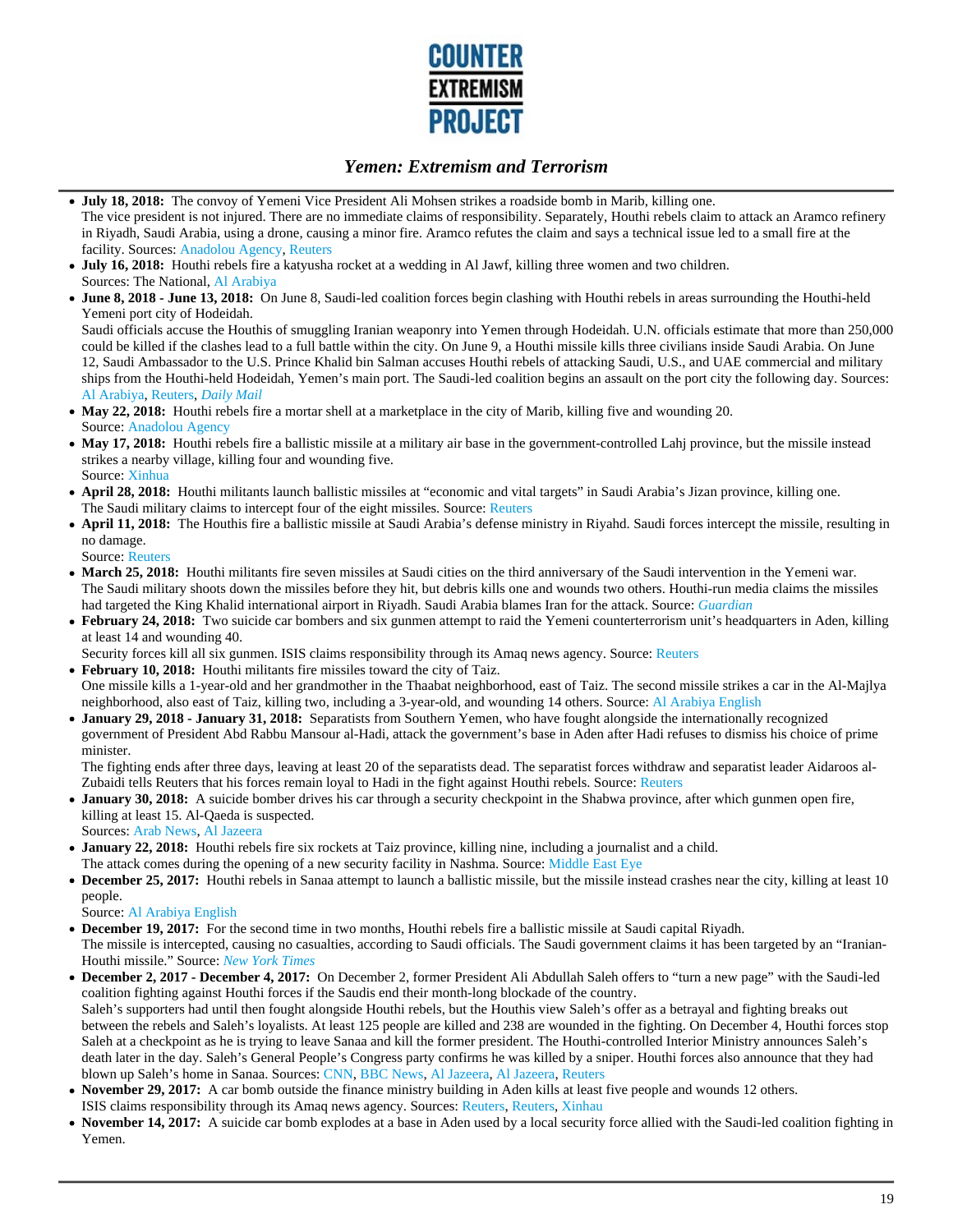- **July 18, 2018:** The convoy of Yemeni Vice President Ali Mohsen strikes a roadside bomb in Marib, killing one.
The vice president is not injured. There are no immediate claims of responsibility. Separately, Houthi rebels claim to attack an Aramco refinery in Riyadh, Saudi Arabia, using a drone, causing a minor fire. Aramco refutes the claim and says a technical issue led to a small fire at the facility. Sources: Anadolou Agency, Reuters
- **July 16, 2018:** Houthi rebels fire a katyusha rocket at a wedding in Al Jawf, killing three women and two children.
Sources: The National, Al Arabiya
- **June 8, 2018 - June 13, 2018:** On June 8, Saudi-led coalition forces begin clashing with Houthi rebels in areas surrounding the Houthi-held Yemeni port city of Hodeidah.
Saudi officials accuse the Houthis of smuggling Iranian weaponry into Yemen through Hodeidah. U.N. officials estimate that more than 250,000 could be killed if the clashes lead to a full battle within the city. On June 9, a Houthi missile kills three civilians inside Saudi Arabia. On June 12, Saudi Ambassador to the U.S. Prince Khalid bin Salman accuses Houthi rebels of attacking Saudi, U.S., and UAE commercial and military ships from the Houthi-held Hodeidah, Yemen's main port. The Saudi-led coalition begins an assault on the port city the following day. Sources: Al Arabiya, Reuters, *Daily Mail*
- **May 22, 2018:** Houthi rebels fire a mortar shell at a marketplace in the city of Marib, killing five and wounding 20.
Source: Anadolou Agency
- **May 17, 2018:** Houthi rebels fire a ballistic missile at a military air base in the government-controlled Lahj province, but the missile instead strikes a nearby village, killing four and wounding five.
Source: Xinhua
- **April 28, 2018:** Houthi militants launch ballistic missiles at "economic and vital targets" in Saudi Arabia's Jizan province, killing one.
The Saudi military claims to intercept four of the eight missiles. Source: Reuters
- **April 11, 2018:** The Houthis fire a ballistic missile at Saudi Arabia's defense ministry in Riyahd. Saudi forces intercept the missile, resulting in no damage.
Source: Reuters
- **March 25, 2018:** Houthi militants fire seven missiles at Saudi cities on the third anniversary of the Saudi intervention in the Yemeni war.
The Saudi military shoots down the missiles before they hit, but debris kills one and wounds two others. Houthi-run media claims the missiles had targeted the King Khalid international airport in Riyadh. Saudi Arabia blames Iran for the attack. Source: *Guardian*
- **February 24, 2018:** Two suicide car bombers and six gunmen attempt to raid the Yemeni counterterrorism unit's headquarters in Aden, killing at least 14 and wounding 40.
Security forces kill all six gunmen. ISIS claims responsibility through its Amaq news agency. Source: Reuters
- **February 10, 2018:** Houthi militants fire missiles toward the city of Taiz.
One missile kills a 1-year-old and her grandmother in the Thaabat neighborhood, east of Taiz. The second missile strikes a car in the Al-Majlya neighborhood, also east of Taiz, killing two, including a 3-year-old, and wounding 14 others. Source: Al Arabiya English
- **January 29, 2018 - January 31, 2018:** Separatists from Southern Yemen, who have fought alongside the internationally recognized government of President Abd Rabbu Mansour al-Hadi, attack the government's base in Aden after Hadi refuses to dismiss his choice of prime minister.
The fighting ends after three days, leaving at least 20 of the separatists dead. The separatist forces withdraw and separatist leader Aidaroos al-Zubaidi tells Reuters that his forces remain loyal to Hadi in the fight against Houthi rebels. Source: Reuters
- **January 30, 2018:** A suicide bomber drives his car through a security checkpoint in the Shabwa province, after which gunmen open fire, killing at least 15. Al-Qaeda is suspected.
Sources: Arab News, Al Jazeera
- **January 22, 2018:** Houthi rebels fire six rockets at Taiz province, killing nine, including a journalist and a child.
The attack comes during the opening of a new security facility in Nashma. Source: Middle East Eye
- **December 25, 2017:** Houthi rebels in Sanaa attempt to launch a ballistic missile, but the missile instead crashes near the city, killing at least 10 people.
Source: Al Arabiya English
- **December 19, 2017:** For the second time in two months, Houthi rebels fire a ballistic missile at Saudi capital Riyadh.
The missile is intercepted, causing no casualties, according to Saudi officials. The Saudi government claims it has been targeted by an "Iranian-Houthi missile." Source: *New York Times*
- **December 2, 2017 - December 4, 2017:** On December 2, former President Ali Abdullah Saleh offers to "turn a new page" with the Saudi-led coalition fighting against Houthi forces if the Saudis end their month-long blockade of the country.
Saleh's supporters had until then fought alongside Houthi rebels, but the Houthis view Saleh's offer as a betrayal and fighting breaks out between the rebels and Saleh's loyalists. At least 125 people are killed and 238 are wounded in the fighting. On December 4, Houthi forces stop Saleh at a checkpoint as he is trying to leave Sanaa and kill the former president. The Houthi-controlled Interior Ministry announces Saleh's death later in the day. Saleh's General People's Congress party confirms he was killed by a sniper. Houthi forces also announce that they had blown up Saleh's home in Sanaa. Sources: CNN, BBC News, Al Jazeera, Al Jazeera, Reuters
- **November 29, 2017:** A car bomb outside the finance ministry building in Aden kills at least five people and wounds 12 others.
ISIS claims responsibility through its Amaq news agency. Sources: Reuters, Reuters, Xinhau
- **November 14, 2017:** A suicide car bomb explodes at a base in Aden used by a local security force allied with the Saudi-led coalition fighting in Yemen.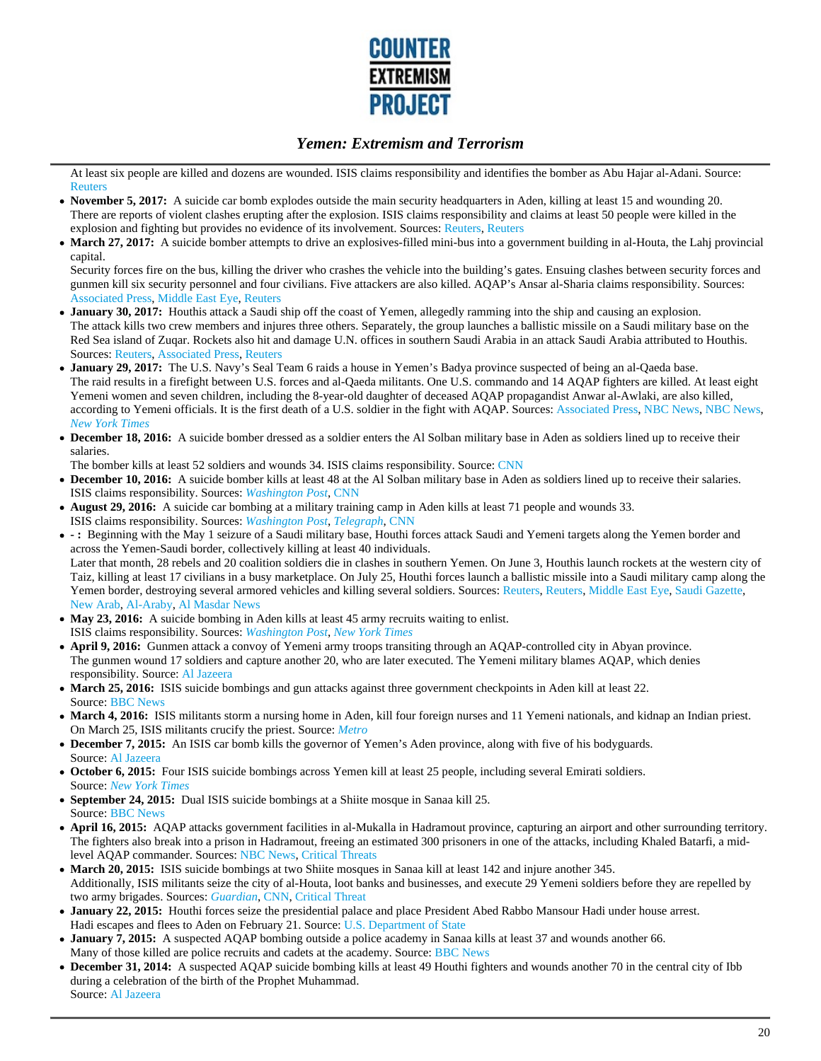At least six people are killed and dozens are wounded. ISIS claims responsibility and identifies the bomber as Abu Hajar al-Adani. Source: Reuters

- **November 5, 2017:** A suicide car bomb explodes outside the main security headquarters in Aden, killing at least 15 and wounding 20. There are reports of violent clashes erupting after the explosion. ISIS claims responsibility and claims at least 50 people were killed in the explosion and fighting but provides no evidence of its involvement. Sources: Reuters, Reuters
- **March 27, 2017:** A suicide bomber attempts to drive an explosives-filled mini-bus into a government building in al-Houta, the Lahj provincial capital.
  Security forces fire on the bus, killing the driver who crashes the vehicle into the building's gates. Ensuing clashes between security forces and gunmen kill six security personnel and four civilians. Five attackers are also killed. AQAP's Ansar al-Sharia claims responsibility. Sources: Associated Press, Middle East Eye, Reuters
- **January 30, 2017:** Houthis attack a Saudi ship off the coast of Yemen, allegedly ramming into the ship and causing an explosion.
  The attack kills two crew members and injures three others. Separately, the group launches a ballistic missile on a Saudi military base on the Red Sea island of Zuqar. Rockets also hit and damage U.N. offices in southern Saudi Arabia in an attack Saudi Arabia attributed to Houthis. Sources: Reuters, Associated Press, Reuters
- **January 29, 2017:** The U.S. Navy's Seal Team 6 raids a house in Yemen's Badya province suspected of being an al-Qaeda base.
  The raid results in a firefight between U.S. forces and al-Qaeda militants. One U.S. commando and 14 AQAP fighters are killed. At least eight Yemeni women and seven children, including the 8-year-old daughter of deceased AQAP propagandist Anwar al-Awlaki, are also killed, according to Yemeni officials. It is the first death of a U.S. soldier in the fight with AQAP. Sources: Associated Press, NBC News, NBC News, *New York Times*
- **December 18, 2016:** A suicide bomber dressed as a soldier enters the Al Solban military base in Aden as soldiers lined up to receive their salaries.
  The bomber kills at least 52 soldiers and wounds 34. ISIS claims responsibility. Source: CNN
- **December 10, 2016:** A suicide bomber kills at least 48 at the Al Solban military base in Aden as soldiers lined up to receive their salaries.
  ISIS claims responsibility. Sources: *Washington Post*, CNN
- **August 29, 2016:** A suicide car bombing at a military training camp in Aden kills at least 71 people and wounds 33.
  ISIS claims responsibility. Sources: *Washington Post*, *Telegraph*, CNN
- **- :** Beginning with the May 1 seizure of a Saudi military base, Houthi forces attack Saudi and Yemeni targets along the Yemen border and across the Yemen-Saudi border, collectively killing at least 40 individuals.
  Later that month, 28 rebels and 20 coalition soldiers die in clashes in southern Yemen. On June 3, Houthis launch rockets at the western city of Taiz, killing at least 17 civilians in a busy marketplace. On July 25, Houthi forces launch a ballistic missile into a Saudi military camp along the Yemen border, destroying several armored vehicles and killing several soldiers. Sources: Reuters, Reuters, Middle East Eye, Saudi Gazette, New Arab, Al-Araby, Al Masdar News
- **May 23, 2016:** A suicide bombing in Aden kills at least 45 army recruits waiting to enlist.
  ISIS claims responsibility. Sources: *Washington Post*, *New York Times*
- **April 9, 2016:** Gunmen attack a convoy of Yemeni army troops transiting through an AQAP-controlled city in Abyan province.
  The gunmen wound 17 soldiers and capture another 20, who are later executed. The Yemeni military blames AQAP, which denies responsibility. Source: Al Jazeera
- **March 25, 2016:** ISIS suicide bombings and gun attacks against three government checkpoints in Aden kill at least 22.
  Source: BBC News
- **March 4, 2016:** ISIS militants storm a nursing home in Aden, kill four foreign nurses and 11 Yemeni nationals, and kidnap an Indian priest.
  On March 25, ISIS militants crucify the priest. Source: *Metro*
- **December 7, 2015:** An ISIS car bomb kills the governor of Yemen's Aden province, along with five of his bodyguards.
  Source: Al Jazeera
- **October 6, 2015:** Four ISIS suicide bombings across Yemen kill at least 25 people, including several Emirati soldiers.
  Source: *New York Times*
- **September 24, 2015:** Dual ISIS suicide bombings at a Shiite mosque in Sanaa kill 25.
  Source: BBC News
- **April 16, 2015:** AQAP attacks government facilities in al-Mukalla in Hadramout province, capturing an airport and other surrounding territory.
  The fighters also break into a prison in Hadramout, freeing an estimated 300 prisoners in one of the attacks, including Khaled Batarfi, a mid-level AQAP commander. Sources: NBC News, Critical Threats
- **March 20, 2015:** ISIS suicide bombings at two Shiite mosques in Sanaa kill at least 142 and injure another 345.
  Additionally, ISIS militants seize the city of al-Houta, loot banks and businesses, and execute 29 Yemeni soldiers before they are repelled by two army brigades. Sources: *Guardian*, CNN, Critical Threat
- **January 22, 2015:** Houthi forces seize the presidential palace and place President Abed Rabbo Mansour Hadi under house arrest.
  Hadi escapes and flees to Aden on February 21. Source: U.S. Department of State
- **January 7, 2015:** A suspected AQAP bombing outside a police academy in Sanaa kills at least 37 and wounds another 66.
  Many of those killed are police recruits and cadets at the academy. Source: BBC News
- **December 31, 2014:** A suspected AQAP suicide bombing kills at least 49 Houthi fighters and wounds another 70 in the central city of Ibb during a celebration of the birth of the Prophet Muhammad.
  Source: Al Jazeera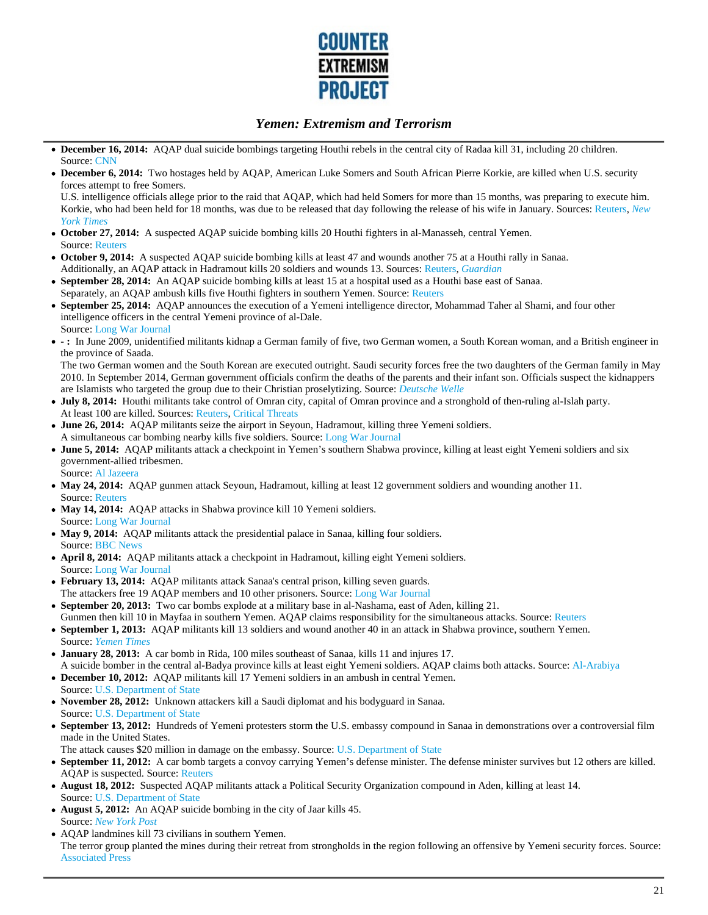- **December 16, 2014:** AQAP dual suicide bombings targeting Houthi rebels in the central city of Radaa kill 31, including 20 children.
  Source: CNN
- **December 6, 2014:** Two hostages held by AQAP, American Luke Somers and South African Pierre Korkie, are killed when U.S. security forces attempt to free Somers.
  U.S. intelligence officials allege prior to the raid that AQAP, which had held Somers for more than 15 months, was preparing to execute him. Korkie, who had been held for 18 months, was due to be released that day following the release of his wife in January. Sources: Reuters, *New York Times*
- **October 27, 2014:** A suspected AQAP suicide bombing kills 20 Houthi fighters in al-Manasseh, central Yemen.
  Source: Reuters
- **October 9, 2014:** A suspected AQAP suicide bombing kills at least 47 and wounds another 75 at a Houthi rally in Sanaa.
  Additionally, an AQAP attack in Hadramout kills 20 soldiers and wounds 13. Sources: Reuters, *Guardian*
- **September 28, 2014:** An AQAP suicide bombing kills at least 15 at a hospital used as a Houthi base east of Sanaa.
  Separately, an AQAP ambush kills five Houthi fighters in southern Yemen. Source: Reuters
- **September 25, 2014:** AQAP announces the execution of a Yemeni intelligence director, Mohammad Taher al Shami, and four other intelligence officers in the central Yemeni province of al-Dale.
  Source: Long War Journal
- **- :** In June 2009, unidentified militants kidnap a German family of five, two German women, a South Korean woman, and a British engineer in the province of Saada.
  The two German women and the South Korean are executed outright. Saudi security forces free the two daughters of the German family in May 2010. In September 2014, German government officials confirm the deaths of the parents and their infant son. Officials suspect the kidnappers are Islamists who targeted the group due to their Christian proselytizing. Source: *Deutsche Welle*
- **July 8, 2014:** Houthi militants take control of Omran city, capital of Omran province and a stronghold of then-ruling al-Islah party.
  At least 100 are killed. Sources: Reuters, Critical Threats
- **June 26, 2014:** AQAP militants seize the airport in Seyoun, Hadramout, killing three Yemeni soldiers.
  A simultaneous car bombing nearby kills five soldiers. Source: Long War Journal
- **June 5, 2014:** AQAP militants attack a checkpoint in Yemen's southern Shabwa province, killing at least eight Yemeni soldiers and six government-allied tribesmen.
  Source: Al Jazeera
- **May 24, 2014:** AQAP gunmen attack Seyoun, Hadramout, killing at least 12 government soldiers and wounding another 11.
  Source: Reuters
- **May 14, 2014:** AQAP attacks in Shabwa province kill 10 Yemeni soldiers.
  Source: Long War Journal
- **May 9, 2014:** AQAP militants attack the presidential palace in Sanaa, killing four soldiers.
  Source: BBC News
- **April 8, 2014:** AQAP militants attack a checkpoint in Hadramout, killing eight Yemeni soldiers.
  Source: Long War Journal
- **February 13, 2014:** AQAP militants attack Sanaa's central prison, killing seven guards.
  The attackers free 19 AQAP members and 10 other prisoners. Source: Long War Journal
- **September 20, 2013:** Two car bombs explode at a military base in al-Nashama, east of Aden, killing 21.
  Gunmen then kill 10 in Mayfaa in southern Yemen. AQAP claims responsibility for the simultaneous attacks. Source: Reuters
- **September 1, 2013:** AQAP militants kill 13 soldiers and wound another 40 in an attack in Shabwa province, southern Yemen.
  Source: *Yemen Times*
- **January 28, 2013:** A car bomb in Rida, 100 miles southeast of Sanaa, kills 11 and injures 17.
  A suicide bomber in the central al-Badya province kills at least eight Yemeni soldiers. AQAP claims both attacks. Source: Al-Arabiya
- **December 10, 2012:** AQAP militants kill 17 Yemeni soldiers in an ambush in central Yemen.
  Source: U.S. Department of State
- **November 28, 2012:** Unknown attackers kill a Saudi diplomat and his bodyguard in Sanaa.
  Source: U.S. Department of State
- **September 13, 2012:** Hundreds of Yemeni protesters storm the U.S. embassy compound in Sanaa in demonstrations over a controversial film made in the United States.
  The attack causes $20 million in damage on the embassy. Source: U.S. Department of State
- **September 11, 2012:** A car bomb targets a convoy carrying Yemen's defense minister. The defense minister survives but 12 others are killed. AQAP is suspected. Source: Reuters
- **August 18, 2012:** Suspected AQAP militants attack a Political Security Organization compound in Aden, killing at least 14.
  Source: U.S. Department of State
- **August 5, 2012:** An AQAP suicide bombing in the city of Jaar kills 45.
  Source: *New York Post*
- AQAP landmines kill 73 civilians in southern Yemen.
  The terror group planted the mines during their retreat from strongholds in the region following an offensive by Yemeni security forces. Source: Associated Press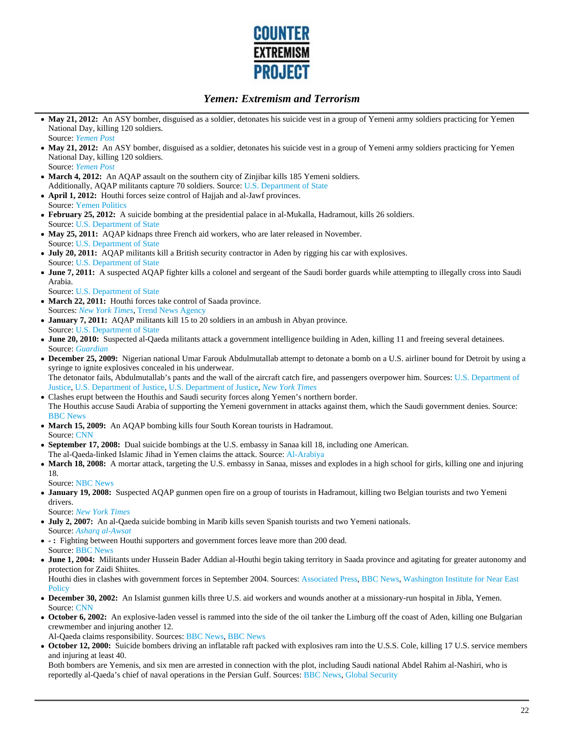- **May 21, 2012:** An ASY bomber, disguised as a soldier, detonates his suicide vest in a group of Yemeni army soldiers practicing for Yemen National Day, killing 120 soldiers.
  Source: *Yemen Post*
- **May 21, 2012:** An ASY bomber, disguised as a soldier, detonates his suicide vest in a group of Yemeni army soldiers practicing for Yemen National Day, killing 120 soldiers.
  Source: *Yemen Post*
- **March 4, 2012:** An AQAP assault on the southern city of Zinjibar kills 185 Yemeni soldiers.
  Additionally, AQAP militants capture 70 soldiers. Source: U.S. Department of State
- **April 1, 2012:** Houthi forces seize control of Hajjah and al-Jawf provinces.
  Source: Yemen Politics
- **February 25, 2012:** A suicide bombing at the presidential palace in al-Mukalla, Hadramout, kills 26 soldiers.
  Source: U.S. Department of State
- **May 25, 2011:** AQAP kidnaps three French aid workers, who are later released in November.
  Source: U.S. Department of State
- **July 20, 2011:** AQAP militants kill a British security contractor in Aden by rigging his car with explosives.
  Source: U.S. Department of State
- **June 7, 2011:** A suspected AQAP fighter kills a colonel and sergeant of the Saudi border guards while attempting to illegally cross into Saudi Arabia.
  Source: U.S. Department of State
- **March 22, 2011:** Houthi forces take control of Saada province.
  Sources: *New York Times*, Trend News Agency
- **January 7, 2011:** AQAP militants kill 15 to 20 soldiers in an ambush in Abyan province.
  Source: U.S. Department of State
- **June 20, 2010:** Suspected al-Qaeda militants attack a government intelligence building in Aden, killing 11 and freeing several detainees.
  Source: *Guardian*
- **December 25, 2009:** Nigerian national Umar Farouk Abdulmutallab attempt to detonate a bomb on a U.S. airliner bound for Detroit by using a syringe to ignite explosives concealed in his underwear.
  The detonator fails, Abdulmutallab's pants and the wall of the aircraft catch fire, and passengers overpower him. Sources: U.S. Department of Justice, U.S. Department of Justice, U.S. Department of Justice, *New York Times*
- Clashes erupt between the Houthis and Saudi security forces along Yemen's northern border.
  The Houthis accuse Saudi Arabia of supporting the Yemeni government in attacks against them, which the Saudi government denies. Source: BBC News
- **March 15, 2009:** An AQAP bombing kills four South Korean tourists in Hadramout.
  Source: CNN
- **September 17, 2008:** Dual suicide bombings at the U.S. embassy in Sanaa kill 18, including one American.
  The al-Qaeda-linked Islamic Jihad in Yemen claims the attack. Source: Al-Arabiya
- **March 18, 2008:** A mortar attack, targeting the U.S. embassy in Sanaa, misses and explodes in a high school for girls, killing one and injuring 18.
  Source: NBC News
- **January 19, 2008:** Suspected AQAP gunmen open fire on a group of tourists in Hadramout, killing two Belgian tourists and two Yemeni drivers.
  Source: *New York Times*
- **July 2, 2007:** An al-Qaeda suicide bombing in Marib kills seven Spanish tourists and two Yemeni nationals.
  Source: *Asharq al-Awsat*
- **- :** Fighting between Houthi supporters and government forces leave more than 200 dead.
  Source: BBC News
- **June 1, 2004:** Militants under Hussein Bader Addian al-Houthi begin taking territory in Saada province and agitating for greater autonomy and protection for Zaidi Shiites.
  Houthi dies in clashes with government forces in September 2004. Sources: Associated Press, BBC News, Washington Institute for Near East Policy
- **December 30, 2002:** An Islamist gunmen kills three U.S. aid workers and wounds another at a missionary-run hospital in Jibla, Yemen.
  Source: CNN
- **October 6, 2002:** An explosive-laden vessel is rammed into the side of the oil tanker the Limburg off the coast of Aden, killing one Bulgarian crewmember and injuring another 12.
  Al-Qaeda claims responsibility. Sources: BBC News, BBC News
- **October 12, 2000:** Suicide bombers driving an inflatable raft packed with explosives ram into the U.S.S. Cole, killing 17 U.S. service members and injuring at least 40.
  Both bombers are Yemenis, and six men are arrested in connection with the plot, including Saudi national Abdel Rahim al-Nashiri, who is reportedly al-Qaeda's chief of naval operations in the Persian Gulf. Sources: BBC News, Global Security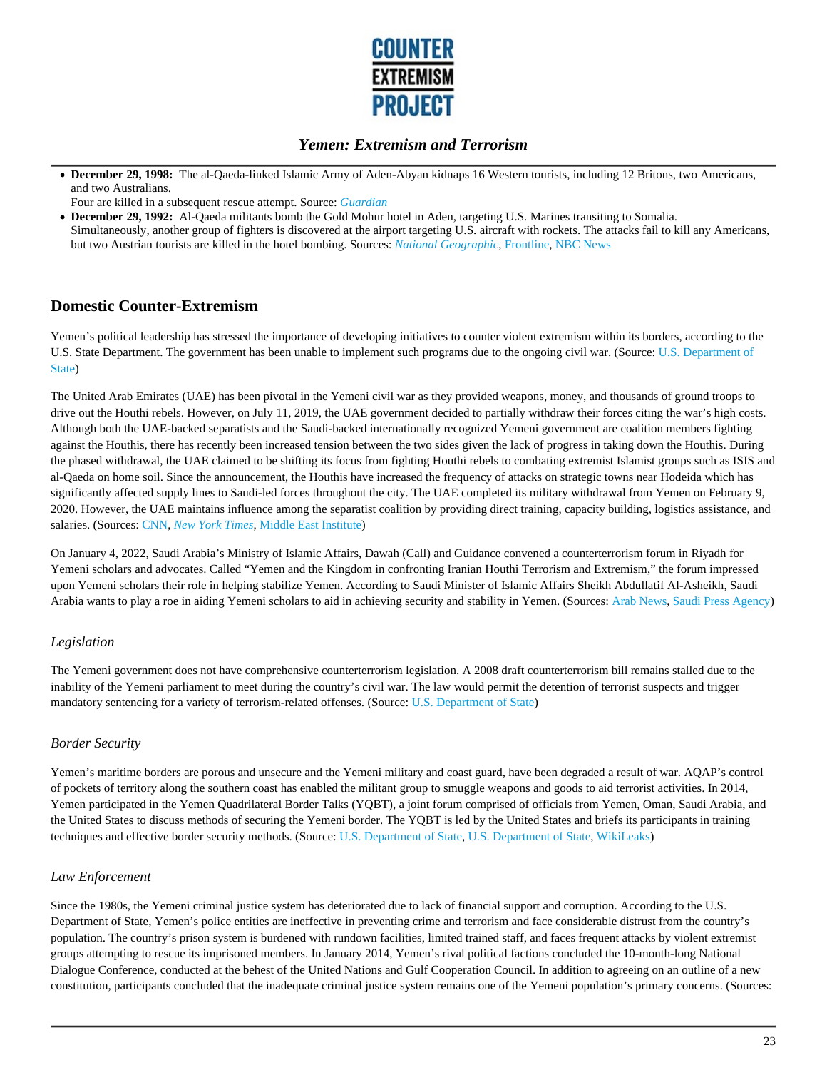- **December 29, 1998:** The al-Qaeda-linked Islamic Army of Aden-Abyan kidnaps 16 Western tourists, including 12 Britons, two Americans, and two Australians.
  Four are killed in a subsequent rescue attempt. Source: *Guardian*
- **December 29, 1992:** Al-Qaeda militants bomb the Gold Mohur hotel in Aden, targeting U.S. Marines transiting to Somalia. Simultaneously, another group of fighters is discovered at the airport targeting U.S. aircraft with rockets. The attacks fail to kill any Americans, but two Austrian tourists are killed in the hotel bombing. Sources: *National Geographic*, Frontline, NBC News

## Domestic Counter-Extremism

Yemen's political leadership has stressed the importance of developing initiatives to counter violent extremism within its borders, according to the U.S. State Department. The government has been unable to implement such programs due to the ongoing civil war. (Source: U.S. Department of State)

The United Arab Emirates (UAE) has been pivotal in the Yemeni civil war as they provided weapons, money, and thousands of ground troops to drive out the Houthi rebels. However, on July 11, 2019, the UAE government decided to partially withdraw their forces citing the war's high costs. Although both the UAE-backed separatists and the Saudi-backed internationally recognized Yemeni government are coalition members fighting against the Houthis, there has recently been increased tension between the two sides given the lack of progress in taking down the Houthis. During the phased withdrawal, the UAE claimed to be shifting its focus from fighting Houthi rebels to combating extremist Islamist groups such as ISIS and al-Qaeda on home soil. Since the announcement, the Houthis have increased the frequency of attacks on strategic towns near Hodeida which has significantly affected supply lines to Saudi-led forces throughout the city. The UAE completed its military withdrawal from Yemen on February 9, 2020. However, the UAE maintains influence among the separatist coalition by providing direct training, capacity building, logistics assistance, and salaries. (Sources: CNN, *New York Times*, Middle East Institute)

On January 4, 2022, Saudi Arabia's Ministry of Islamic Affairs, Dawah (Call) and Guidance convened a counterterrorism forum in Riyadh for Yemeni scholars and advocates. Called "Yemen and the Kingdom in confronting Iranian Houthi Terrorism and Extremism," the forum impressed upon Yemeni scholars their role in helping stabilize Yemen. According to Saudi Minister of Islamic Affairs Sheikh Abdullatif Al-Asheikh, Saudi Arabia wants to play a roe in aiding Yemeni scholars to aid in achieving security and stability in Yemen. (Sources: Arab News, Saudi Press Agency)

### *Legislation*

The Yemeni government does not have comprehensive counterterrorism legislation. A 2008 draft counterterrorism bill remains stalled due to the inability of the Yemeni parliament to meet during the country's civil war. The law would permit the detention of terrorist suspects and trigger mandatory sentencing for a variety of terrorism-related offenses. (Source: U.S. Department of State)

### *Border Security*

Yemen's maritime borders are porous and unsecure and the Yemeni military and coast guard, have been degraded a result of war. AQAP's control of pockets of territory along the southern coast has enabled the militant group to smuggle weapons and goods to aid terrorist activities. In 2014, Yemen participated in the Yemen Quadrilateral Border Talks (YQBT), a joint forum comprised of officials from Yemen, Oman, Saudi Arabia, and the United States to discuss methods of securing the Yemeni border. The YQBT is led by the United States and briefs its participants in training techniques and effective border security methods. (Source: U.S. Department of State, U.S. Department of State, WikiLeaks)

### *Law Enforcement*

Since the 1980s, the Yemeni criminal justice system has deteriorated due to lack of financial support and corruption. According to the U.S. Department of State, Yemen's police entities are ineffective in preventing crime and terrorism and face considerable distrust from the country's population. The country's prison system is burdened with rundown facilities, limited trained staff, and faces frequent attacks by violent extremist groups attempting to rescue its imprisoned members. In January 2014, Yemen's rival political factions concluded the 10-month-long National Dialogue Conference, conducted at the behest of the United Nations and Gulf Cooperation Council. In addition to agreeing on an outline of a new constitution, participants concluded that the inadequate criminal justice system remains one of the Yemeni population's primary concerns. (Sources: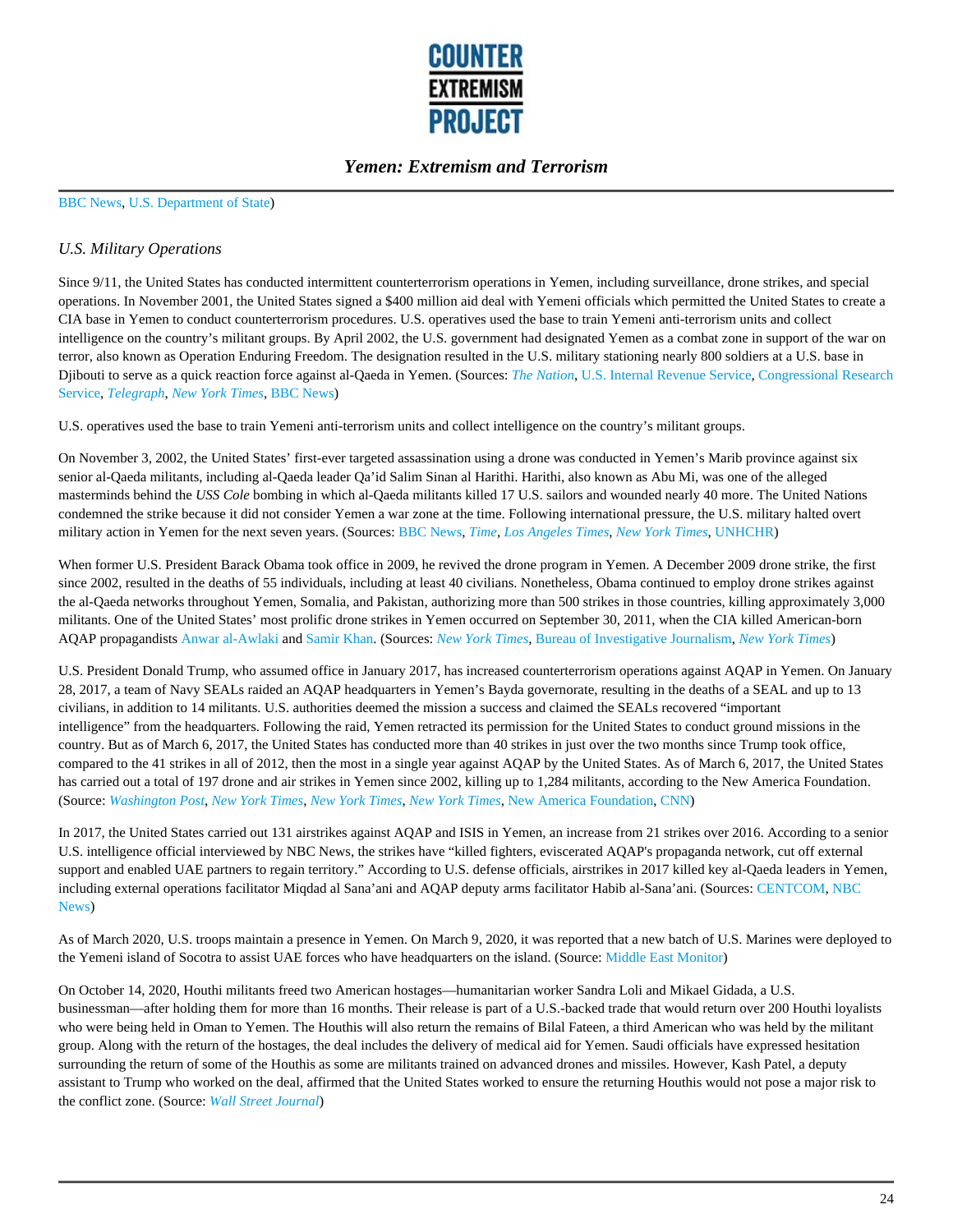BBC News, U.S. Department of State)

*U.S. Military Operations*

Since 9/11, the United States has conducted intermittent counterterrorism operations in Yemen, including surveillance, drone strikes, and special operations. In November 2001, the United States signed a $400 million aid deal with Yemeni officials which permitted the United States to create a CIA base in Yemen to conduct counterterrorism procedures. U.S. operatives used the base to train Yemeni anti-terrorism units and collect intelligence on the country's militant groups. By April 2002, the U.S. government had designated Yemen as a combat zone in support of the war on terror, also known as Operation Enduring Freedom. The designation resulted in the U.S. military stationing nearly 800 soldiers at a U.S. base in Djibouti to serve as a quick reaction force against al-Qaeda in Yemen. (Sources: *The Nation*, U.S. Internal Revenue Service, Congressional Research Service, *Telegraph*, *New York Times*, BBC News)

U.S. operatives used the base to train Yemeni anti-terrorism units and collect intelligence on the country's militant groups.

On November 3, 2002, the United States' first-ever targeted assassination using a drone was conducted in Yemen's Marib province against six senior al-Qaeda militants, including al-Qaeda leader Qa'id Salim Sinan al Harithi. Harithi, also known as Abu Mi, was one of the alleged masterminds behind the *USS Cole* bombing in which al-Qaeda militants killed 17 U.S. sailors and wounded nearly 40 more. The United Nations condemned the strike because it did not consider Yemen a war zone at the time. Following international pressure, the U.S. military halted overt military action in Yemen for the next seven years. (Sources: BBC News, *Time*, *Los Angeles Times*, *New York Times*, UNHCHR)

When former U.S. President Barack Obama took office in 2009, he revived the drone program in Yemen. A December 2009 drone strike, the first since 2002, resulted in the deaths of 55 individuals, including at least 40 civilians. Nonetheless, Obama continued to employ drone strikes against the al-Qaeda networks throughout Yemen, Somalia, and Pakistan, authorizing more than 500 strikes in those countries, killing approximately 3,000 militants. One of the United States' most prolific drone strikes in Yemen occurred on September 30, 2011, when the CIA killed American-born AQAP propagandists Anwar al-Awlaki and Samir Khan. (Sources: *New York Times*, Bureau of Investigative Journalism, *New York Times*)

U.S. President Donald Trump, who assumed office in January 2017, has increased counterterrorism operations against AQAP in Yemen. On January 28, 2017, a team of Navy SEALs raided an AQAP headquarters in Yemen's Bayda governorate, resulting in the deaths of a SEAL and up to 13 civilians, in addition to 14 militants. U.S. authorities deemed the mission a success and claimed the SEALs recovered "important intelligence" from the headquarters. Following the raid, Yemen retracted its permission for the United States to conduct ground missions in the country. But as of March 6, 2017, the United States has conducted more than 40 strikes in just over the two months since Trump took office, compared to the 41 strikes in all of 2012, then the most in a single year against AQAP by the United States. As of March 6, 2017, the United States has carried out a total of 197 drone and air strikes in Yemen since 2002, killing up to 1,284 militants, according to the New America Foundation. (Source: *Washington Post*, *New York Times*, *New York Times*, *New York Times*, New America Foundation, CNN)

In 2017, the United States carried out 131 airstrikes against AQAP and ISIS in Yemen, an increase from 21 strikes over 2016. According to a senior U.S. intelligence official interviewed by NBC News, the strikes have "killed fighters, eviscerated AQAP's propaganda network, cut off external support and enabled UAE partners to regain territory." According to U.S. defense officials, airstrikes in 2017 killed key al-Qaeda leaders in Yemen, including external operations facilitator Miqdad al Sana'ani and AQAP deputy arms facilitator Habib al-Sana'ani. (Sources: CENTCOM, NBC News)

As of March 2020, U.S. troops maintain a presence in Yemen. On March 9, 2020, it was reported that a new batch of U.S. Marines were deployed to the Yemeni island of Socotra to assist UAE forces who have headquarters on the island. (Source: Middle East Monitor)

On October 14, 2020, Houthi militants freed two American hostages—humanitarian worker Sandra Loli and Mikael Gidada, a U.S. businessman—after holding them for more than 16 months. Their release is part of a U.S.-backed trade that would return over 200 Houthi loyalists who were being held in Oman to Yemen. The Houthis will also return the remains of Bilal Fateen, a third American who was held by the militant group. Along with the return of the hostages, the deal includes the delivery of medical aid for Yemen. Saudi officials have expressed hesitation surrounding the return of some of the Houthis as some are militants trained on advanced drones and missiles. However, Kash Patel, a deputy assistant to Trump who worked on the deal, affirmed that the United States worked to ensure the returning Houthis would not pose a major risk to the conflict zone. (Source: *Wall Street Journal*)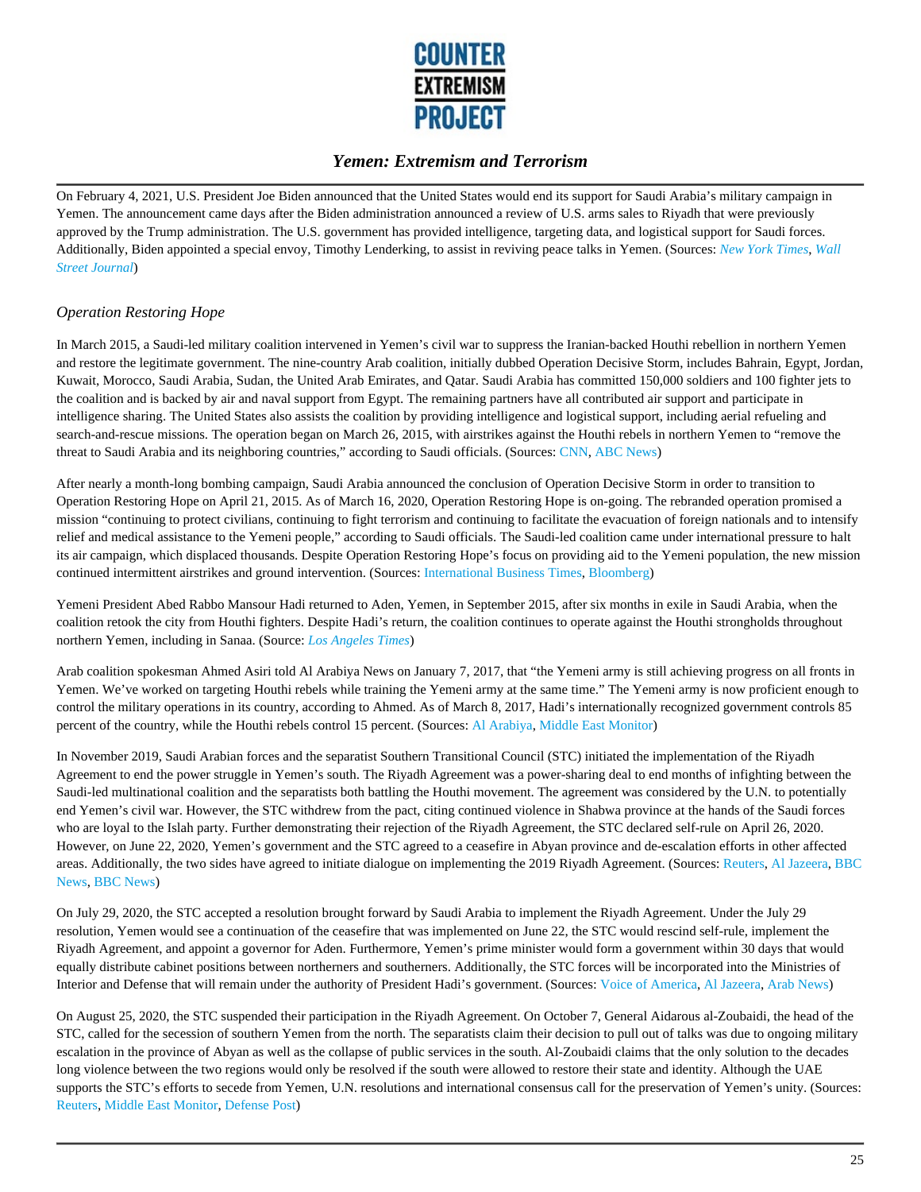On February 4, 2021, U.S. President Joe Biden announced that the United States would end its support for Saudi Arabia's military campaign in Yemen. The announcement came days after the Biden administration announced a review of U.S. arms sales to Riyadh that were previously approved by the Trump administration. The U.S. government has provided intelligence, targeting data, and logistical support for Saudi forces. Additionally, Biden appointed a special envoy, Timothy Lenderking, to assist in reviving peace talks in Yemen. (Sources: *New York Times*, *Wall Street Journal*)

*Operation Restoring Hope*

In March 2015, a Saudi-led military coalition intervened in Yemen's civil war to suppress the Iranian-backed Houthi rebellion in northern Yemen and restore the legitimate government. The nine-country Arab coalition, initially dubbed Operation Decisive Storm, includes Bahrain, Egypt, Jordan, Kuwait, Morocco, Saudi Arabia, Sudan, the United Arab Emirates, and Qatar. Saudi Arabia has committed 150,000 soldiers and 100 fighter jets to the coalition and is backed by air and naval support from Egypt. The remaining partners have all contributed air support and participate in intelligence sharing. The United States also assists the coalition by providing intelligence and logistical support, including aerial refueling and search-and-rescue missions. The operation began on March 26, 2015, with airstrikes against the Houthi rebels in northern Yemen to "remove the threat to Saudi Arabia and its neighboring countries," according to Saudi officials. (Sources: CNN, ABC News)

After nearly a month-long bombing campaign, Saudi Arabia announced the conclusion of Operation Decisive Storm in order to transition to Operation Restoring Hope on April 21, 2015. As of March 16, 2020, Operation Restoring Hope is on-going. The rebranded operation promised a mission "continuing to protect civilians, continuing to fight terrorism and continuing to facilitate the evacuation of foreign nationals and to intensify relief and medical assistance to the Yemeni people," according to Saudi officials. The Saudi-led coalition came under international pressure to halt its air campaign, which displaced thousands. Despite Operation Restoring Hope's focus on providing aid to the Yemeni population, the new mission continued intermittent airstrikes and ground intervention. (Sources: International Business Times, Bloomberg)

Yemeni President Abed Rabbo Mansour Hadi returned to Aden, Yemen, in September 2015, after six months in exile in Saudi Arabia, when the coalition retook the city from Houthi fighters. Despite Hadi's return, the coalition continues to operate against the Houthi strongholds throughout northern Yemen, including in Sanaa. (Source: *Los Angeles Times*)

Arab coalition spokesman Ahmed Asiri told Al Arabiya News on January 7, 2017, that "the Yemeni army is still achieving progress on all fronts in Yemen. We've worked on targeting Houthi rebels while training the Yemeni army at the same time." The Yemeni army is now proficient enough to control the military operations in its country, according to Ahmed. As of March 8, 2017, Hadi's internationally recognized government controls 85 percent of the country, while the Houthi rebels control 15 percent. (Sources: Al Arabiya, Middle East Monitor)

In November 2019, Saudi Arabian forces and the separatist Southern Transitional Council (STC) initiated the implementation of the Riyadh Agreement to end the power struggle in Yemen's south. The Riyadh Agreement was a power-sharing deal to end months of infighting between the Saudi-led multinational coalition and the separatists both battling the Houthi movement. The agreement was considered by the U.N. to potentially end Yemen's civil war. However, the STC withdrew from the pact, citing continued violence in Shabwa province at the hands of the Saudi forces who are loyal to the Islah party. Further demonstrating their rejection of the Riyadh Agreement, the STC declared self-rule on April 26, 2020. However, on June 22, 2020, Yemen's government and the STC agreed to a ceasefire in Abyan province and de-escalation efforts in other affected areas. Additionally, the two sides have agreed to initiate dialogue on implementing the 2019 Riyadh Agreement. (Sources: Reuters, Al Jazeera, BBC News, BBC News)

On July 29, 2020, the STC accepted a resolution brought forward by Saudi Arabia to implement the Riyadh Agreement. Under the July 29 resolution, Yemen would see a continuation of the ceasefire that was implemented on June 22, the STC would rescind self-rule, implement the Riyadh Agreement, and appoint a governor for Aden. Furthermore, Yemen's prime minister would form a government within 30 days that would equally distribute cabinet positions between northerners and southerners. Additionally, the STC forces will be incorporated into the Ministries of Interior and Defense that will remain under the authority of President Hadi's government. (Sources: Voice of America, Al Jazeera, Arab News)

On August 25, 2020, the STC suspended their participation in the Riyadh Agreement. On October 7, General Aidarous al-Zoubaidi, the head of the STC, called for the secession of southern Yemen from the north. The separatists claim their decision to pull out of talks was due to ongoing military escalation in the province of Abyan as well as the collapse of public services in the south. Al-Zoubaidi claims that the only solution to the decades long violence between the two regions would only be resolved if the south were allowed to restore their state and identity. Although the UAE supports the STC's efforts to secede from Yemen, U.N. resolutions and international consensus call for the preservation of Yemen's unity. (Sources: Reuters, Middle East Monitor, Defense Post)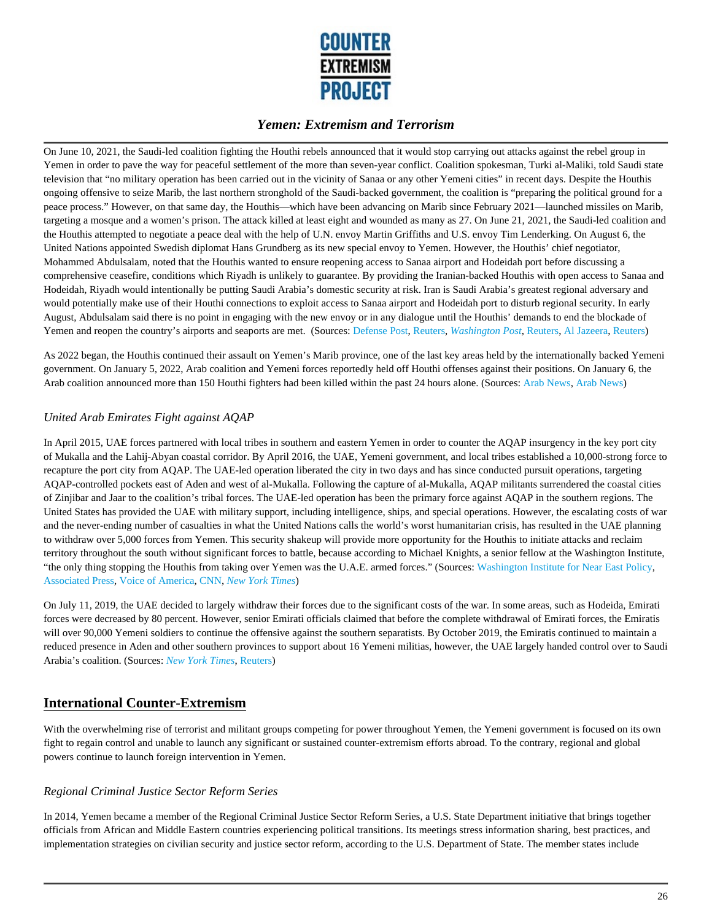On June 10, 2021, the Saudi-led coalition fighting the Houthi rebels announced that it would stop carrying out attacks against the rebel group in Yemen in order to pave the way for peaceful settlement of the more than seven-year conflict. Coalition spokesman, Turki al-Maliki, told Saudi state television that "no military operation has been carried out in the vicinity of Sanaa or any other Yemeni cities" in recent days. Despite the Houthis ongoing offensive to seize Marib, the last northern stronghold of the Saudi-backed government, the coalition is "preparing the political ground for a peace process." However, on that same day, the Houthis—which have been advancing on Marib since February 2021—launched missiles on Marib, targeting a mosque and a women's prison. The attack killed at least eight and wounded as many as 27. On June 21, 2021, the Saudi-led coalition and the Houthis attempted to negotiate a peace deal with the help of U.N. envoy Martin Griffiths and U.S. envoy Tim Lenderking. On August 6, the United Nations appointed Swedish diplomat Hans Grundberg as its new special envoy to Yemen. However, the Houthis' chief negotiator, Mohammed Abdulsalam, noted that the Houthis wanted to ensure reopening access to Sanaa airport and Hodeidah port before discussing a comprehensive ceasefire, conditions which Riyadh is unlikely to guarantee. By providing the Iranian-backed Houthis with open access to Sanaa and Hodeidah, Riyadh would intentionally be putting Saudi Arabia's domestic security at risk. Iran is Saudi Arabia's greatest regional adversary and would potentially make use of their Houthi connections to exploit access to Sanaa airport and Hodeidah port to disturb regional security. In early August, Abdulsalam said there is no point in engaging with the new envoy or in any dialogue until the Houthis' demands to end the blockade of Yemen and reopen the country's airports and seaports are met. (Sources: Defense Post, Reuters, *Washington Post*, Reuters, Al Jazeera, Reuters)

As 2022 began, the Houthis continued their assault on Yemen's Marib province, one of the last key areas held by the internationally backed Yemeni government. On January 5, 2022, Arab coalition and Yemeni forces reportedly held off Houthi offenses against their positions. On January 6, the Arab coalition announced more than 150 Houthi fighters had been killed within the past 24 hours alone. (Sources: Arab News, Arab News)

### *United Arab Emirates Fight against AQAP*

In April 2015, UAE forces partnered with local tribes in southern and eastern Yemen in order to counter the AQAP insurgency in the key port city of Mukalla and the Lahij-Abyan coastal corridor. By April 2016, the UAE, Yemeni government, and local tribes established a 10,000-strong force to recapture the port city from AQAP. The UAE-led operation liberated the city in two days and has since conducted pursuit operations, targeting AQAP-controlled pockets east of Aden and west of al-Mukalla. Following the capture of al-Mukalla, AQAP militants surrendered the coastal cities of Zinjibar and Jaar to the coalition's tribal forces. The UAE-led operation has been the primary force against AQAP in the southern regions. The United States has provided the UAE with military support, including intelligence, ships, and special operations. However, the escalating costs of war and the never-ending number of casualties in what the United Nations calls the world's worst humanitarian crisis, has resulted in the UAE planning to withdraw over 5,000 forces from Yemen. This security shakeup will provide more opportunity for the Houthis to initiate attacks and reclaim territory throughout the south without significant forces to battle, because according to Michael Knights, a senior fellow at the Washington Institute, "the only thing stopping the Houthis from taking over Yemen was the U.A.E. armed forces." (Sources: Washington Institute for Near East Policy, Associated Press, Voice of America, CNN, *New York Times*)

On July 11, 2019, the UAE decided to largely withdraw their forces due to the significant costs of the war. In some areas, such as Hodeida, Emirati forces were decreased by 80 percent. However, senior Emirati officials claimed that before the complete withdrawal of Emirati forces, the Emiratis will over 90,000 Yemeni soldiers to continue the offensive against the southern separatists. By October 2019, the Emiratis continued to maintain a reduced presence in Aden and other southern provinces to support about 16 Yemeni militias, however, the UAE largely handed control over to Saudi Arabia's coalition. (Sources: *New York Times*, Reuters)

## International Counter-Extremism

With the overwhelming rise of terrorist and militant groups competing for power throughout Yemen, the Yemeni government is focused on its own fight to regain control and unable to launch any significant or sustained counter-extremism efforts abroad. To the contrary, regional and global powers continue to launch foreign intervention in Yemen.

### *Regional Criminal Justice Sector Reform Series*

In 2014, Yemen became a member of the Regional Criminal Justice Sector Reform Series, a U.S. State Department initiative that brings together officials from African and Middle Eastern countries experiencing political transitions. Its meetings stress information sharing, best practices, and implementation strategies on civilian security and justice sector reform, according to the U.S. Department of State. The member states include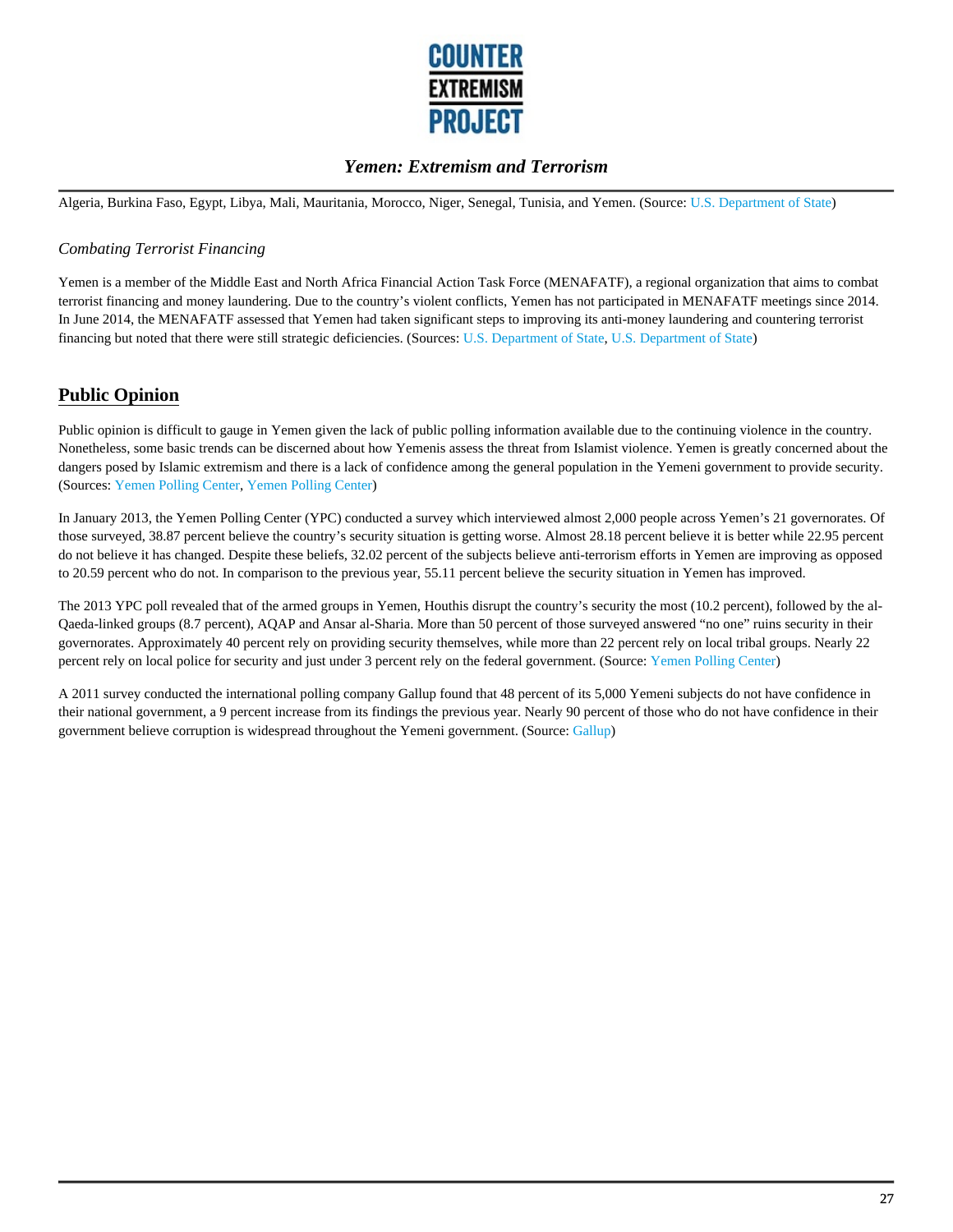Algeria, Burkina Faso, Egypt, Libya, Mali, Mauritania, Morocco, Niger, Senegal, Tunisia, and Yemen. (Source: U.S. Department of State)

*Combating Terrorist Financing*

Yemen is a member of the Middle East and North Africa Financial Action Task Force (MENAFATF), a regional organization that aims to combat terrorist financing and money laundering. Due to the country's violent conflicts, Yemen has not participated in MENAFATF meetings since 2014. In June 2014, the MENAFATF assessed that Yemen had taken significant steps to improving its anti-money laundering and countering terrorist financing but noted that there were still strategic deficiencies. (Sources: U.S. Department of State, U.S. Department of State)

## Public Opinion

Public opinion is difficult to gauge in Yemen given the lack of public polling information available due to the continuing violence in the country. Nonetheless, some basic trends can be discerned about how Yemenis assess the threat from Islamist violence. Yemen is greatly concerned about the dangers posed by Islamic extremism and there is a lack of confidence among the general population in the Yemeni government to provide security. (Sources: Yemen Polling Center, Yemen Polling Center)

In January 2013, the Yemen Polling Center (YPC) conducted a survey which interviewed almost 2,000 people across Yemen's 21 governorates. Of those surveyed, 38.87 percent believe the country's security situation is getting worse. Almost 28.18 percent believe it is better while 22.95 percent do not believe it has changed. Despite these beliefs, 32.02 percent of the subjects believe anti-terrorism efforts in Yemen are improving as opposed to 20.59 percent who do not. In comparison to the previous year, 55.11 percent believe the security situation in Yemen has improved.

The 2013 YPC poll revealed that of the armed groups in Yemen, Houthis disrupt the country's security the most (10.2 percent), followed by the al-Qaeda-linked groups (8.7 percent), AQAP and Ansar al-Sharia. More than 50 percent of those surveyed answered "no one" ruins security in their governorates. Approximately 40 percent rely on providing security themselves, while more than 22 percent rely on local tribal groups. Nearly 22 percent rely on local police for security and just under 3 percent rely on the federal government. (Source: Yemen Polling Center)

A 2011 survey conducted the international polling company Gallup found that 48 percent of its 5,000 Yemeni subjects do not have confidence in their national government, a 9 percent increase from its findings the previous year. Nearly 90 percent of those who do not have confidence in their government believe corruption is widespread throughout the Yemeni government. (Source: Gallup)